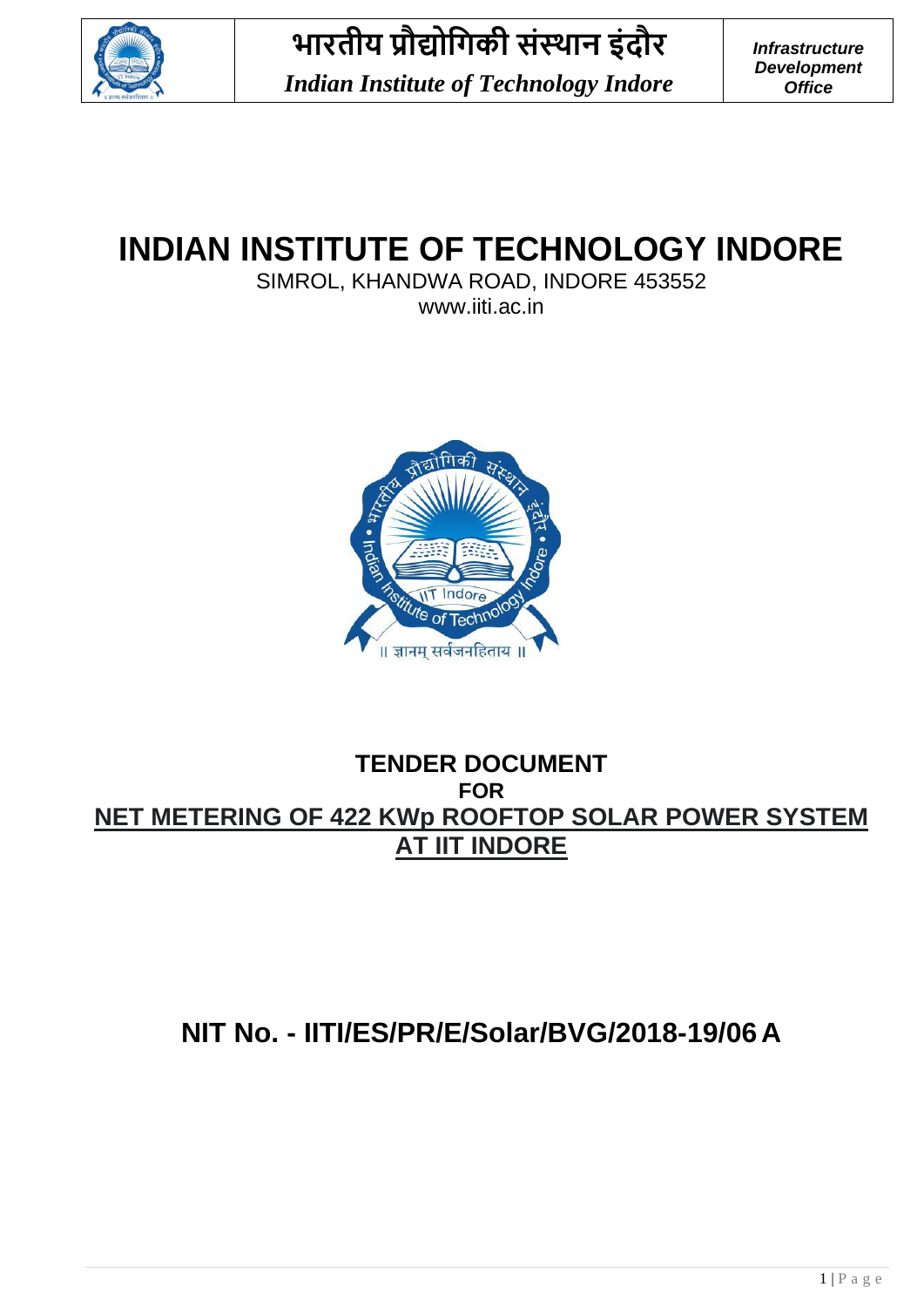भारतीय प्रौद्योगिकी संस्थान इंदौर

*Indian Institute of Technology Indore*

***Infrastructure Development Office***

# INDIAN INSTITUTE OF TECHNOLOGY INDORE

SIMROL, KHANDWA ROAD, INDORE 453552

www.iiti.ac.in

## TENDER DOCUMENT

**FOR**

## NET METERING OF 422 KWp ROOFTOP SOLAR POWER SYSTEM AT IIT INDORE

## NIT No. - IITI/ES/PR/E/Solar/BVG/2018-19/06 A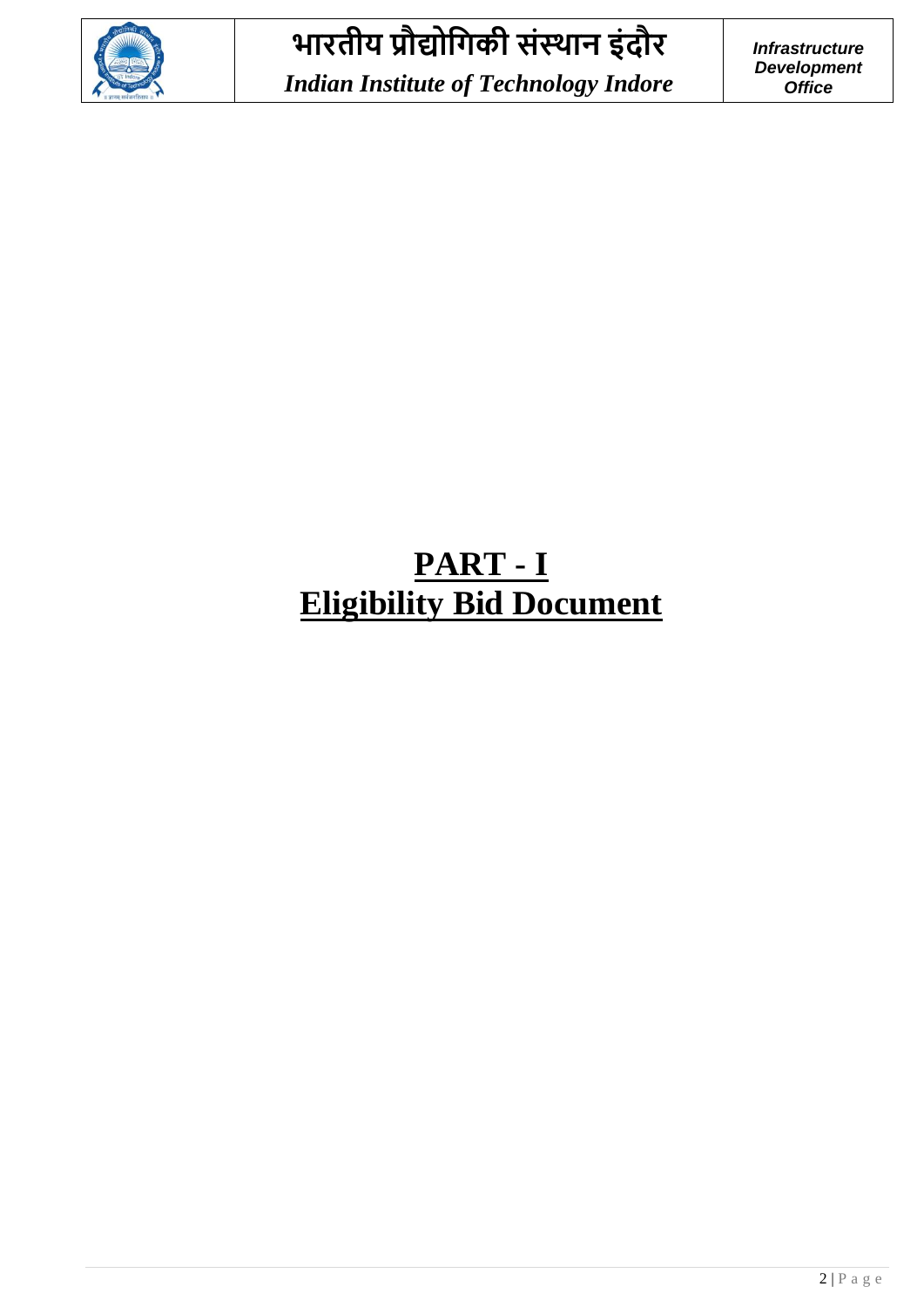# PART - I

# Eligibility Bid Document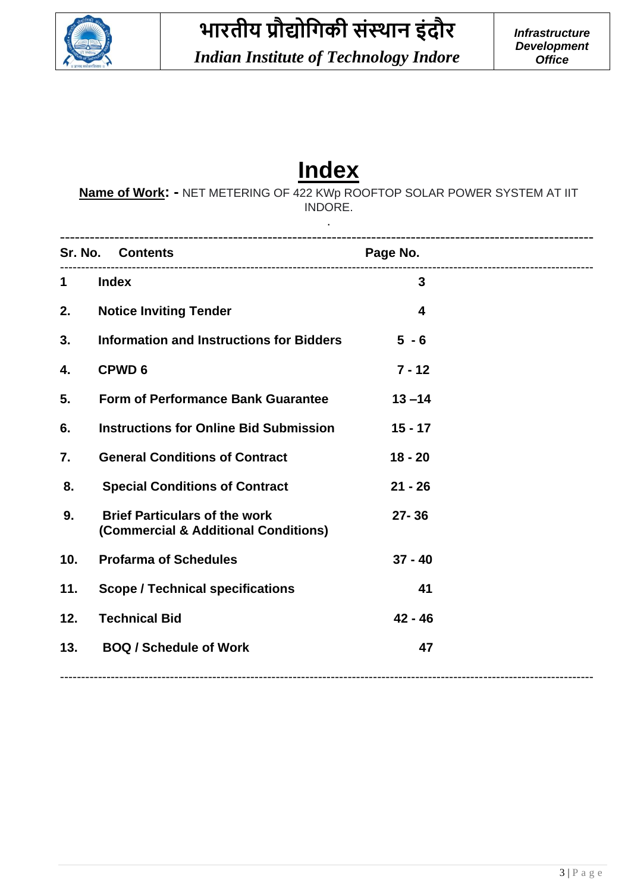| भारतीय प्रौद्योगिकी संस्थान इंदौर *Indian Institute of Technology Indore* | ***Infrastructure Development Office*** |
|---|---|

# Index

**Name of Work: -** NET METERING OF 422 KWp ROOFTOP SOLAR POWER SYSTEM AT IIT INDORE.

| Sr. No. | Contents | Page No. |
|---|---|---|
| 1 | **Index** | **3** |
| 2. | **Notice Inviting Tender** | **4** |
| 3. | **Information and Instructions for Bidders** | **5 - 6** |
| 4. | **CPWD 6** | **7 - 12** |
| 5. | **Form of Performance Bank Guarantee** | **13 –14** |
| 6. | **Instructions for Online Bid Submission** | **15 - 17** |
| 7. | **General Conditions of Contract** | **18 - 20** |
| 8. | **Special Conditions of Contract** | **21 - 26** |
| 9. | **Brief Particulars of the work (Commercial & Additional Conditions)** | **27- 36** |
| 10. | **Profarma of Schedules** | **37 - 40** |
| 11. | **Scope / Technical specifications** | **41** |
| 12. | **Technical Bid** | **42 - 46** |
| 13. | **BOQ / Schedule of Work** | **47** |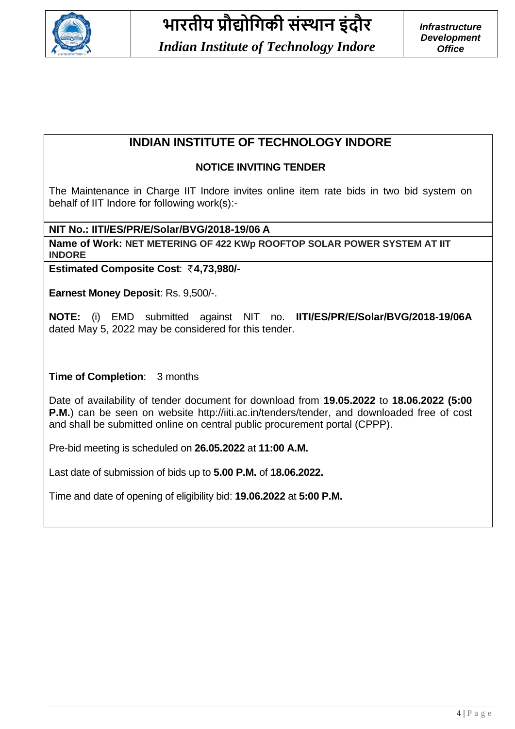# INDIAN INSTITUTE OF TECHNOLOGY INDORE

## NOTICE INVITING TENDER

The Maintenance in Charge IIT Indore invites online item rate bids in two bid system on behalf of IIT Indore for following work(s):-

**NIT No.: IITI/ES/PR/E/Solar/BVG/2018-19/06 A**

**Name of Work: NET METERING OF 422 KWp ROOFTOP SOLAR POWER SYSTEM AT IIT INDORE**

**Estimated Composite Cost**: ₹**4,73,980/-**

**Earnest Money Deposit**: Rs. 9,500/-.

**NOTE:** (i) EMD submitted against NIT no. **IITI/ES/PR/E/Solar/BVG/2018-19/06A** dated May 5, 2022 may be considered for this tender.

**Time of Completion**: 3 months

Date of availability of tender document for download from **19.05.2022** to **18.06.2022 (5:00 P.M.**) can be seen on website http://iiti.ac.in/tenders/tender, and downloaded free of cost and shall be submitted online on central public procurement portal (CPPP).

Pre-bid meeting is scheduled on **26.05.2022** at **11:00 A.M.**

Last date of submission of bids up to **5.00 P.M.** of **18.06.2022.**

Time and date of opening of eligibility bid: **19.06.2022** at **5:00 P.M.**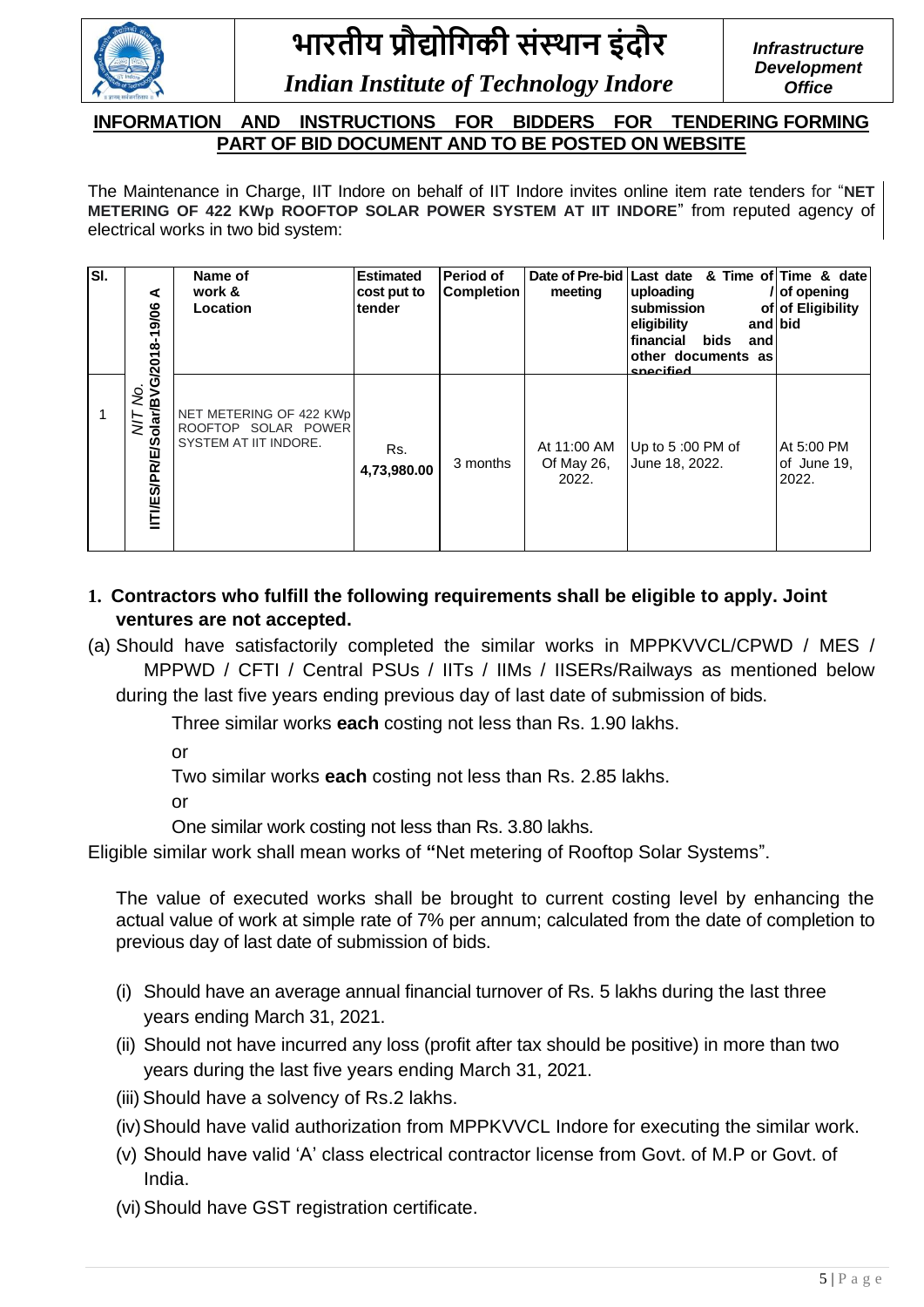# भारतीय प्रौद्योगिकी संस्थान इंदौर

*Indian Institute of Technology Indore*

***Infrastructure Development Office***

## INFORMATION AND INSTRUCTIONS FOR BIDDERS FOR TENDERING FORMING PART OF BID DOCUMENT AND TO BE POSTED ON WEBSITE

The Maintenance in Charge, IIT Indore on behalf of IIT Indore invites online item rate tenders for "**NET METERING OF 422 KWp ROOFTOP SOLAR POWER SYSTEM AT IIT INDORE**" from reputed agency of electrical works in two bid system:

| Sl. | NIT No. | Name of work & Location | Estimated cost put to tender | Period of Completion | Date of Pre-bid meeting | Last date & Time of uploading / submission of eligibility and financial bids and other documents as specified | Time & date of opening of Eligibility bid |
|---|---|---|---|---|---|---|---|
| 1 | IITI/ES/PR/E/Solar/BVG/2018-19/06 A | NET METERING OF 422 KWp ROOFTOP SOLAR POWER SYSTEM AT IIT INDORE. | Rs. 4,73,980.00 | 3 months | At 11:00 AM Of May 26, 2022. | Up to 5 :00 PM of June 18, 2022. | At 5:00 PM of June 19, 2022. |

**1. Contractors who fulfill the following requirements shall be eligible to apply. Joint ventures are not accepted.**

(a) Should have satisfactorily completed the similar works in MPPKVVCL/CPWD / MES / MPPWD / CFTI / Central PSUs / IITs / IIMs / IISERs/Railways as mentioned below during the last five years ending previous day of last date of submission of bids.

Three similar works **each** costing not less than Rs. 1.90 lakhs.

or

Two similar works **each** costing not less than Rs. 2.85 lakhs.

or

One similar work costing not less than Rs. 3.80 lakhs.

Eligible similar work shall mean works of **"**Net metering of Rooftop Solar Systems".

The value of executed works shall be brought to current costing level by enhancing the actual value of work at simple rate of 7% per annum; calculated from the date of completion to previous day of last date of submission of bids.

(i) Should have an average annual financial turnover of Rs. 5 lakhs during the last three years ending March 31, 2021.

(ii) Should not have incurred any loss (profit after tax should be positive) in more than two years during the last five years ending March 31, 2021.

(iii) Should have a solvency of Rs.2 lakhs.

(iv) Should have valid authorization from MPPKVVCL Indore for executing the similar work.

(v) Should have valid 'A' class electrical contractor license from Govt. of M.P or Govt. of India.

(vi) Should have GST registration certificate.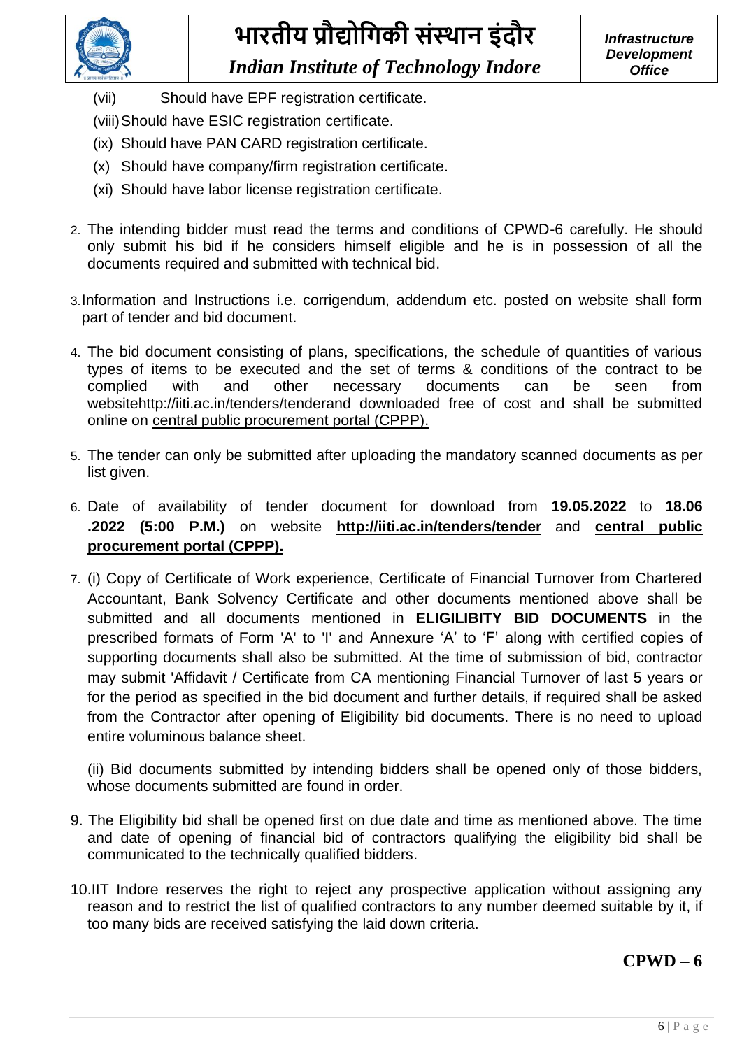(vii) Should have EPF registration certificate.

(viii) Should have ESIC registration certificate.

(ix) Should have PAN CARD registration certificate.

(x) Should have company/firm registration certificate.

(xi) Should have labor license registration certificate.

2. The intending bidder must read the terms and conditions of CPWD-6 carefully. He should only submit his bid if he considers himself eligible and he is in possession of all the documents required and submitted with technical bid.

3. Information and Instructions i.e. corrigendum, addendum etc. posted on website shall form part of tender and bid document.

4. The bid document consisting of plans, specifications, the schedule of quantities of various types of items to be executed and the set of terms & conditions of the contract to be complied with and other necessary documents can be seen from websitehttp://iiti.ac.in/tenders/tenderand downloaded free of cost and shall be submitted online on central public procurement portal (CPPP).

5. The tender can only be submitted after uploading the mandatory scanned documents as per list given.

6. Date of availability of tender document for download from **19.05.2022** to **18.06 .2022 (5:00 P.M.)** on website **http://iiti.ac.in/tenders/tender** and **central public procurement portal (CPPP).**

7. (i) Copy of Certificate of Work experience, Certificate of Financial Turnover from Chartered Accountant, Bank Solvency Certificate and other documents mentioned above shall be submitted and all documents mentioned in **ELIGILIBITY BID DOCUMENTS** in the prescribed formats of Form 'A' to 'I' and Annexure 'A' to 'F' along with certified copies of supporting documents shall also be submitted. At the time of submission of bid, contractor may submit 'Affidavit / Certificate from CA mentioning Financial Turnover of last 5 years or for the period as specified in the bid document and further details, if required shall be asked from the Contractor after opening of Eligibility bid documents. There is no need to upload entire voluminous balance sheet.

   (ii) Bid documents submitted by intending bidders shall be opened only of those bidders, whose documents submitted are found in order.

9. The Eligibility bid shall be opened first on due date and time as mentioned above. The time and date of opening of financial bid of contractors qualifying the eligibility bid shall be communicated to the technically qualified bidders.

10. IIT Indore reserves the right to reject any prospective application without assigning any reason and to restrict the list of qualified contractors to any number deemed suitable by it, if too many bids are received satisfying the laid down criteria.

**CPWD – 6**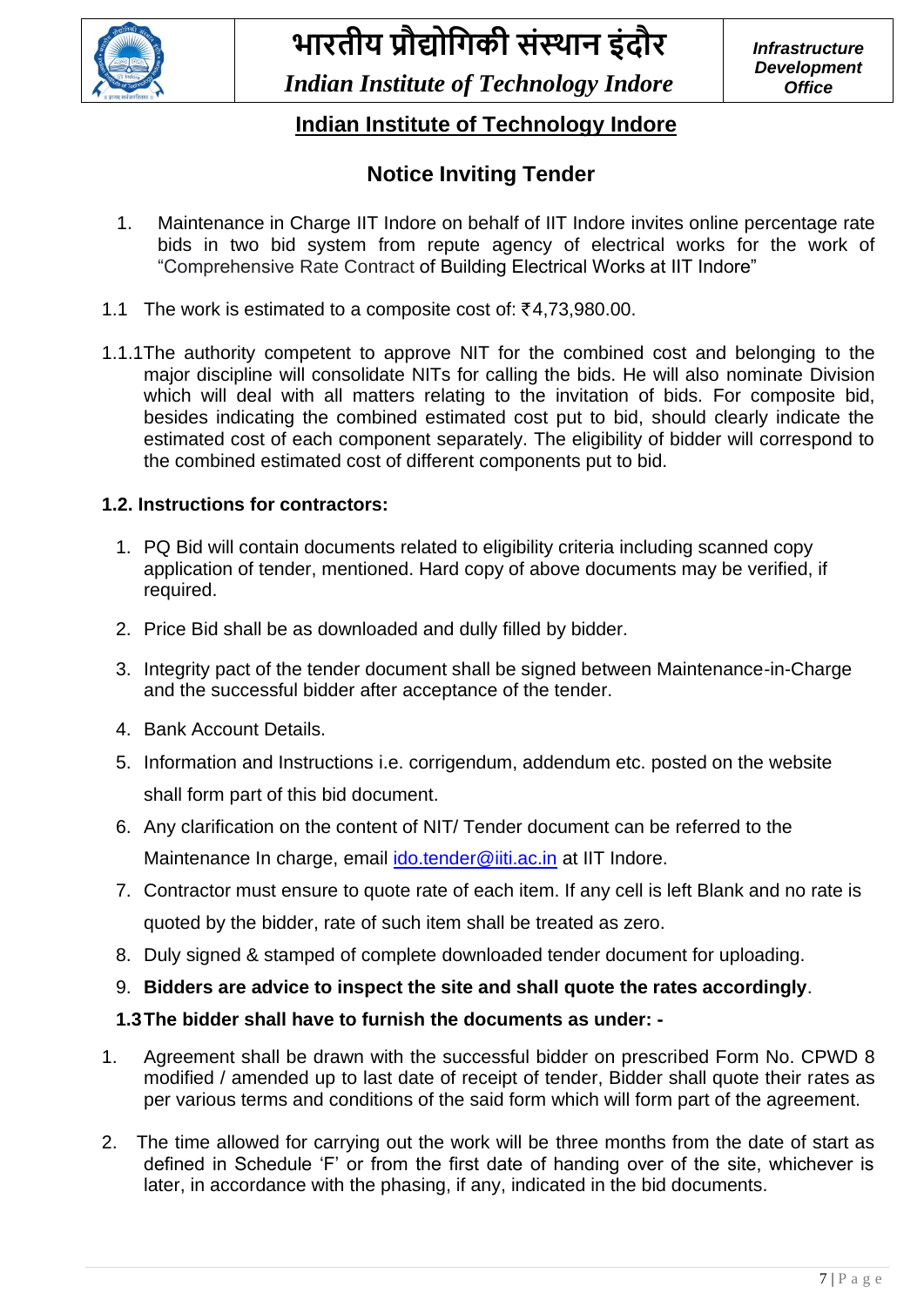| | भारतीय प्रौद्योगिकी संस्थान इंदौर *Indian Institute of Technology Indore* | ***Infrastructure Development Office*** |
|---|---|---|

## Indian Institute of Technology Indore

## Notice Inviting Tender

1. Maintenance in Charge IIT Indore on behalf of IIT Indore invites online percentage rate bids in two bid system from repute agency of electrical works for the work of "Comprehensive Rate Contract of Building Electrical Works at IIT Indore"

1.1 The work is estimated to a composite cost of: ₹4,73,980.00.

1.1.1 The authority competent to approve NIT for the combined cost and belonging to the major discipline will consolidate NITs for calling the bids. He will also nominate Division which will deal with all matters relating to the invitation of bids. For composite bid, besides indicating the combined estimated cost put to bid, should clearly indicate the estimated cost of each component separately. The eligibility of bidder will correspond to the combined estimated cost of different components put to bid.

**1.2. Instructions for contractors:**

1. PQ Bid will contain documents related to eligibility criteria including scanned copy application of tender, mentioned. Hard copy of above documents may be verified, if required.
2. Price Bid shall be as downloaded and dully filled by bidder.
3. Integrity pact of the tender document shall be signed between Maintenance-in-Charge and the successful bidder after acceptance of the tender.
4. Bank Account Details.
5. Information and Instructions i.e. corrigendum, addendum etc. posted on the website shall form part of this bid document.
6. Any clarification on the content of NIT/ Tender document can be referred to the Maintenance In charge, email ido.tender@iiti.ac.in at IIT Indore.
7. Contractor must ensure to quote rate of each item. If any cell is left Blank and no rate is quoted by the bidder, rate of such item shall be treated as zero.
8. Duly signed & stamped of complete downloaded tender document for uploading.
9. **Bidders are advice to inspect the site and shall quote the rates accordingly**.

**1.3 The bidder shall have to furnish the documents as under: -**

1. Agreement shall be drawn with the successful bidder on prescribed Form No. CPWD 8 modified / amended up to last date of receipt of tender, Bidder shall quote their rates as per various terms and conditions of the said form which will form part of the agreement.
2. The time allowed for carrying out the work will be three months from the date of start as defined in Schedule 'F' or from the first date of handing over of the site, whichever is later, in accordance with the phasing, if any, indicated in the bid documents.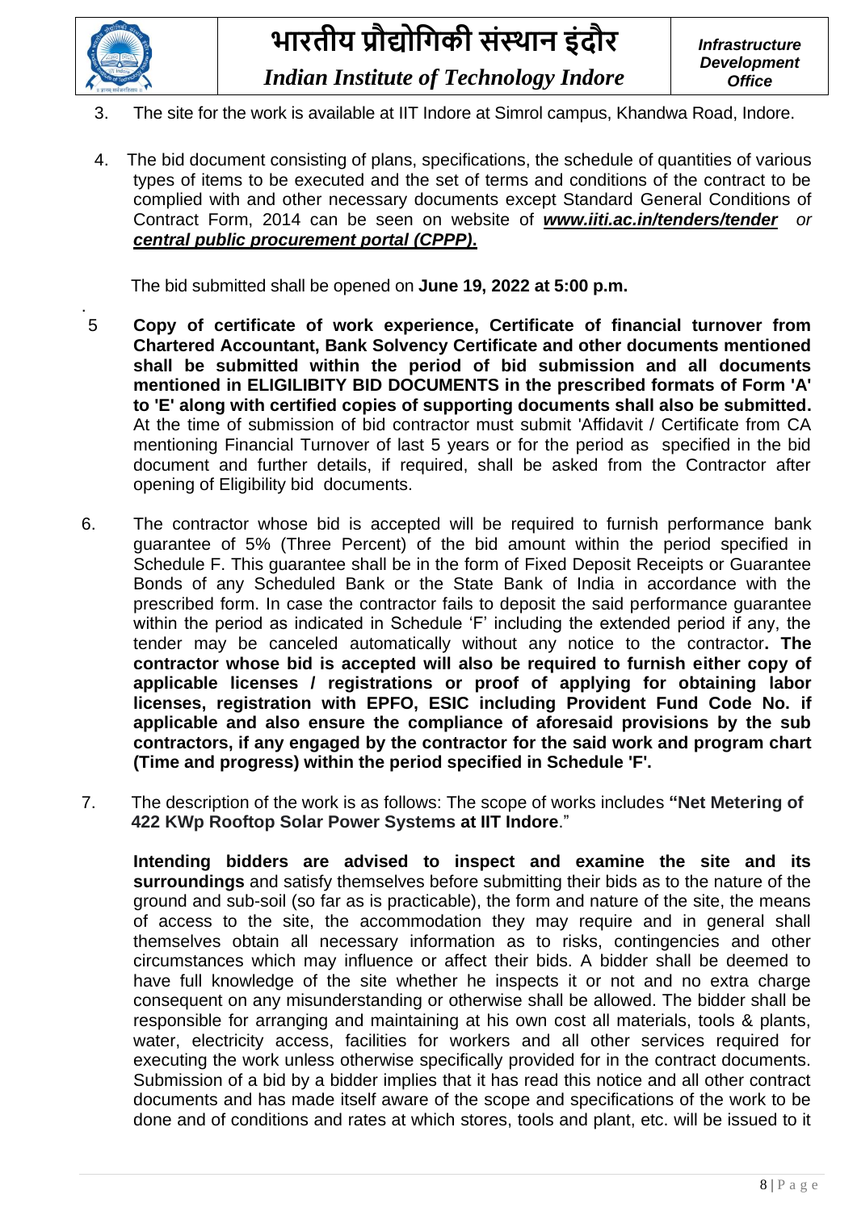3. The site for the work is available at IIT Indore at Simrol campus, Khandwa Road, Indore.

4. The bid document consisting of plans, specifications, the schedule of quantities of various types of items to be executed and the set of terms and conditions of the contract to be complied with and other necessary documents except Standard General Conditions of Contract Form, 2014 can be seen on website of ***www.iiti.ac.in/tenders/tender*** *or* ***central public procurement portal (CPPP).***

   The bid submitted shall be opened on **June 19, 2022 at 5:00 p.m.**

5. **Copy of certificate of work experience, Certificate of financial turnover from Chartered Accountant, Bank Solvency Certificate and other documents mentioned shall be submitted within the period of bid submission and all documents mentioned in ELIGILIBITY BID DOCUMENTS in the prescribed formats of Form 'A' to 'E' along with certified copies of supporting documents shall also be submitted.** At the time of submission of bid contractor must submit 'Affidavit / Certificate from CA mentioning Financial Turnover of last 5 years or for the period as specified in the bid document and further details, if required, shall be asked from the Contractor after opening of Eligibility bid documents.

6. The contractor whose bid is accepted will be required to furnish performance bank guarantee of 5% (Three Percent) of the bid amount within the period specified in Schedule F. This guarantee shall be in the form of Fixed Deposit Receipts or Guarantee Bonds of any Scheduled Bank or the State Bank of India in accordance with the prescribed form. In case the contractor fails to deposit the said performance guarantee within the period as indicated in Schedule 'F' including the extended period if any, the tender may be canceled automatically without any notice to the contractor**. The contractor whose bid is accepted will also be required to furnish either copy of applicable licenses / registrations or proof of applying for obtaining labor licenses, registration with EPFO, ESIC including Provident Fund Code No. if applicable and also ensure the compliance of aforesaid provisions by the sub contractors, if any engaged by the contractor for the said work and program chart (Time and progress) within the period specified in Schedule 'F'.**

7. The description of the work is as follows: The scope of works includes **"Net Metering of 422 KWp Rooftop Solar Power Systems at IIT Indore**."

   **Intending bidders are advised to inspect and examine the site and its surroundings** and satisfy themselves before submitting their bids as to the nature of the ground and sub-soil (so far as is practicable), the form and nature of the site, the means of access to the site, the accommodation they may require and in general shall themselves obtain all necessary information as to risks, contingencies and other circumstances which may influence or affect their bids. A bidder shall be deemed to have full knowledge of the site whether he inspects it or not and no extra charge consequent on any misunderstanding or otherwise shall be allowed. The bidder shall be responsible for arranging and maintaining at his own cost all materials, tools & plants, water, electricity access, facilities for workers and all other services required for executing the work unless otherwise specifically provided for in the contract documents. Submission of a bid by a bidder implies that it has read this notice and all other contract documents and has made itself aware of the scope and specifications of the work to be done and of conditions and rates at which stores, tools and plant, etc. will be issued to it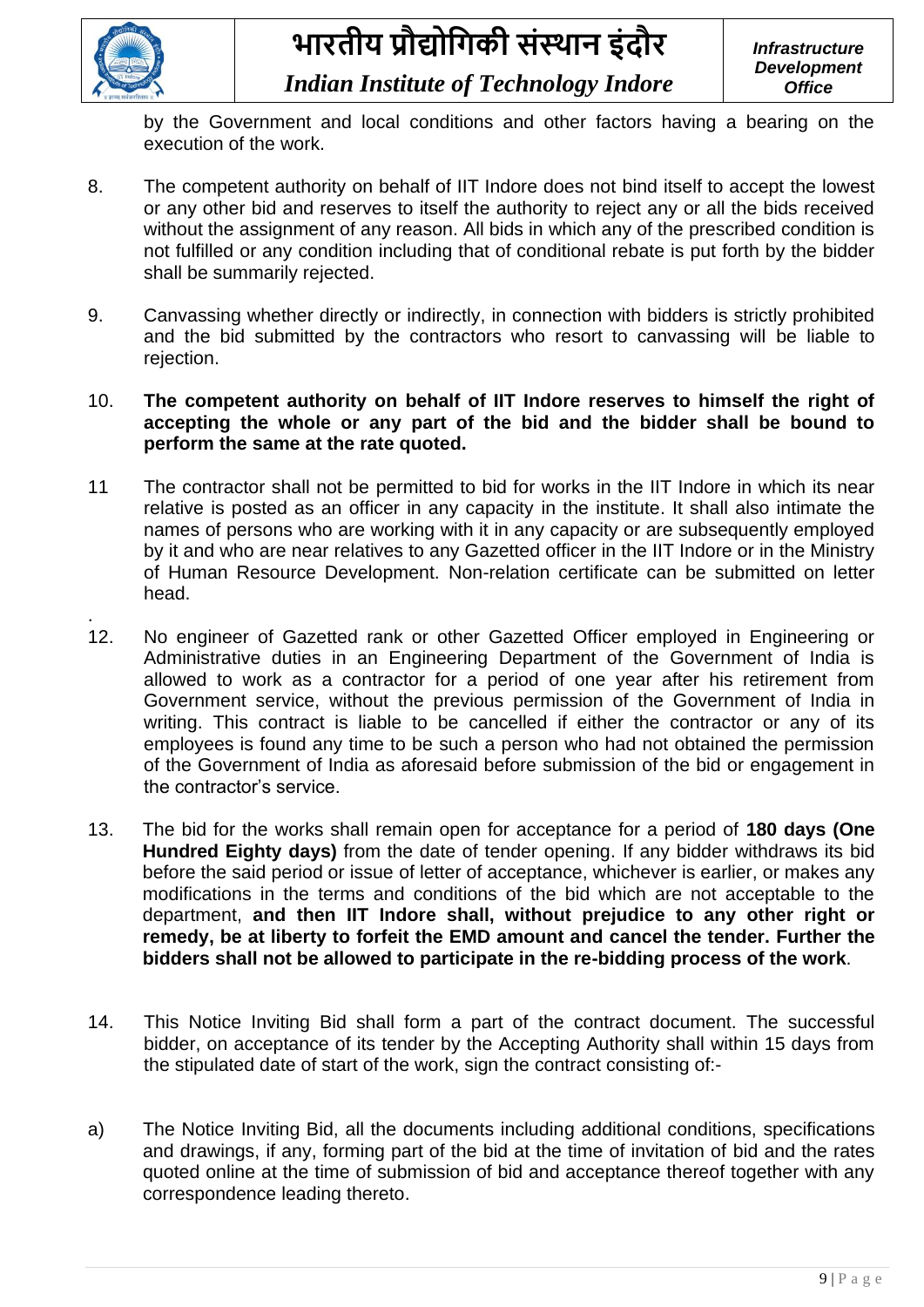by the Government and local conditions and other factors having a bearing on the execution of the work.

8. The competent authority on behalf of IIT Indore does not bind itself to accept the lowest or any other bid and reserves to itself the authority to reject any or all the bids received without the assignment of any reason. All bids in which any of the prescribed condition is not fulfilled or any condition including that of conditional rebate is put forth by the bidder shall be summarily rejected.

9. Canvassing whether directly or indirectly, in connection with bidders is strictly prohibited and the bid submitted by the contractors who resort to canvassing will be liable to rejection.

10. **The competent authority on behalf of IIT Indore reserves to himself the right of accepting the whole or any part of the bid and the bidder shall be bound to perform the same at the rate quoted.**

11 The contractor shall not be permitted to bid for works in the IIT Indore in which its near relative is posted as an officer in any capacity in the institute. It shall also intimate the names of persons who are working with it in any capacity or are subsequently employed by it and who are near relatives to any Gazetted officer in the IIT Indore or in the Ministry of Human Resource Development. Non-relation certificate can be submitted on letter head.

12. No engineer of Gazetted rank or other Gazetted Officer employed in Engineering or Administrative duties in an Engineering Department of the Government of India is allowed to work as a contractor for a period of one year after his retirement from Government service, without the previous permission of the Government of India in writing. This contract is liable to be cancelled if either the contractor or any of its employees is found any time to be such a person who had not obtained the permission of the Government of India as aforesaid before submission of the bid or engagement in the contractor's service.

13. The bid for the works shall remain open for acceptance for a period of **180 days (One Hundred Eighty days)** from the date of tender opening. If any bidder withdraws its bid before the said period or issue of letter of acceptance, whichever is earlier, or makes any modifications in the terms and conditions of the bid which are not acceptable to the department, **and then IIT Indore shall, without prejudice to any other right or remedy, be at liberty to forfeit the EMD amount and cancel the tender. Further the bidders shall not be allowed to participate in the re-bidding process of the work**.

14. This Notice Inviting Bid shall form a part of the contract document. The successful bidder, on acceptance of its tender by the Accepting Authority shall within 15 days from the stipulated date of start of the work, sign the contract consisting of:-

a) The Notice Inviting Bid, all the documents including additional conditions, specifications and drawings, if any, forming part of the bid at the time of invitation of bid and the rates quoted online at the time of submission of bid and acceptance thereof together with any correspondence leading thereto.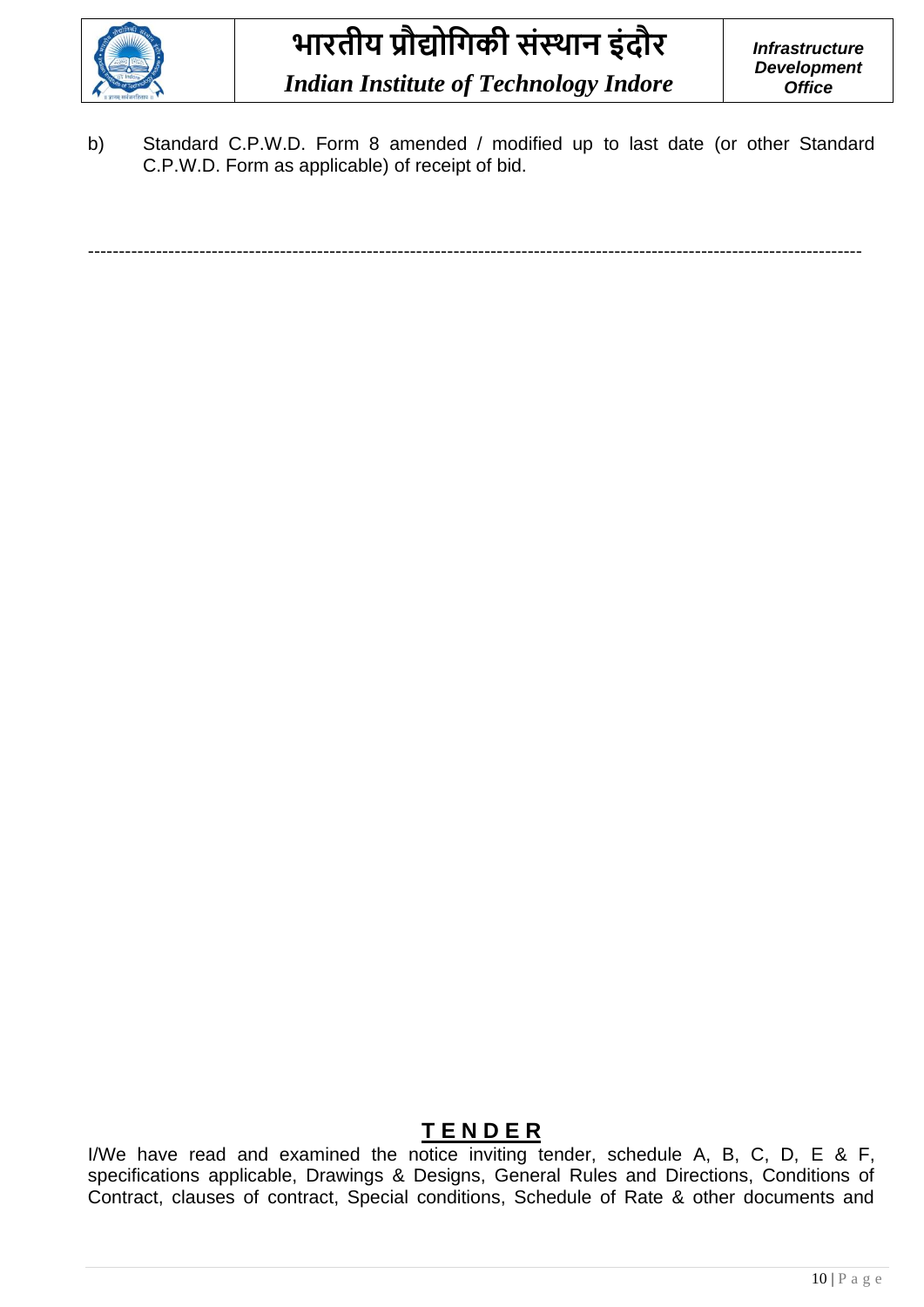b) Standard C.P.W.D. Form 8 amended / modified up to last date (or other Standard C.P.W.D. Form as applicable) of receipt of bid.

---

## **TENDER**

I/We have read and examined the notice inviting tender, schedule A, B, C, D, E & F, specifications applicable, Drawings & Designs, General Rules and Directions, Conditions of Contract, clauses of contract, Special conditions, Schedule of Rate & other documents and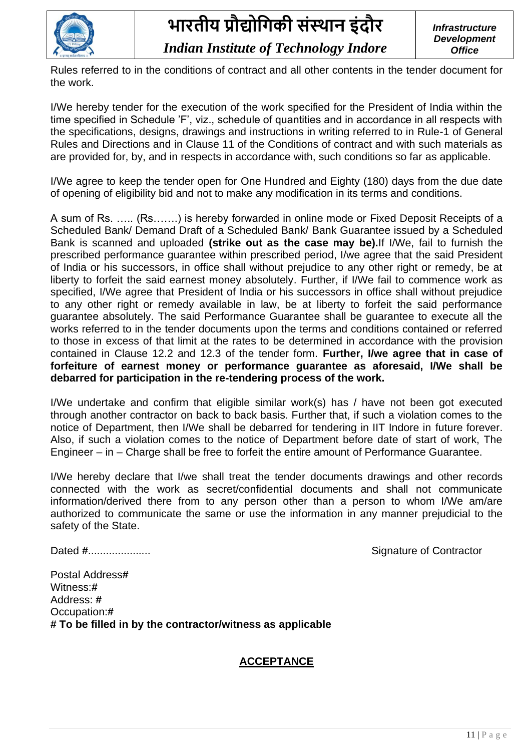Rules referred to in the conditions of contract and all other contents in the tender document for the work.

I/We hereby tender for the execution of the work specified for the President of India within the time specified in Schedule 'F', viz., schedule of quantities and in accordance in all respects with the specifications, designs, drawings and instructions in writing referred to in Rule-1 of General Rules and Directions and in Clause 11 of the Conditions of contract and with such materials as are provided for, by, and in respects in accordance with, such conditions so far as applicable.

I/We agree to keep the tender open for One Hundred and Eighty (180) days from the due date of opening of eligibility bid and not to make any modification in its terms and conditions.

A sum of Rs. ….. (Rs…….) is hereby forwarded in online mode or Fixed Deposit Receipts of a Scheduled Bank/ Demand Draft of a Scheduled Bank/ Bank Guarantee issued by a Scheduled Bank is scanned and uploaded **(strike out as the case may be).**If I/We, fail to furnish the prescribed performance guarantee within prescribed period, I/we agree that the said President of India or his successors, in office shall without prejudice to any other right or remedy, be at liberty to forfeit the said earnest money absolutely. Further, if I/We fail to commence work as specified, I/We agree that President of India or his successors in office shall without prejudice to any other right or remedy available in law, be at liberty to forfeit the said performance guarantee absolutely. The said Performance Guarantee shall be guarantee to execute all the works referred to in the tender documents upon the terms and conditions contained or referred to those in excess of that limit at the rates to be determined in accordance with the provision contained in Clause 12.2 and 12.3 of the tender form. **Further, I/we agree that in case of forfeiture of earnest money or performance guarantee as aforesaid, I/We shall be debarred for participation in the re-tendering process of the work.**

I/We undertake and confirm that eligible similar work(s) has / have not been got executed through another contractor on back to back basis. Further that, if such a violation comes to the notice of Department, then I/We shall be debarred for tendering in IIT Indore in future forever. Also, if such a violation comes to the notice of Department before date of start of work, The Engineer – in – Charge shall be free to forfeit the entire amount of Performance Guarantee.

I/We hereby declare that I/we shall treat the tender documents drawings and other records connected with the work as secret/confidential documents and shall not communicate information/derived there from to any person other than a person to whom I/We am/are authorized to communicate the same or use the information in any manner prejudicial to the safety of the State.

Dated #.....................                                                                 Signature of Contractor

Postal Address#
Witness:#
Address: #
Occupation:#
**# To be filled in by the contractor/witness as applicable**

## ACCEPTANCE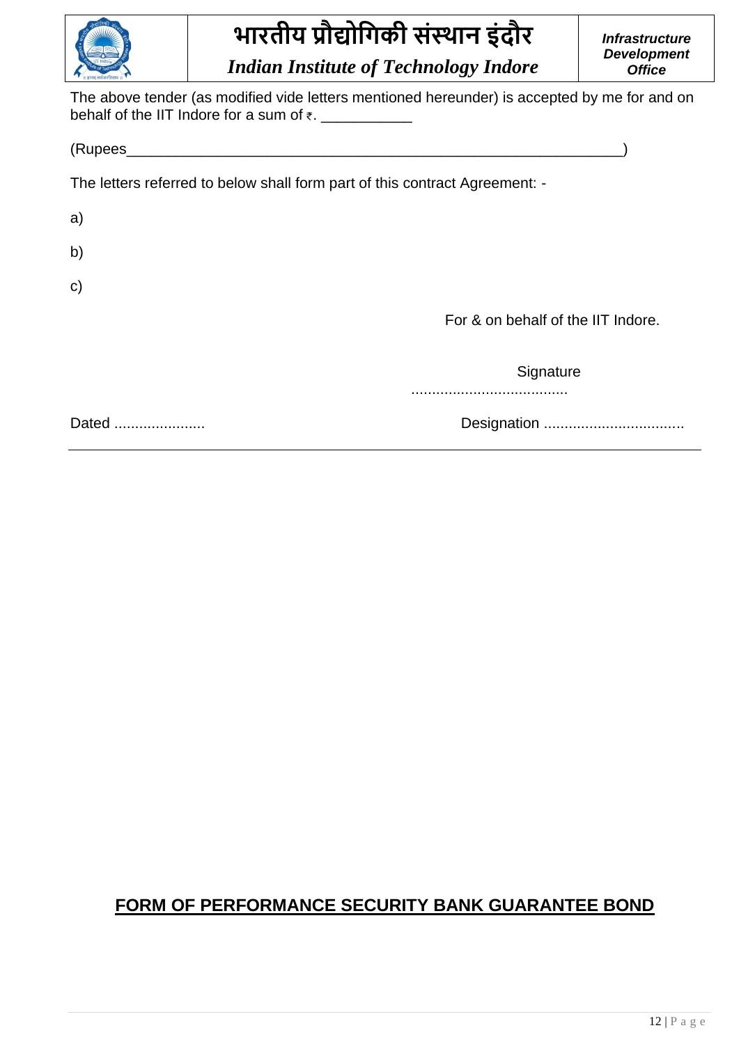The above tender (as modified vide letters mentioned hereunder) is accepted by me for and on behalf of the IIT Indore for a sum of ₹. ___________

(Rupees_________________________________________________________________)

The letters referred to below shall form part of this contract Agreement: -

a)

b)

c)

For & on behalf of the IIT Indore.

Signature

......................................

Dated ......................

Designation .................................

---

## FORM OF PERFORMANCE SECURITY BANK GUARANTEE BOND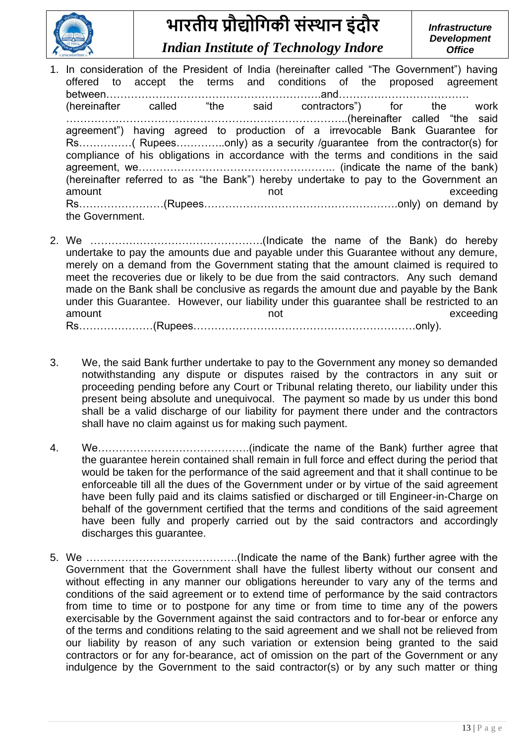1. In consideration of the President of India (hereinafter called "The Government") having offered to accept the terms and conditions of the proposed agreement between……………………………………………………and………………………………. (hereinafter called "the said contractors") for the work …………………………………………………………………..(hereinafter called "the said agreement") having agreed to production of a irrevocable Bank Guarantee for Rs……………( Rupees…………..only) as a security /guarantee from the contractor(s) for compliance of his obligations in accordance with the terms and conditions in the said agreement, we……………………………………………….. (indicate the name of the bank) (hereinafter referred to as "the Bank") hereby undertake to pay to the Government an amount not exceeding Rs……………………(Rupees……………………………………………….only) on demand by the Government.

2. We ………………………………………….(Indicate the name of the Bank) do hereby undertake to pay the amounts due and payable under this Guarantee without any demure, merely on a demand from the Government stating that the amount claimed is required to meet the recoveries due or likely to be due from the said contractors. Any such demand made on the Bank shall be conclusive as regards the amount due and payable by the Bank under this Guarantee. However, our liability under this guarantee shall be restricted to an amount not exceeding Rs…………………(Rupees………………………………………………………only).

3. We, the said Bank further undertake to pay to the Government any money so demanded notwithstanding any dispute or disputes raised by the contractors in any suit or proceeding pending before any Court or Tribunal relating thereto, our liability under this present being absolute and unequivocal. The payment so made by us under this bond shall be a valid discharge of our liability for payment there under and the contractors shall have no claim against us for making such payment.

4. We…………………………………….(indicate the name of the Bank) further agree that the guarantee herein contained shall remain in full force and effect during the period that would be taken for the performance of the said agreement and that it shall continue to be enforceable till all the dues of the Government under or by virtue of the said agreement have been fully paid and its claims satisfied or discharged or till Engineer-in-Charge on behalf of the government certified that the terms and conditions of the said agreement have been fully and properly carried out by the said contractors and accordingly discharges this guarantee.

5. We …………………………………….(Indicate the name of the Bank) further agree with the Government that the Government shall have the fullest liberty without our consent and without effecting in any manner our obligations hereunder to vary any of the terms and conditions of the said agreement or to extend time of performance by the said contractors from time to time or to postpone for any time or from time to time any of the powers exercisable by the Government against the said contractors and to for-bear or enforce any of the terms and conditions relating to the said agreement and we shall not be relieved from our liability by reason of any such variation or extension being granted to the said contractors or for any for-bearance, act of omission on the part of the Government or any indulgence by the Government to the said contractor(s) or by any such matter or thing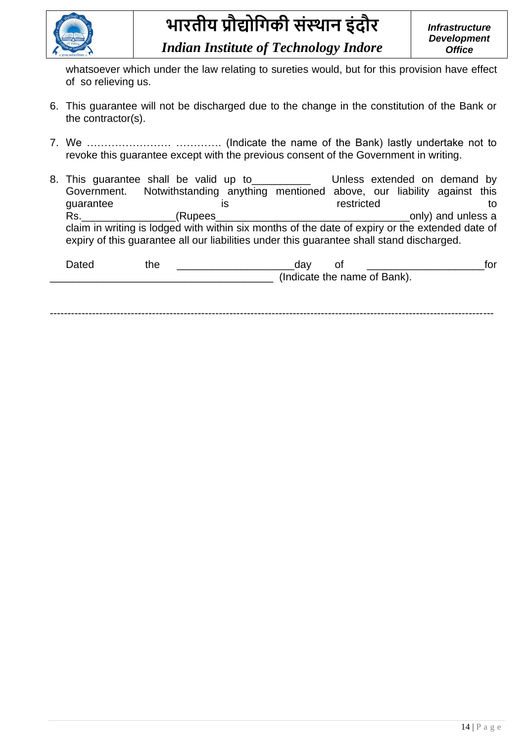whatsoever which under the law relating to sureties would, but for this provision have effect of so relieving us.

6. This guarantee will not be discharged due to the change in the constitution of the Bank or the contractor(s).

7. We …………………… …………. (Indicate the name of the Bank) lastly undertake not to revoke this guarantee except with the previous consent of the Government in writing.

8. This guarantee shall be valid up to__________ Unless extended on demand by Government. Notwithstanding anything mentioned above, our liability against this guarantee is restricted to Rs.________________(Rupees_________________________________only) and unless a claim in writing is lodged with within six months of the date of expiry or the extended date of expiry of this guarantee all our liabilities under this guarantee shall stand discharged.

Dated the ____________________day of ____________________for ______________________________________ (Indicate the name of Bank).

---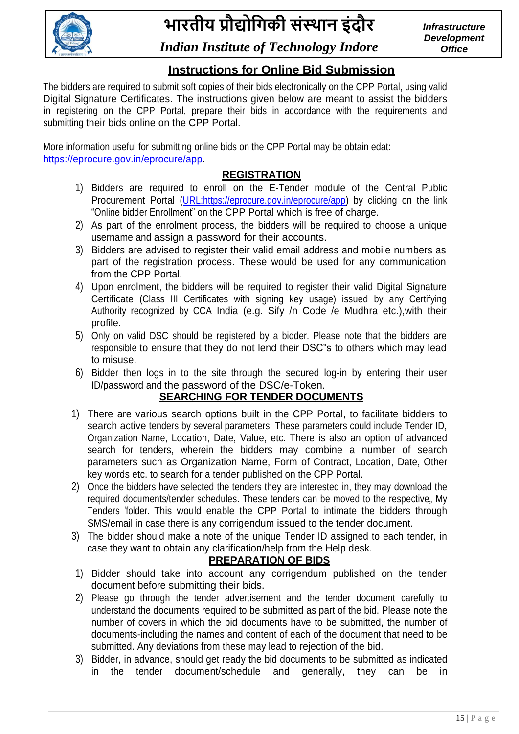# भारतीय प्रौद्योगिकी संस्थान इंदौर

*Indian Institute of Technology Indore*

***Infrastructure Development Office***

## Instructions for Online Bid Submission

The bidders are required to submit soft copies of their bids electronically on the CPP Portal, using valid Digital Signature Certificates. The instructions given below are meant to assist the bidders in registering on the CPP Portal, prepare their bids in accordance with the requirements and submitting their bids online on the CPP Portal.

More information useful for submitting online bids on the CPP Portal may be obtain edat: https://eprocure.gov.in/eprocure/app.

### REGISTRATION

1) Bidders are required to enroll on the E-Tender module of the Central Public Procurement Portal (URL:https://eprocure.gov.in/eprocure/app) by clicking on the link "Online bidder Enrollment" on the CPP Portal which is free of charge.
2) As part of the enrolment process, the bidders will be required to choose a unique username and assign a password for their accounts.
3) Bidders are advised to register their valid email address and mobile numbers as part of the registration process. These would be used for any communication from the CPP Portal.
4) Upon enrolment, the bidders will be required to register their valid Digital Signature Certificate (Class III Certificates with signing key usage) issued by any Certifying Authority recognized by CCA India (e.g. Sify /n Code /e Mudhra etc.),with their profile.
5) Only on valid DSC should be registered by a bidder. Please note that the bidders are responsible to ensure that they do not lend their DSC"s to others which may lead to misuse.
6) Bidder then logs in to the site through the secured log-in by entering their user ID/password and the password of the DSC/e-Token.

### SEARCHING FOR TENDER DOCUMENTS

1) There are various search options built in the CPP Portal, to facilitate bidders to search active tenders by several parameters. These parameters could include Tender ID, Organization Name, Location, Date, Value, etc. There is also an option of advanced search for tenders, wherein the bidders may combine a number of search parameters such as Organization Name, Form of Contract, Location, Date, Other key words etc. to search for a tender published on the CPP Portal.
2) Once the bidders have selected the tenders they are interested in, they may download the required documents/tender schedules. These tenders can be moved to the respective„ My Tenders 'folder. This would enable the CPP Portal to intimate the bidders through SMS/email in case there is any corrigendum issued to the tender document.
3) The bidder should make a note of the unique Tender ID assigned to each tender, in case they want to obtain any clarification/help from the Help desk.

### PREPARATION OF BIDS

1) Bidder should take into account any corrigendum published on the tender document before submitting their bids.
2) Please go through the tender advertisement and the tender document carefully to understand the documents required to be submitted as part of the bid. Please note the number of covers in which the bid documents have to be submitted, the number of documents-including the names and content of each of the document that need to be submitted. Any deviations from these may lead to rejection of the bid.
3) Bidder, in advance, should get ready the bid documents to be submitted as indicated in the tender document/schedule and generally, they can be in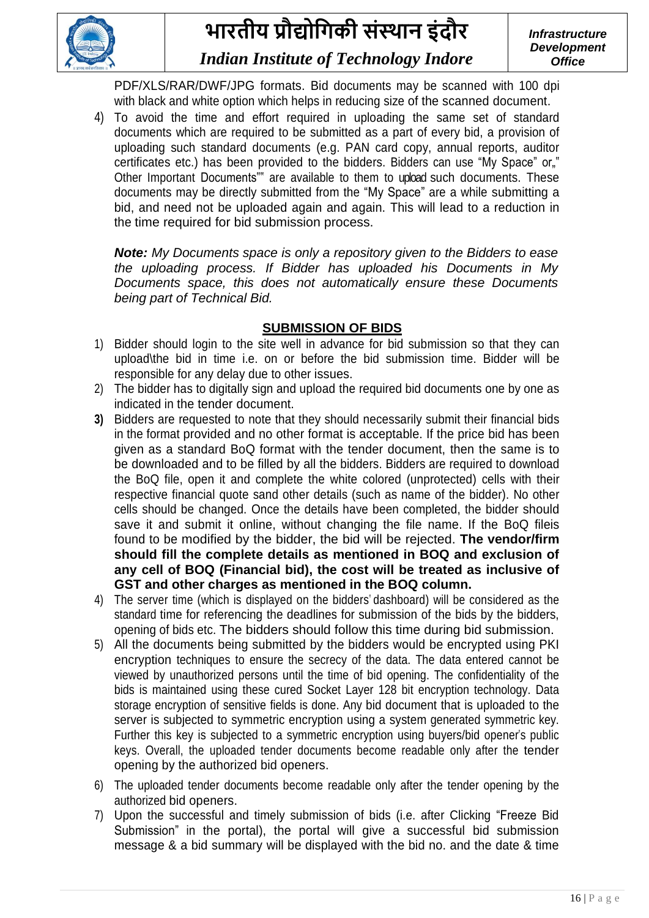PDF/XLS/RAR/DWF/JPG formats. Bid documents may be scanned with 100 dpi with black and white option which helps in reducing size of the scanned document.

4) To avoid the time and effort required in uploading the same set of standard documents which are required to be submitted as a part of every bid, a provision of uploading such standard documents (e.g. PAN card copy, annual reports, auditor certificates etc.) has been provided to the bidders. Bidders can use "My Space" or„" Other Important Documents"" are available to them to upload such documents. These documents may be directly submitted from the "My Space" are a while submitting a bid, and need not be uploaded again and again. This will lead to a reduction in the time required for bid submission process.

***Note:*** *My Documents space is only a repository given to the Bidders to ease the uploading process. If Bidder has uploaded his Documents in My Documents space, this does not automatically ensure these Documents being part of Technical Bid.*

## SUBMISSION OF BIDS

1) Bidder should login to the site well in advance for bid submission so that they can upload\the bid in time i.e. on or before the bid submission time. Bidder will be responsible for any delay due to other issues.
2) The bidder has to digitally sign and upload the required bid documents one by one as indicated in the tender document.
3) Bidders are requested to note that they should necessarily submit their financial bids in the format provided and no other format is acceptable. If the price bid has been given as a standard BoQ format with the tender document, then the same is to be downloaded and to be filled by all the bidders. Bidders are required to download the BoQ file, open it and complete the white colored (unprotected) cells with their respective financial quote sand other details (such as name of the bidder). No other cells should be changed. Once the details have been completed, the bidder should save it and submit it online, without changing the file name. If the BoQ fileis found to be modified by the bidder, the bid will be rejected. **The vendor/firm should fill the complete details as mentioned in BOQ and exclusion of any cell of BOQ (Financial bid), the cost will be treated as inclusive of GST and other charges as mentioned in the BOQ column.**
4) The server time (which is displayed on the bidders' dashboard) will be considered as the standard time for referencing the deadlines for submission of the bids by the bidders, opening of bids etc. The bidders should follow this time during bid submission.
5) All the documents being submitted by the bidders would be encrypted using PKI encryption techniques to ensure the secrecy of the data. The data entered cannot be viewed by unauthorized persons until the time of bid opening. The confidentiality of the bids is maintained using these cured Socket Layer 128 bit encryption technology. Data storage encryption of sensitive fields is done. Any bid document that is uploaded to the server is subjected to symmetric encryption using a system generated symmetric key. Further this key is subjected to a symmetric encryption using buyers/bid opener's public keys. Overall, the uploaded tender documents become readable only after the tender opening by the authorized bid openers.
6) The uploaded tender documents become readable only after the tender opening by the authorized bid openers.
7) Upon the successful and timely submission of bids (i.e. after Clicking "Freeze Bid Submission" in the portal), the portal will give a successful bid submission message & a bid summary will be displayed with the bid no. and the date & time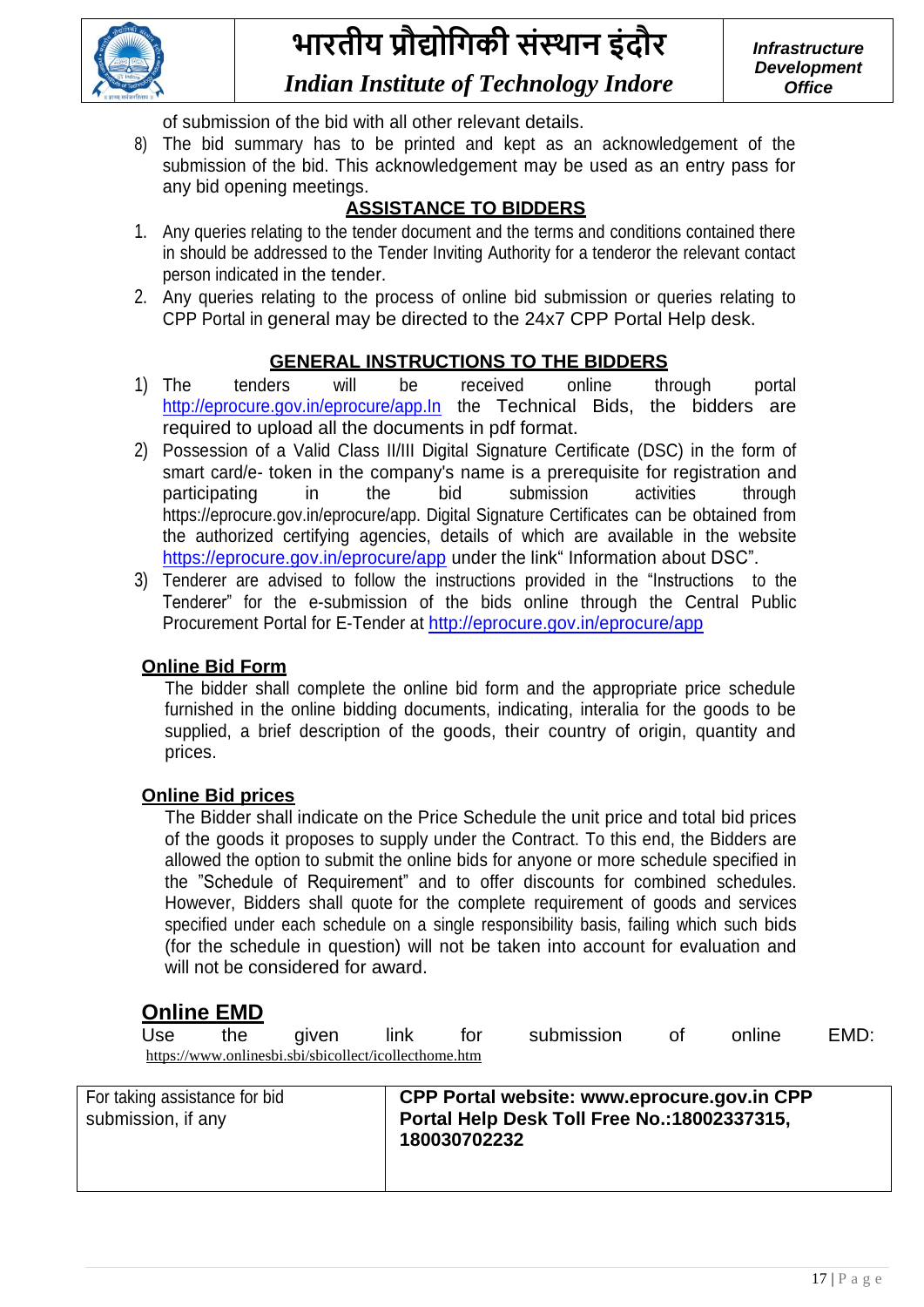of submission of the bid with all other relevant details.

8) The bid summary has to be printed and kept as an acknowledgement of the submission of the bid. This acknowledgement may be used as an entry pass for any bid opening meetings.

**ASSISTANCE TO BIDDERS**

1. Any queries relating to the tender document and the terms and conditions contained there in should be addressed to the Tender Inviting Authority for a tenderor the relevant contact person indicated in the tender.
2. Any queries relating to the process of online bid submission or queries relating to CPP Portal in general may be directed to the 24x7 CPP Portal Help desk.

**GENERAL INSTRUCTIONS TO THE BIDDERS**

1) The tenders will be received online through portal http://eprocure.gov.in/eprocure/app.In the Technical Bids, the bidders are required to upload all the documents in pdf format.
2) Possession of a Valid Class II/III Digital Signature Certificate (DSC) in the form of smart card/e- token in the company's name is a prerequisite for registration and participating in the bid submission activities through https://eprocure.gov.in/eprocure/app. Digital Signature Certificates can be obtained from the authorized certifying agencies, details of which are available in the website https://eprocure.gov.in/eprocure/app under the link" Information about DSC".
3) Tenderer are advised to follow the instructions provided in the "Instructions to the Tenderer" for the e-submission of the bids online through the Central Public Procurement Portal for E-Tender at http://eprocure.gov.in/eprocure/app

**Online Bid Form**

The bidder shall complete the online bid form and the appropriate price schedule furnished in the online bidding documents, indicating, interalia for the goods to be supplied, a brief description of the goods, their country of origin, quantity and prices.

**Online Bid prices**

The Bidder shall indicate on the Price Schedule the unit price and total bid prices of the goods it proposes to supply under the Contract. To this end, the Bidders are allowed the option to submit the online bids for anyone or more schedule specified in the "Schedule of Requirement" and to offer discounts for combined schedules. However, Bidders shall quote for the complete requirement of goods and services specified under each schedule on a single responsibility basis, failing which such bids (for the schedule in question) will not be taken into account for evaluation and will not be considered for award.

**Online EMD**

Use the given link for submission of online EMD: https://www.onlinesbi.sbi/sbicollect/icollecthome.htm

| For taking assistance for bid submission, if any | **CPP Portal website: www.eprocure.gov.in CPP Portal Help Desk Toll Free No.:18002337315, 180030702232** |
|---|---|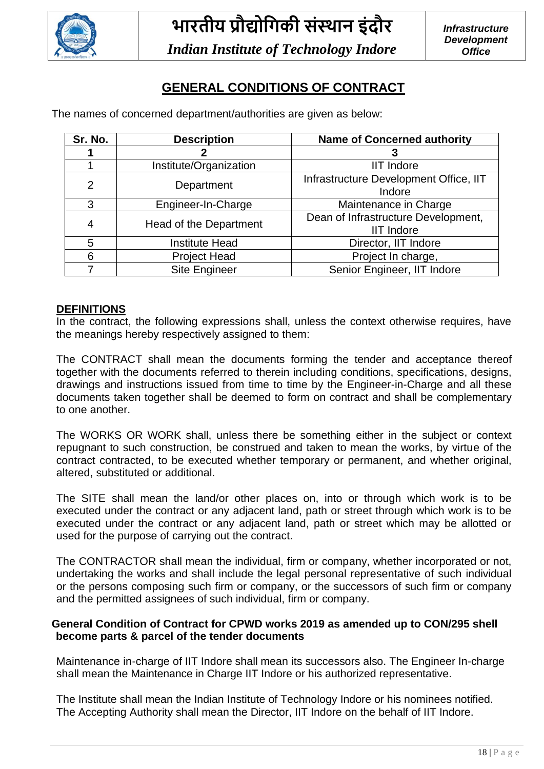## GENERAL CONDITIONS OF CONTRACT

The names of concerned department/authorities are given as below:

| Sr. No. | Description | Name of Concerned authority |
|---|---|---|
| **1** | **2** | **3** |
| 1 | Institute/Organization | IIT Indore |
| 2 | Department | Infrastructure Development Office, IIT Indore |
| 3 | Engineer-In-Charge | Maintenance in Charge |
| 4 | Head of the Department | Dean of Infrastructure Development, IIT Indore |
| 5 | Institute Head | Director, IIT Indore |
| 6 | Project Head | Project In charge, |
| 7 | Site Engineer | Senior Engineer, IIT Indore |

### DEFINITIONS

In the contract, the following expressions shall, unless the context otherwise requires, have the meanings hereby respectively assigned to them:

The CONTRACT shall mean the documents forming the tender and acceptance thereof together with the documents referred to therein including conditions, specifications, designs, drawings and instructions issued from time to time by the Engineer-in-Charge and all these documents taken together shall be deemed to form on contract and shall be complementary to one another.

The WORKS OR WORK shall, unless there be something either in the subject or context repugnant to such construction, be construed and taken to mean the works, by virtue of the contract contracted, to be executed whether temporary or permanent, and whether original, altered, substituted or additional.

The SITE shall mean the land/or other places on, into or through which work is to be executed under the contract or any adjacent land, path or street through which work is to be executed under the contract or any adjacent land, path or street which may be allotted or used for the purpose of carrying out the contract.

The CONTRACTOR shall mean the individual, firm or company, whether incorporated or not, undertaking the works and shall include the legal personal representative of such individual or the persons composing such firm or company, or the successors of such firm or company and the permitted assignees of such individual, firm or company.

**General Condition of Contract for CPWD works 2019 as amended up to CON/295 shell become parts & parcel of the tender documents**

Maintenance in-charge of IIT Indore shall mean its successors also. The Engineer In-charge shall mean the Maintenance in Charge IIT Indore or his authorized representative.

The Institute shall mean the Indian Institute of Technology Indore or his nominees notified. The Accepting Authority shall mean the Director, IIT Indore on the behalf of IIT Indore.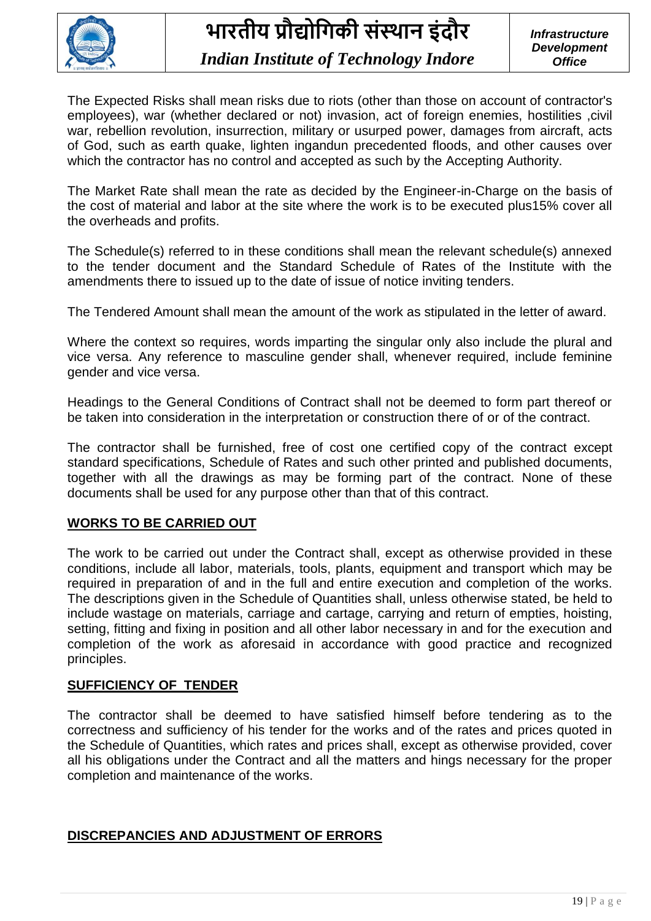The Expected Risks shall mean risks due to riots (other than those on account of contractor's employees), war (whether declared or not) invasion, act of foreign enemies, hostilities ,civil war, rebellion revolution, insurrection, military or usurped power, damages from aircraft, acts of God, such as earth quake, lighten ingandun precedented floods, and other causes over which the contractor has no control and accepted as such by the Accepting Authority.

The Market Rate shall mean the rate as decided by the Engineer-in-Charge on the basis of the cost of material and labor at the site where the work is to be executed plus15% cover all the overheads and profits.

The Schedule(s) referred to in these conditions shall mean the relevant schedule(s) annexed to the tender document and the Standard Schedule of Rates of the Institute with the amendments there to issued up to the date of issue of notice inviting tenders.

The Tendered Amount shall mean the amount of the work as stipulated in the letter of award.

Where the context so requires, words imparting the singular only also include the plural and vice versa. Any reference to masculine gender shall, whenever required, include feminine gender and vice versa.

Headings to the General Conditions of Contract shall not be deemed to form part thereof or be taken into consideration in the interpretation or construction there of or of the contract.

The contractor shall be furnished, free of cost one certified copy of the contract except standard specifications, Schedule of Rates and such other printed and published documents, together with all the drawings as may be forming part of the contract. None of these documents shall be used for any purpose other than that of this contract.

## WORKS TO BE CARRIED OUT

The work to be carried out under the Contract shall, except as otherwise provided in these conditions, include all labor, materials, tools, plants, equipment and transport which may be required in preparation of and in the full and entire execution and completion of the works. The descriptions given in the Schedule of Quantities shall, unless otherwise stated, be held to include wastage on materials, carriage and cartage, carrying and return of empties, hoisting, setting, fitting and fixing in position and all other labor necessary in and for the execution and completion of the work as aforesaid in accordance with good practice and recognized principles.

## SUFFICIENCY OF TENDER

The contractor shall be deemed to have satisfied himself before tendering as to the correctness and sufficiency of his tender for the works and of the rates and prices quoted in the Schedule of Quantities, which rates and prices shall, except as otherwise provided, cover all his obligations under the Contract and all the matters and hings necessary for the proper completion and maintenance of the works.

## DISCREPANCIES AND ADJUSTMENT OF ERRORS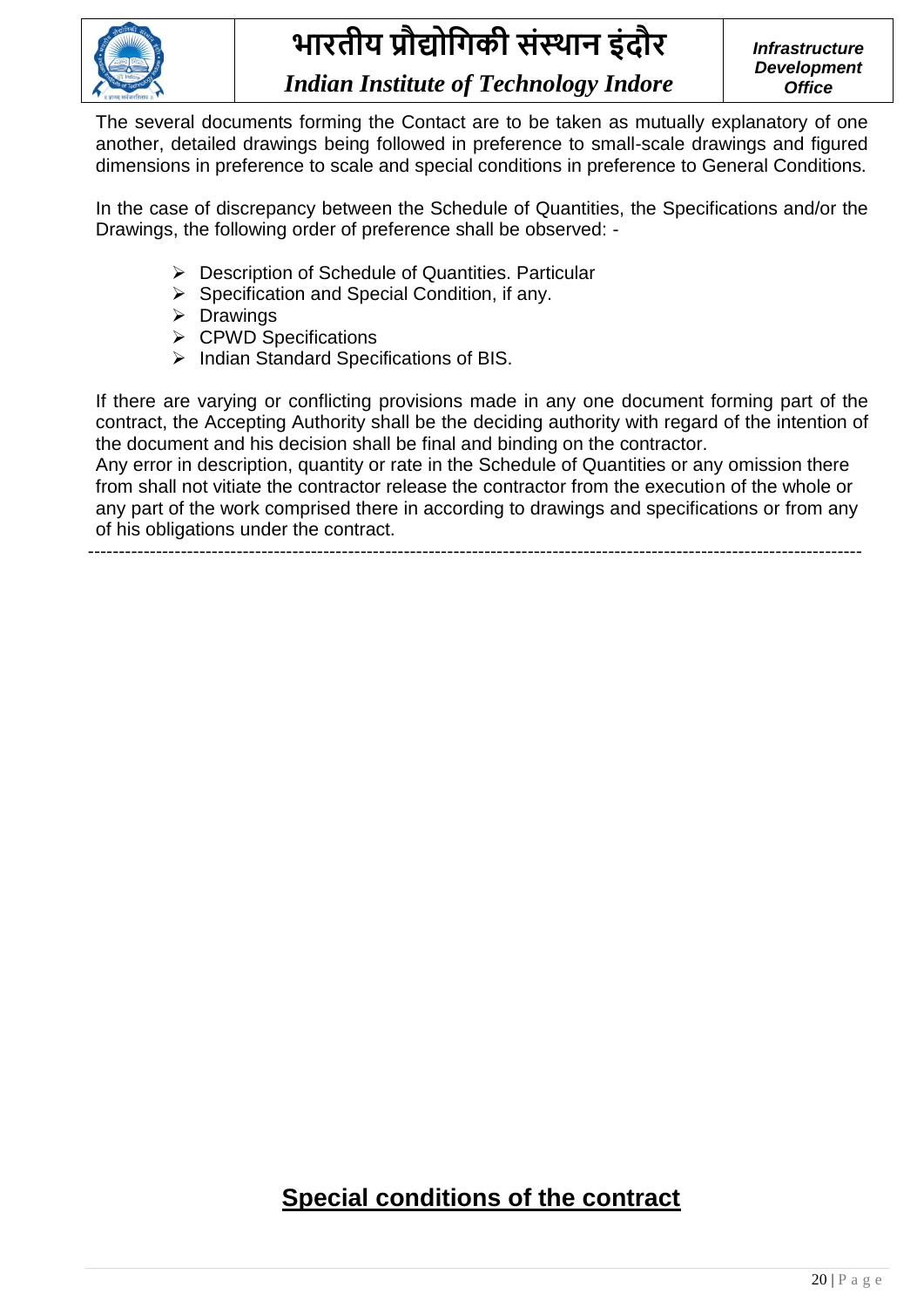The several documents forming the Contact are to be taken as mutually explanatory of one another, detailed drawings being followed in preference to small-scale drawings and figured dimensions in preference to scale and special conditions in preference to General Conditions.

In the case of discrepancy between the Schedule of Quantities, the Specifications and/or the Drawings, the following order of preference shall be observed: -

- Description of Schedule of Quantities. Particular
- Specification and Special Condition, if any.
- Drawings
- CPWD Specifications
- Indian Standard Specifications of BIS.

If there are varying or conflicting provisions made in any one document forming part of the contract, the Accepting Authority shall be the deciding authority with regard of the intention of the document and his decision shall be final and binding on the contractor.
Any error in description, quantity or rate in the Schedule of Quantities or any omission there from shall not vitiate the contractor release the contractor from the execution of the whole or any part of the work comprised there in according to drawings and specifications or from any of his obligations under the contract.

---

## <u>Special conditions of the contract</u>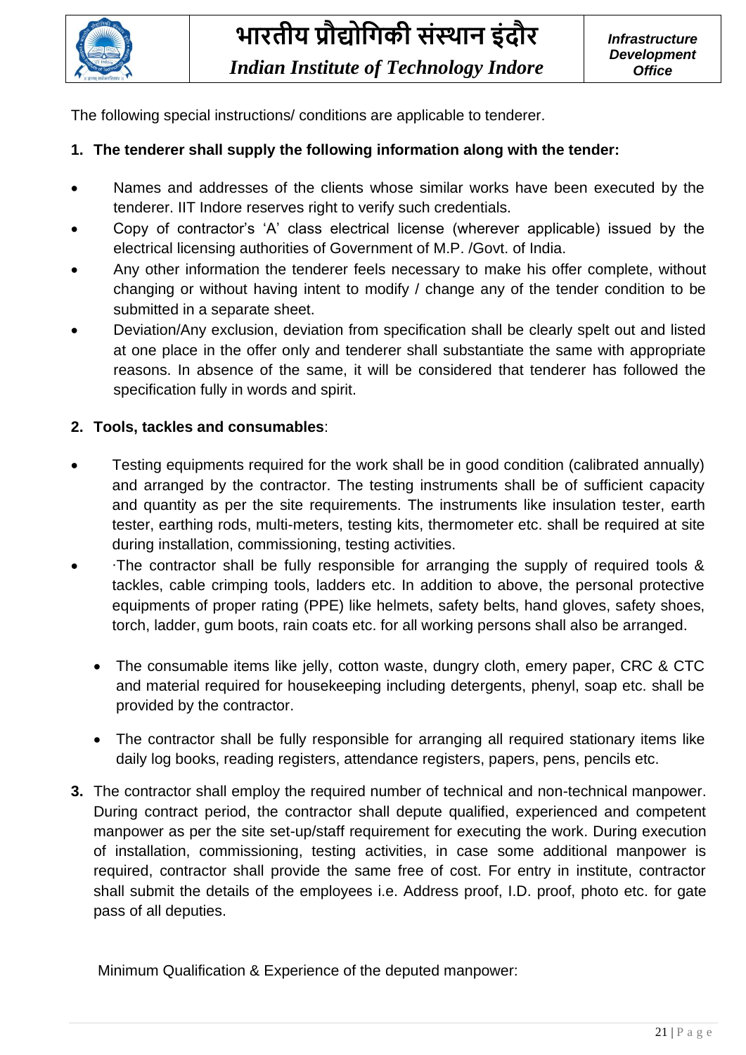The following special instructions/ conditions are applicable to tenderer.

1. **The tenderer shall supply the following information along with the tender:**

- Names and addresses of the clients whose similar works have been executed by the tenderer. IIT Indore reserves right to verify such credentials.
- Copy of contractor's 'A' class electrical license (wherever applicable) issued by the electrical licensing authorities of Government of M.P. /Govt. of India.
- Any other information the tenderer feels necessary to make his offer complete, without changing or without having intent to modify / change any of the tender condition to be submitted in a separate sheet.
- Deviation/Any exclusion, deviation from specification shall be clearly spelt out and listed at one place in the offer only and tenderer shall substantiate the same with appropriate reasons. In absence of the same, it will be considered that tenderer has followed the specification fully in words and spirit.

2. **Tools, tackles and consumables**:

- Testing equipments required for the work shall be in good condition (calibrated annually) and arranged by the contractor. The testing instruments shall be of sufficient capacity and quantity as per the site requirements. The instruments like insulation tester, earth tester, earthing rods, multi-meters, testing kits, thermometer etc. shall be required at site during installation, commissioning, testing activities.
- ·The contractor shall be fully responsible for arranging the supply of required tools & tackles, cable crimping tools, ladders etc. In addition to above, the personal protective equipments of proper rating (PPE) like helmets, safety belts, hand gloves, safety shoes, torch, ladder, gum boots, rain coats etc. for all working persons shall also be arranged.
  - The consumable items like jelly, cotton waste, dungry cloth, emery paper, CRC & CTC and material required for housekeeping including detergents, phenyl, soap etc. shall be provided by the contractor.
  - The contractor shall be fully responsible for arranging all required stationary items like daily log books, reading registers, attendance registers, papers, pens, pencils etc.

3. The contractor shall employ the required number of technical and non-technical manpower. During contract period, the contractor shall depute qualified, experienced and competent manpower as per the site set-up/staff requirement for executing the work. During execution of installation, commissioning, testing activities, in case some additional manpower is required, contractor shall provide the same free of cost. For entry in institute, contractor shall submit the details of the employees i.e. Address proof, I.D. proof, photo etc. for gate pass of all deputies.

Minimum Qualification & Experience of the deputed manpower: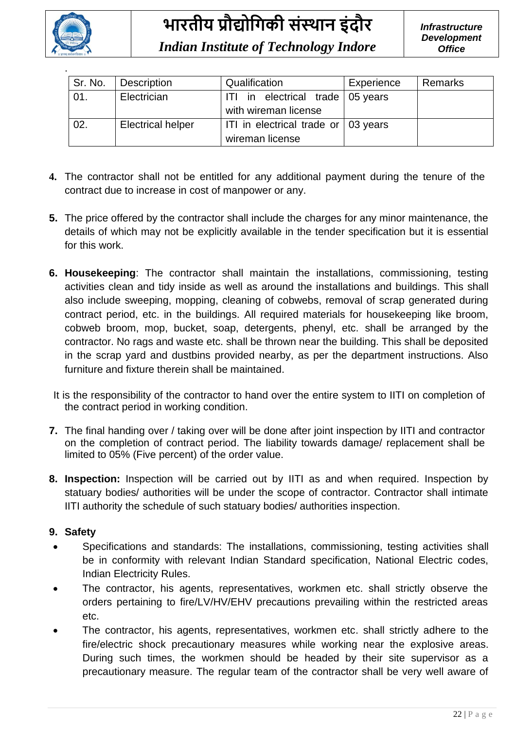| Sr. No. | Description | Qualification | Experience | Remarks |
|---|---|---|---|---|
| 01. | Electrician | ITI in electrical trade with wireman license | 05 years | |
| 02. | Electrical helper | ITI in electrical trade or wireman license | 03 years | |

4. The contractor shall not be entitled for any additional payment during the tenure of the contract due to increase in cost of manpower or any.

5. The price offered by the contractor shall include the charges for any minor maintenance, the details of which may not be explicitly available in the tender specification but it is essential for this work.

6. **Housekeeping**: The contractor shall maintain the installations, commissioning, testing activities clean and tidy inside as well as around the installations and buildings. This shall also include sweeping, mopping, cleaning of cobwebs, removal of scrap generated during contract period, etc. in the buildings. All required materials for housekeeping like broom, cobweb broom, mop, bucket, soap, detergents, phenyl, etc. shall be arranged by the contractor. No rags and waste etc. shall be thrown near the building. This shall be deposited in the scrap yard and dustbins provided nearby, as per the department instructions. Also furniture and fixture therein shall be maintained.

It is the responsibility of the contractor to hand over the entire system to IITI on completion of the contract period in working condition.

7. The final handing over / taking over will be done after joint inspection by IITI and contractor on the completion of contract period. The liability towards damage/ replacement shall be limited to 05% (Five percent) of the order value.

8. **Inspection:** Inspection will be carried out by IITI as and when required. Inspection by statuary bodies/ authorities will be under the scope of contractor. Contractor shall intimate IITI authority the schedule of such statuary bodies/ authorities inspection.

9. **Safety**

- Specifications and standards: The installations, commissioning, testing activities shall be in conformity with relevant Indian Standard specification, National Electric codes, Indian Electricity Rules.
- The contractor, his agents, representatives, workmen etc. shall strictly observe the orders pertaining to fire/LV/HV/EHV precautions prevailing within the restricted areas etc.
- The contractor, his agents, representatives, workmen etc. shall strictly adhere to the fire/electric shock precautionary measures while working near the explosive areas. During such times, the workmen should be headed by their site supervisor as a precautionary measure. The regular team of the contractor shall be very well aware of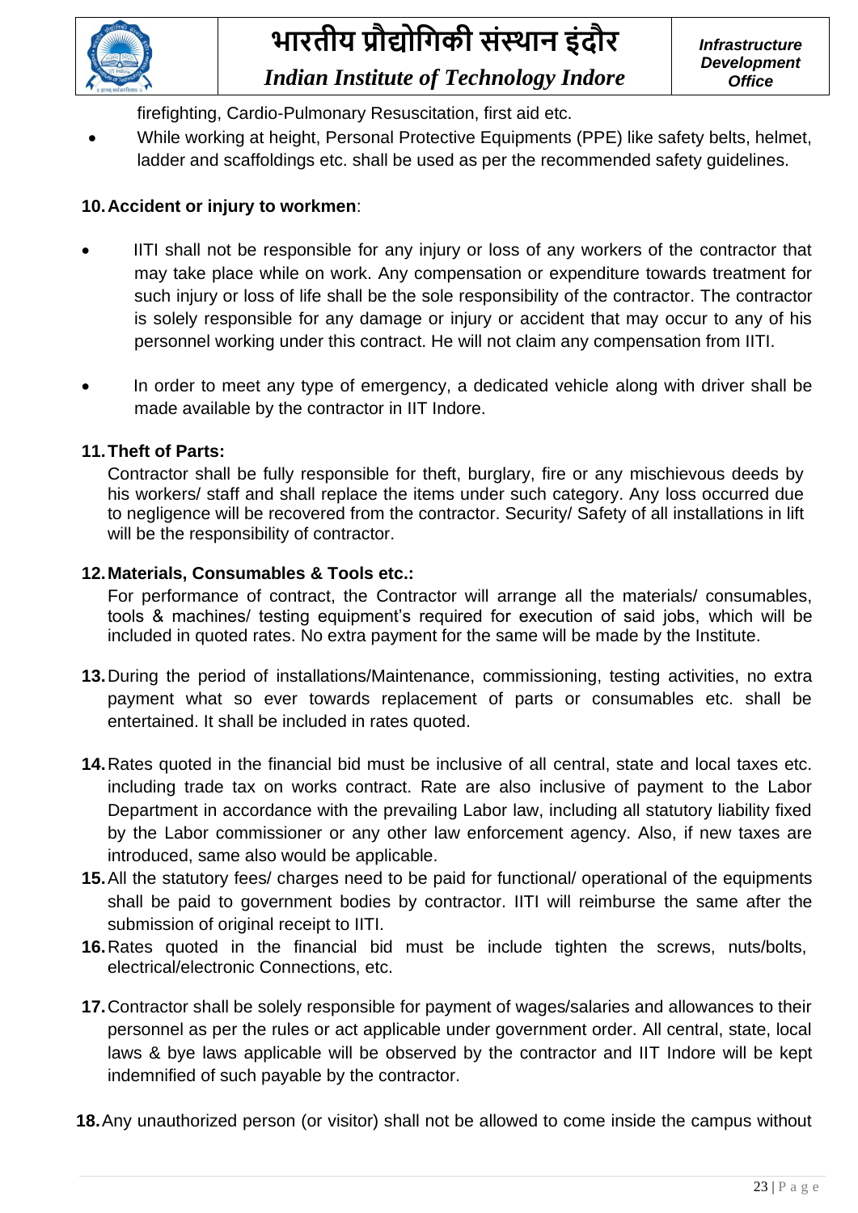firefighting, Cardio-Pulmonary Resuscitation, first aid etc.

- While working at height, Personal Protective Equipments (PPE) like safety belts, helmet, ladder and scaffoldings etc. shall be used as per the recommended safety guidelines.

**10. Accident or injury to workmen**:

- IITI shall not be responsible for any injury or loss of any workers of the contractor that may take place while on work. Any compensation or expenditure towards treatment for such injury or loss of life shall be the sole responsibility of the contractor. The contractor is solely responsible for any damage or injury or accident that may occur to any of his personnel working under this contract. He will not claim any compensation from IITI.

- In order to meet any type of emergency, a dedicated vehicle along with driver shall be made available by the contractor in IIT Indore.

**11. Theft of Parts:**

Contractor shall be fully responsible for theft, burglary, fire or any mischievous deeds by his workers/ staff and shall replace the items under such category. Any loss occurred due to negligence will be recovered from the contractor. Security/ Safety of all installations in lift will be the responsibility of contractor.

**12. Materials, Consumables & Tools etc.:**

For performance of contract, the Contractor will arrange all the materials/ consumables, tools & machines/ testing equipment's required for execution of said jobs, which will be included in quoted rates. No extra payment for the same will be made by the Institute.

**13.** During the period of installations/Maintenance, commissioning, testing activities, no extra payment what so ever towards replacement of parts or consumables etc. shall be entertained. It shall be included in rates quoted.

**14.** Rates quoted in the financial bid must be inclusive of all central, state and local taxes etc. including trade tax on works contract. Rate are also inclusive of payment to the Labor Department in accordance with the prevailing Labor law, including all statutory liability fixed by the Labor commissioner or any other law enforcement agency. Also, if new taxes are introduced, same also would be applicable.

**15.** All the statutory fees/ charges need to be paid for functional/ operational of the equipments shall be paid to government bodies by contractor. IITI will reimburse the same after the submission of original receipt to IITI.

**16.** Rates quoted in the financial bid must be include tighten the screws, nuts/bolts, electrical/electronic Connections, etc.

**17.** Contractor shall be solely responsible for payment of wages/salaries and allowances to their personnel as per the rules or act applicable under government order. All central, state, local laws & bye laws applicable will be observed by the contractor and IIT Indore will be kept indemnified of such payable by the contractor.

**18.** Any unauthorized person (or visitor) shall not be allowed to come inside the campus without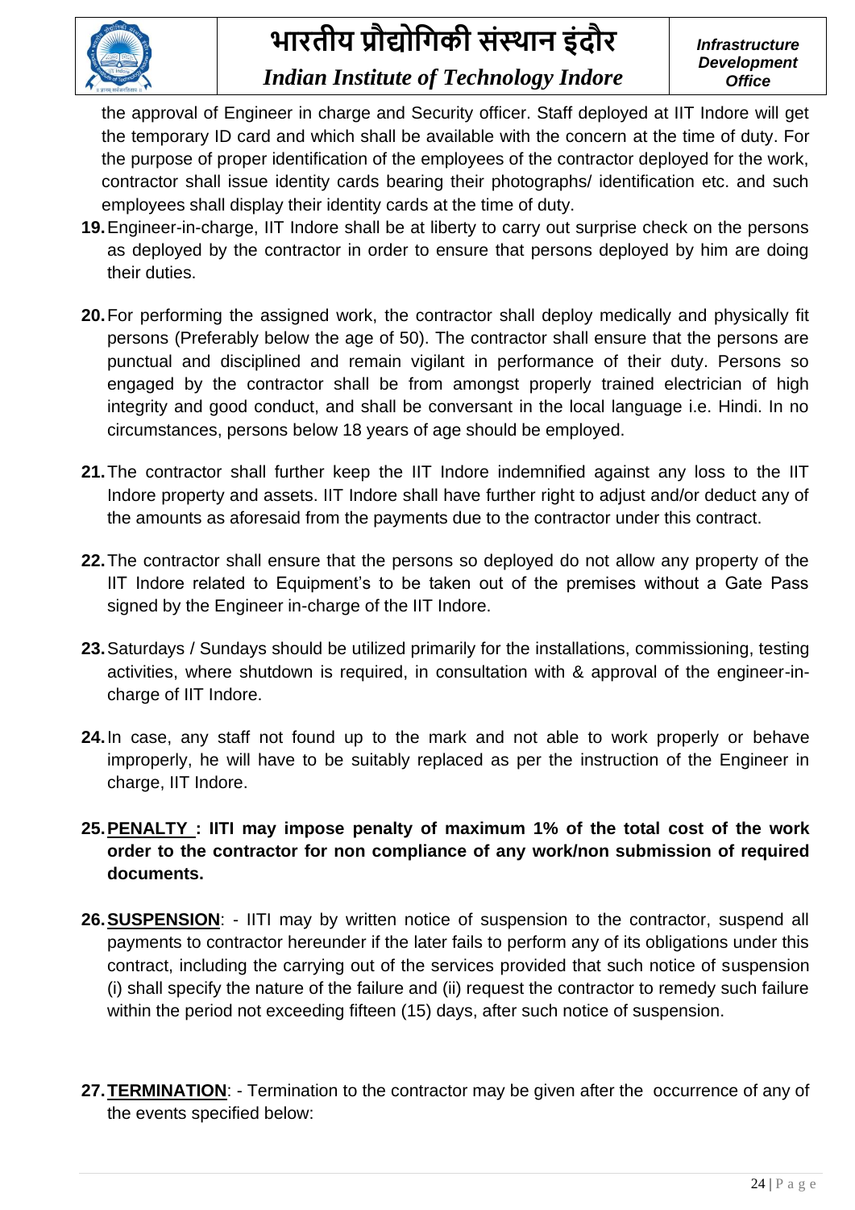the approval of Engineer in charge and Security officer. Staff deployed at IIT Indore will get the temporary ID card and which shall be available with the concern at the time of duty. For the purpose of proper identification of the employees of the contractor deployed for the work, contractor shall issue identity cards bearing their photographs/ identification etc. and such employees shall display their identity cards at the time of duty.

19. Engineer-in-charge, IIT Indore shall be at liberty to carry out surprise check on the persons as deployed by the contractor in order to ensure that persons deployed by him are doing their duties.

20. For performing the assigned work, the contractor shall deploy medically and physically fit persons (Preferably below the age of 50). The contractor shall ensure that the persons are punctual and disciplined and remain vigilant in performance of their duty. Persons so engaged by the contractor shall be from amongst properly trained electrician of high integrity and good conduct, and shall be conversant in the local language i.e. Hindi. In no circumstances, persons below 18 years of age should be employed.

21. The contractor shall further keep the IIT Indore indemnified against any loss to the IIT Indore property and assets. IIT Indore shall have further right to adjust and/or deduct any of the amounts as aforesaid from the payments due to the contractor under this contract.

22. The contractor shall ensure that the persons so deployed do not allow any property of the IIT Indore related to Equipment's to be taken out of the premises without a Gate Pass signed by the Engineer in-charge of the IIT Indore.

23. Saturdays / Sundays should be utilized primarily for the installations, commissioning, testing activities, where shutdown is required, in consultation with & approval of the engineer-in-charge of IIT Indore.

24. In case, any staff not found up to the mark and not able to work properly or behave improperly, he will have to be suitably replaced as per the instruction of the Engineer in charge, IIT Indore.

25. **<u>PENALTY</u> : IITI may impose penalty of maximum 1% of the total cost of the work order to the contractor for non compliance of any work/non submission of required documents.**

26. **<u>SUSPENSION</u>**: - IITI may by written notice of suspension to the contractor, suspend all payments to contractor hereunder if the later fails to perform any of its obligations under this contract, including the carrying out of the services provided that such notice of suspension (i) shall specify the nature of the failure and (ii) request the contractor to remedy such failure within the period not exceeding fifteen (15) days, after such notice of suspension.

27. **<u>TERMINATION</u>**: - Termination to the contractor may be given after the occurrence of any of the events specified below: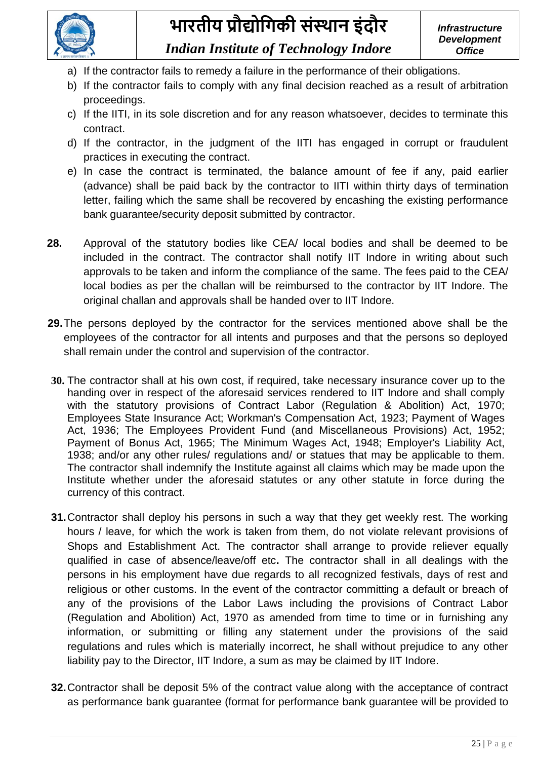a) If the contractor fails to remedy a failure in the performance of their obligations.
b) If the contractor fails to comply with any final decision reached as a result of arbitration proceedings.
c) If the IITI, in its sole discretion and for any reason whatsoever, decides to terminate this contract.
d) If the contractor, in the judgment of the IITI has engaged in corrupt or fraudulent practices in executing the contract.
e) In case the contract is terminated, the balance amount of fee if any, paid earlier (advance) shall be paid back by the contractor to IITI within thirty days of termination letter, failing which the same shall be recovered by encashing the existing performance bank guarantee/security deposit submitted by contractor.

**28.** Approval of the statutory bodies like CEA/ local bodies and shall be deemed to be included in the contract. The contractor shall notify IIT Indore in writing about such approvals to be taken and inform the compliance of the same. The fees paid to the CEA/ local bodies as per the challan will be reimbursed to the contractor by IIT Indore. The original challan and approvals shall be handed over to IIT Indore.

**29.** The persons deployed by the contractor for the services mentioned above shall be the employees of the contractor for all intents and purposes and that the persons so deployed shall remain under the control and supervision of the contractor.

**30.** The contractor shall at his own cost, if required, take necessary insurance cover up to the handing over in respect of the aforesaid services rendered to IIT Indore and shall comply with the statutory provisions of Contract Labor (Regulation & Abolition) Act, 1970; Employees State Insurance Act; Workman's Compensation Act, 1923; Payment of Wages Act, 1936; The Employees Provident Fund (and Miscellaneous Provisions) Act, 1952; Payment of Bonus Act, 1965; The Minimum Wages Act, 1948; Employer's Liability Act, 1938; and/or any other rules/ regulations and/ or statues that may be applicable to them. The contractor shall indemnify the Institute against all claims which may be made upon the Institute whether under the aforesaid statutes or any other statute in force during the currency of this contract.

**31.** Contractor shall deploy his persons in such a way that they get weekly rest. The working hours / leave, for which the work is taken from them, do not violate relevant provisions of Shops and Establishment Act. The contractor shall arrange to provide reliever equally qualified in case of absence/leave/off etc**.** The contractor shall in all dealings with the persons in his employment have due regards to all recognized festivals, days of rest and religious or other customs. In the event of the contractor committing a default or breach of any of the provisions of the Labor Laws including the provisions of Contract Labor (Regulation and Abolition) Act, 1970 as amended from time to time or in furnishing any information, or submitting or filling any statement under the provisions of the said regulations and rules which is materially incorrect, he shall without prejudice to any other liability pay to the Director, IIT Indore, a sum as may be claimed by IIT Indore.

**32.** Contractor shall be deposit 5% of the contract value along with the acceptance of contract as performance bank guarantee (format for performance bank guarantee will be provided to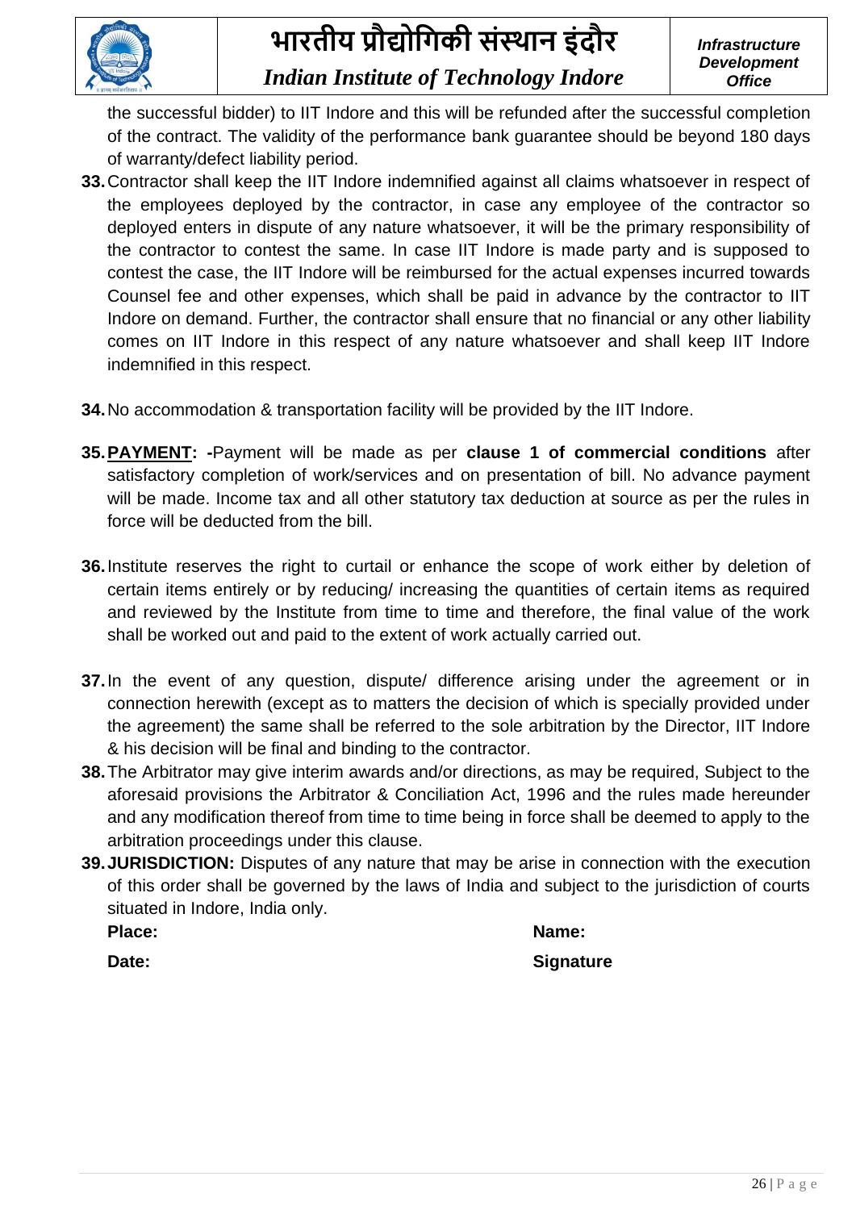the successful bidder) to IIT Indore and this will be refunded after the successful completion of the contract. The validity of the performance bank guarantee should be beyond 180 days of warranty/defect liability period.

**33.** Contractor shall keep the IIT Indore indemnified against all claims whatsoever in respect of the employees deployed by the contractor, in case any employee of the contractor so deployed enters in dispute of any nature whatsoever, it will be the primary responsibility of the contractor to contest the same. In case IIT Indore is made party and is supposed to contest the case, the IIT Indore will be reimbursed for the actual expenses incurred towards Counsel fee and other expenses, which shall be paid in advance by the contractor to IIT Indore on demand. Further, the contractor shall ensure that no financial or any other liability comes on IIT Indore in this respect of any nature whatsoever and shall keep IIT Indore indemnified in this respect.

**34.** No accommodation & transportation facility will be provided by the IIT Indore.

**35.** **<u>PAYMENT</u>: -**Payment will be made as per **clause 1 of commercial conditions** after satisfactory completion of work/services and on presentation of bill. No advance payment will be made. Income tax and all other statutory tax deduction at source as per the rules in force will be deducted from the bill.

**36.** Institute reserves the right to curtail or enhance the scope of work either by deletion of certain items entirely or by reducing/ increasing the quantities of certain items as required and reviewed by the Institute from time to time and therefore, the final value of the work shall be worked out and paid to the extent of work actually carried out.

**37.** In the event of any question, dispute/ difference arising under the agreement or in connection herewith (except as to matters the decision of which is specially provided under the agreement) the same shall be referred to the sole arbitration by the Director, IIT Indore & his decision will be final and binding to the contractor.

**38.** The Arbitrator may give interim awards and/or directions, as may be required, Subject to the aforesaid provisions the Arbitrator & Conciliation Act, 1996 and the rules made hereunder and any modification thereof from time to time being in force shall be deemed to apply to the arbitration proceedings under this clause.

**39.** **JURISDICTION:** Disputes of any nature that may be arise in connection with the execution of this order shall be governed by the laws of India and subject to the jurisdiction of courts situated in Indore, India only.

**Place:** **Name:**

**Date:** **Signature**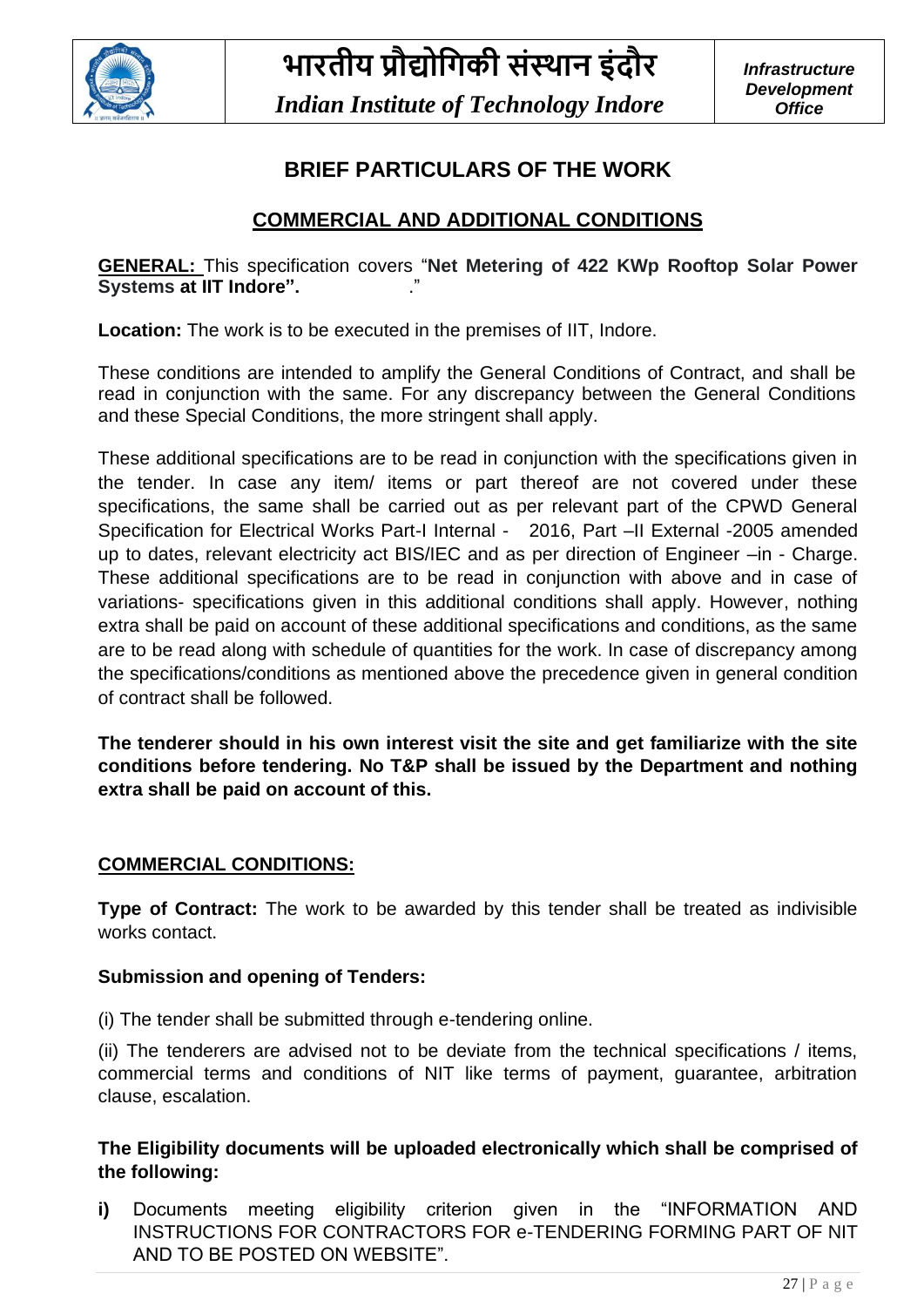# BRIEF PARTICULARS OF THE WORK

## COMMERCIAL AND ADDITIONAL CONDITIONS

**GENERAL:** This specification covers "**Net Metering of 422 KWp Rooftop Solar Power Systems at IIT Indore".** ."

**Location:** The work is to be executed in the premises of IIT, Indore.

These conditions are intended to amplify the General Conditions of Contract, and shall be read in conjunction with the same. For any discrepancy between the General Conditions and these Special Conditions, the more stringent shall apply.

These additional specifications are to be read in conjunction with the specifications given in the tender. In case any item/ items or part thereof are not covered under these specifications, the same shall be carried out as per relevant part of the CPWD General Specification for Electrical Works Part-I Internal - 2016, Part –II External -2005 amended up to dates, relevant electricity act BIS/IEC and as per direction of Engineer –in - Charge. These additional specifications are to be read in conjunction with above and in case of variations- specifications given in this additional conditions shall apply. However, nothing extra shall be paid on account of these additional specifications and conditions, as the same are to be read along with schedule of quantities for the work. In case of discrepancy among the specifications/conditions as mentioned above the precedence given in general condition of contract shall be followed.

**The tenderer should in his own interest visit the site and get familiarize with the site conditions before tendering. No T&P shall be issued by the Department and nothing extra shall be paid on account of this.**

### COMMERCIAL CONDITIONS:

**Type of Contract:** The work to be awarded by this tender shall be treated as indivisible works contact.

**Submission and opening of Tenders:**

(i) The tender shall be submitted through e-tendering online.

(ii) The tenderers are advised not to be deviate from the technical specifications / items, commercial terms and conditions of NIT like terms of payment, guarantee, arbitration clause, escalation.

**The Eligibility documents will be uploaded electronically which shall be comprised of the following:**

**i)** Documents meeting eligibility criterion given in the "INFORMATION AND INSTRUCTIONS FOR CONTRACTORS FOR e-TENDERING FORMING PART OF NIT AND TO BE POSTED ON WEBSITE".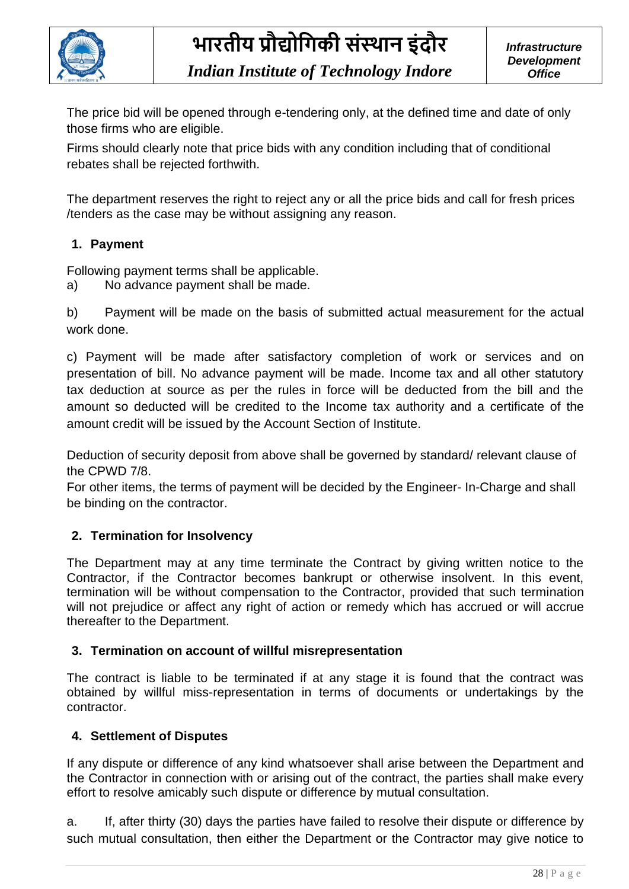The price bid will be opened through e-tendering only, at the defined time and date of only those firms who are eligible.

Firms should clearly note that price bids with any condition including that of conditional rebates shall be rejected forthwith.

The department reserves the right to reject any or all the price bids and call for fresh prices /tenders as the case may be without assigning any reason.

## 1. Payment

Following payment terms shall be applicable.

a) No advance payment shall be made.

b) Payment will be made on the basis of submitted actual measurement for the actual work done.

c) Payment will be made after satisfactory completion of work or services and on presentation of bill. No advance payment will be made. Income tax and all other statutory tax deduction at source as per the rules in force will be deducted from the bill and the amount so deducted will be credited to the Income tax authority and a certificate of the amount credit will be issued by the Account Section of Institute.

Deduction of security deposit from above shall be governed by standard/ relevant clause of the CPWD 7/8.

For other items, the terms of payment will be decided by the Engineer- In-Charge and shall be binding on the contractor.

## 2. Termination for Insolvency

The Department may at any time terminate the Contract by giving written notice to the Contractor, if the Contractor becomes bankrupt or otherwise insolvent. In this event, termination will be without compensation to the Contractor, provided that such termination will not prejudice or affect any right of action or remedy which has accrued or will accrue thereafter to the Department.

## 3. Termination on account of willful misrepresentation

The contract is liable to be terminated if at any stage it is found that the contract was obtained by willful miss-representation in terms of documents or undertakings by the contractor.

## 4. Settlement of Disputes

If any dispute or difference of any kind whatsoever shall arise between the Department and the Contractor in connection with or arising out of the contract, the parties shall make every effort to resolve amicably such dispute or difference by mutual consultation.

a. If, after thirty (30) days the parties have failed to resolve their dispute or difference by such mutual consultation, then either the Department or the Contractor may give notice to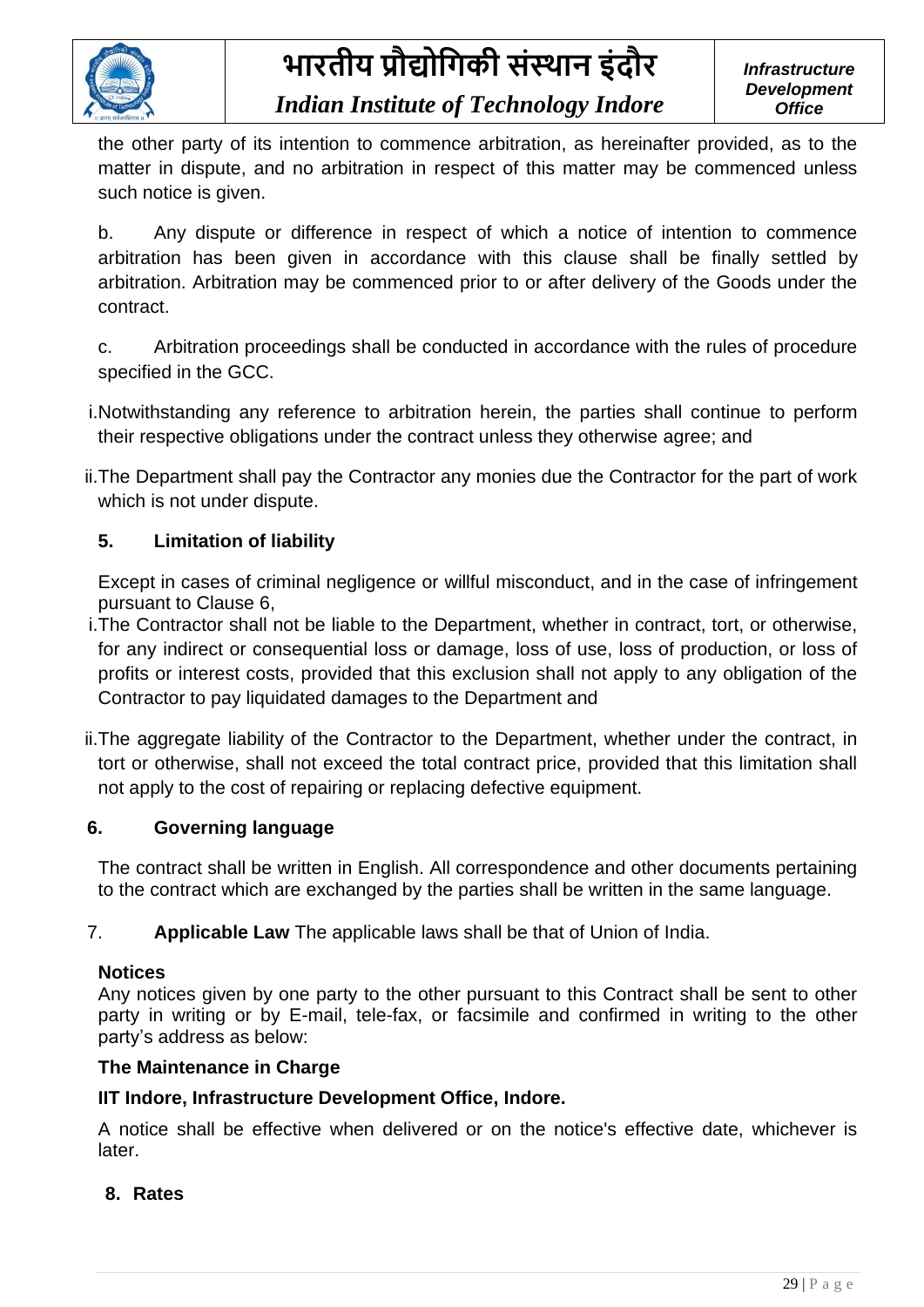the other party of its intention to commence arbitration, as hereinafter provided, as to the matter in dispute, and no arbitration in respect of this matter may be commenced unless such notice is given.

b. Any dispute or difference in respect of which a notice of intention to commence arbitration has been given in accordance with this clause shall be finally settled by arbitration. Arbitration may be commenced prior to or after delivery of the Goods under the contract.

c. Arbitration proceedings shall be conducted in accordance with the rules of procedure specified in the GCC.

i. Notwithstanding any reference to arbitration herein, the parties shall continue to perform their respective obligations under the contract unless they otherwise agree; and

ii. The Department shall pay the Contractor any monies due the Contractor for the part of work which is not under dispute.

**5. Limitation of liability**

Except in cases of criminal negligence or willful misconduct, and in the case of infringement pursuant to Clause 6,

i. The Contractor shall not be liable to the Department, whether in contract, tort, or otherwise, for any indirect or consequential loss or damage, loss of use, loss of production, or loss of profits or interest costs, provided that this exclusion shall not apply to any obligation of the Contractor to pay liquidated damages to the Department and

ii. The aggregate liability of the Contractor to the Department, whether under the contract, in tort or otherwise, shall not exceed the total contract price, provided that this limitation shall not apply to the cost of repairing or replacing defective equipment.

**6. Governing language**

The contract shall be written in English. All correspondence and other documents pertaining to the contract which are exchanged by the parties shall be written in the same language.

7. **Applicable Law** The applicable laws shall be that of Union of India.

**Notices**

Any notices given by one party to the other pursuant to this Contract shall be sent to other party in writing or by E-mail, tele-fax, or facsimile and confirmed in writing to the other party's address as below:

**The Maintenance in Charge**

**IIT Indore, Infrastructure Development Office, Indore.**

A notice shall be effective when delivered or on the notice's effective date, whichever is later.

**8. Rates**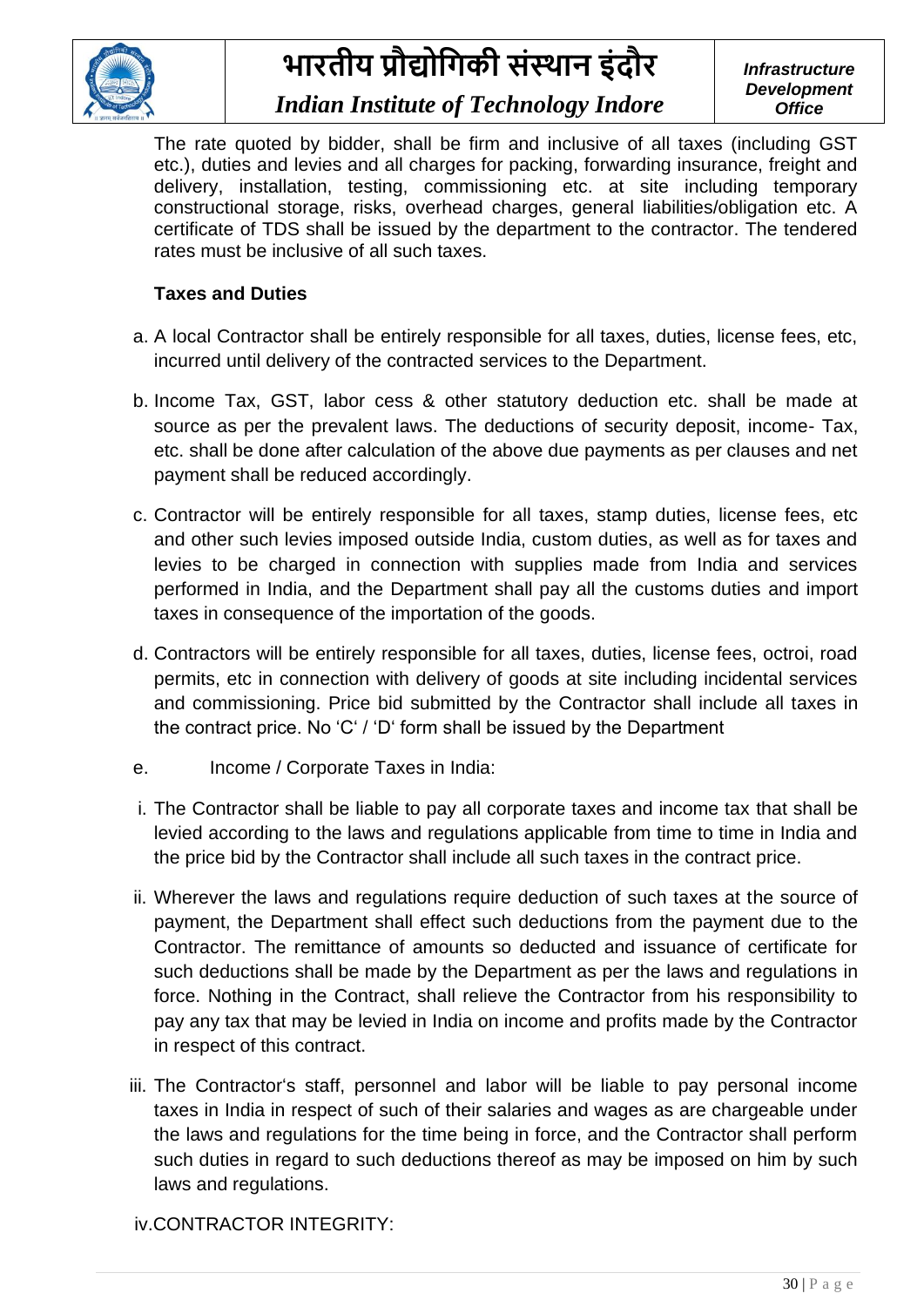The rate quoted by bidder, shall be firm and inclusive of all taxes (including GST etc.), duties and levies and all charges for packing, forwarding insurance, freight and delivery, installation, testing, commissioning etc. at site including temporary constructional storage, risks, overhead charges, general liabilities/obligation etc. A certificate of TDS shall be issued by the department to the contractor. The tendered rates must be inclusive of all such taxes.

**Taxes and Duties**

a. A local Contractor shall be entirely responsible for all taxes, duties, license fees, etc, incurred until delivery of the contracted services to the Department.

b. Income Tax, GST, labor cess & other statutory deduction etc. shall be made at source as per the prevalent laws. The deductions of security deposit, income- Tax, etc. shall be done after calculation of the above due payments as per clauses and net payment shall be reduced accordingly.

c. Contractor will be entirely responsible for all taxes, stamp duties, license fees, etc and other such levies imposed outside India, custom duties, as well as for taxes and levies to be charged in connection with supplies made from India and services performed in India, and the Department shall pay all the customs duties and import taxes in consequence of the importation of the goods.

d. Contractors will be entirely responsible for all taxes, duties, license fees, octroi, road permits, etc in connection with delivery of goods at site including incidental services and commissioning. Price bid submitted by the Contractor shall include all taxes in the contract price. No 'C' / 'D' form shall be issued by the Department

e. Income / Corporate Taxes in India:

i. The Contractor shall be liable to pay all corporate taxes and income tax that shall be levied according to the laws and regulations applicable from time to time in India and the price bid by the Contractor shall include all such taxes in the contract price.

ii. Wherever the laws and regulations require deduction of such taxes at the source of payment, the Department shall effect such deductions from the payment due to the Contractor. The remittance of amounts so deducted and issuance of certificate for such deductions shall be made by the Department as per the laws and regulations in force. Nothing in the Contract, shall relieve the Contractor from his responsibility to pay any tax that may be levied in India on income and profits made by the Contractor in respect of this contract.

iii. The Contractor's staff, personnel and labor will be liable to pay personal income taxes in India in respect of such of their salaries and wages as are chargeable under the laws and regulations for the time being in force, and the Contractor shall perform such duties in regard to such deductions thereof as may be imposed on him by such laws and regulations.

iv. CONTRACTOR INTEGRITY: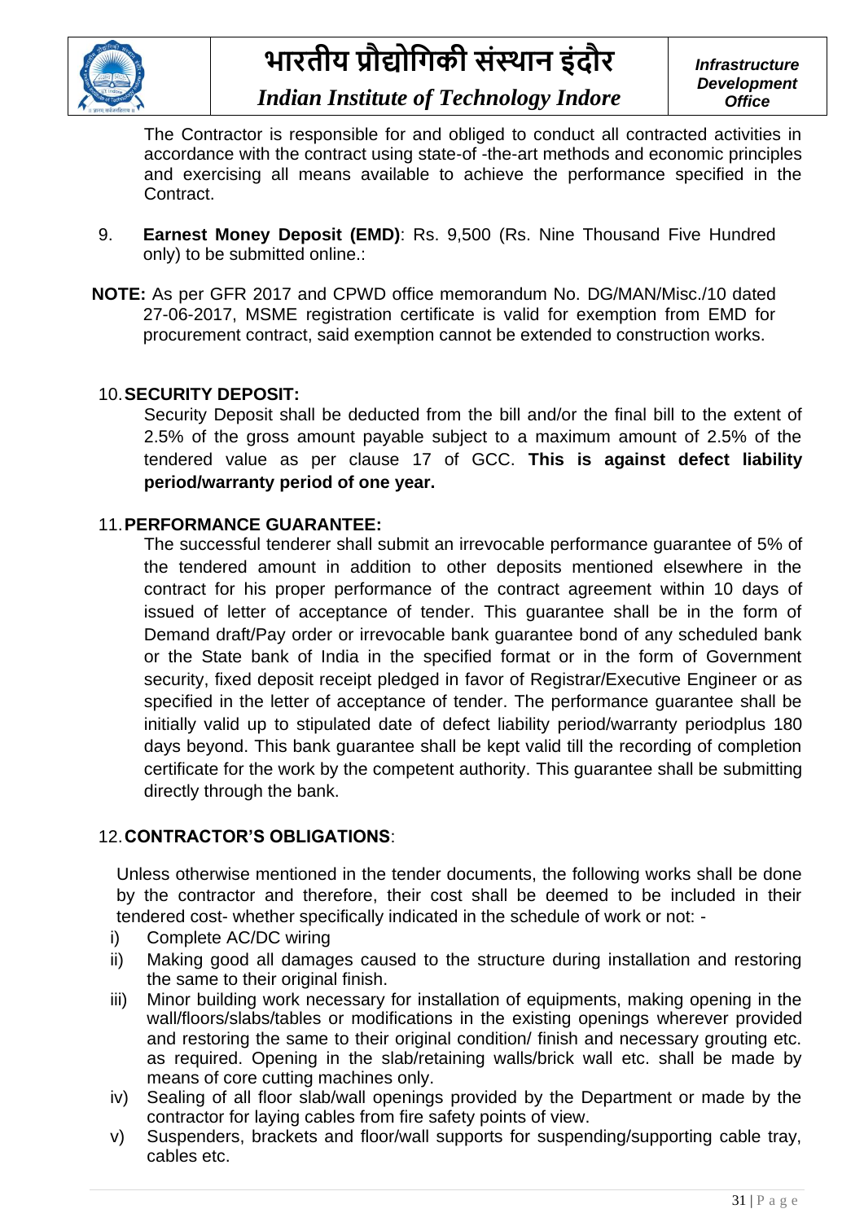The Contractor is responsible for and obliged to conduct all contracted activities in accordance with the contract using state-of -the-art methods and economic principles and exercising all means available to achieve the performance specified in the Contract.

9. **Earnest Money Deposit (EMD)**: Rs. 9,500 (Rs. Nine Thousand Five Hundred only) to be submitted online.:

**NOTE:** As per GFR 2017 and CPWD office memorandum No. DG/MAN/Misc./10 dated 27-06-2017, MSME registration certificate is valid for exemption from EMD for procurement contract, said exemption cannot be extended to construction works.

10. **SECURITY DEPOSIT:**

Security Deposit shall be deducted from the bill and/or the final bill to the extent of 2.5% of the gross amount payable subject to a maximum amount of 2.5% of the tendered value as per clause 17 of GCC. **This is against defect liability period/warranty period of one year.**

11. **PERFORMANCE GUARANTEE:**

The successful tenderer shall submit an irrevocable performance guarantee of 5% of the tendered amount in addition to other deposits mentioned elsewhere in the contract for his proper performance of the contract agreement within 10 days of issued of letter of acceptance of tender. This guarantee shall be in the form of Demand draft/Pay order or irrevocable bank guarantee bond of any scheduled bank or the State bank of India in the specified format or in the form of Government security, fixed deposit receipt pledged in favor of Registrar/Executive Engineer or as specified in the letter of acceptance of tender. The performance guarantee shall be initially valid up to stipulated date of defect liability period/warranty periodplus 180 days beyond. This bank guarantee shall be kept valid till the recording of completion certificate for the work by the competent authority. This guarantee shall be submitting directly through the bank.

12. **CONTRACTOR'S OBLIGATIONS**:

Unless otherwise mentioned in the tender documents, the following works shall be done by the contractor and therefore, their cost shall be deemed to be included in their tendered cost- whether specifically indicated in the schedule of work or not: -

i) Complete AC/DC wiring
ii) Making good all damages caused to the structure during installation and restoring the same to their original finish.
iii) Minor building work necessary for installation of equipments, making opening in the wall/floors/slabs/tables or modifications in the existing openings wherever provided and restoring the same to their original condition/ finish and necessary grouting etc. as required. Opening in the slab/retaining walls/brick wall etc. shall be made by means of core cutting machines only.
iv) Sealing of all floor slab/wall openings provided by the Department or made by the contractor for laying cables from fire safety points of view.
v) Suspenders, brackets and floor/wall supports for suspending/supporting cable tray, cables etc.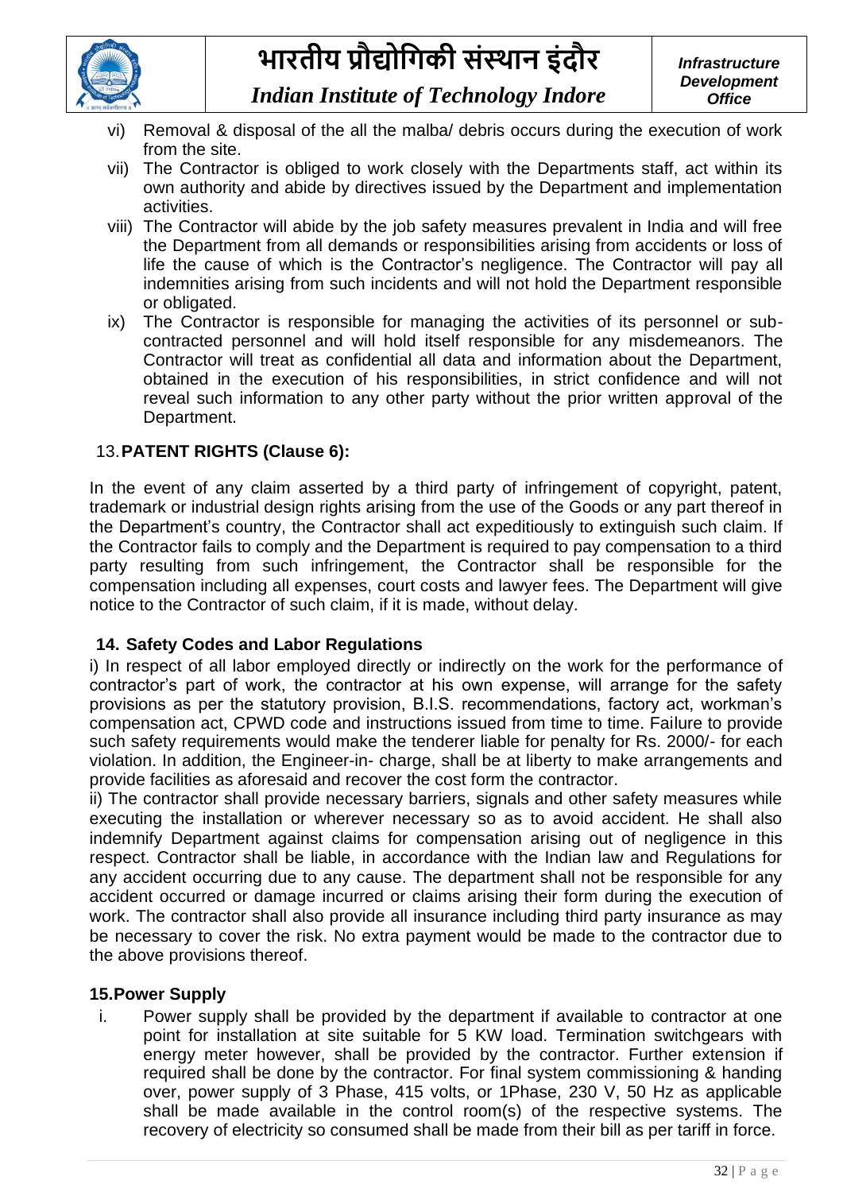vi) Removal & disposal of the all the malba/ debris occurs during the execution of work from the site.

vii) The Contractor is obliged to work closely with the Departments staff, act within its own authority and abide by directives issued by the Department and implementation activities.

viii) The Contractor will abide by the job safety measures prevalent in India and will free the Department from all demands or responsibilities arising from accidents or loss of life the cause of which is the Contractor's negligence. The Contractor will pay all indemnities arising from such incidents and will not hold the Department responsible or obligated.

ix) The Contractor is responsible for managing the activities of its personnel or sub-contracted personnel and will hold itself responsible for any misdemeanors. The Contractor will treat as confidential all data and information about the Department, obtained in the execution of his responsibilities, in strict confidence and will not reveal such information to any other party without the prior written approval of the Department.

## 13. PATENT RIGHTS (Clause 6):

In the event of any claim asserted by a third party of infringement of copyright, patent, trademark or industrial design rights arising from the use of the Goods or any part thereof in the Department's country, the Contractor shall act expeditiously to extinguish such claim. If the Contractor fails to comply and the Department is required to pay compensation to a third party resulting from such infringement, the Contractor shall be responsible for the compensation including all expenses, court costs and lawyer fees. The Department will give notice to the Contractor of such claim, if it is made, without delay.

## 14. Safety Codes and Labor Regulations

i) In respect of all labor employed directly or indirectly on the work for the performance of contractor's part of work, the contractor at his own expense, will arrange for the safety provisions as per the statutory provision, B.I.S. recommendations, factory act, workman's compensation act, CPWD code and instructions issued from time to time. Failure to provide such safety requirements would make the tenderer liable for penalty for Rs. 2000/- for each violation. In addition, the Engineer-in- charge, shall be at liberty to make arrangements and provide facilities as aforesaid and recover the cost form the contractor.

ii) The contractor shall provide necessary barriers, signals and other safety measures while executing the installation or wherever necessary so as to avoid accident. He shall also indemnify Department against claims for compensation arising out of negligence in this respect. Contractor shall be liable, in accordance with the Indian law and Regulations for any accident occurring due to any cause. The department shall not be responsible for any accident occurred or damage incurred or claims arising their form during the execution of work. The contractor shall also provide all insurance including third party insurance as may be necessary to cover the risk. No extra payment would be made to the contractor due to the above provisions thereof.

## 15. Power Supply

i. Power supply shall be provided by the department if available to contractor at one point for installation at site suitable for 5 KW load. Termination switchgears with energy meter however, shall be provided by the contractor. Further extension if required shall be done by the contractor. For final system commissioning & handing over, power supply of 3 Phase, 415 volts, or 1Phase, 230 V, 50 Hz as applicable shall be made available in the control room(s) of the respective systems. The recovery of electricity so consumed shall be made from their bill as per tariff in force.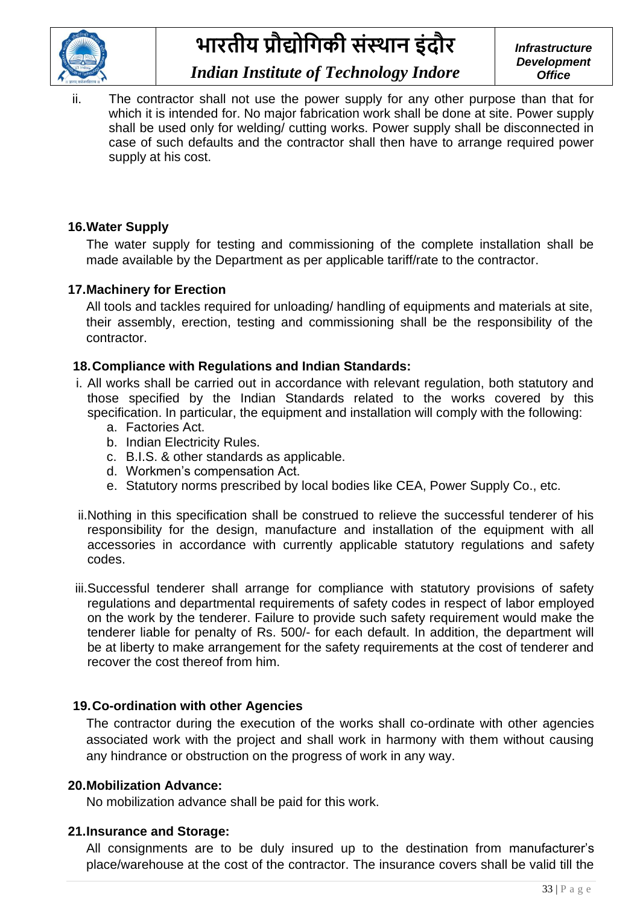ii. The contractor shall not use the power supply for any other purpose than that for which it is intended for. No major fabrication work shall be done at site. Power supply shall be used only for welding/ cutting works. Power supply shall be disconnected in case of such defaults and the contractor shall then have to arrange required power supply at his cost.

**16. Water Supply**

The water supply for testing and commissioning of the complete installation shall be made available by the Department as per applicable tariff/rate to the contractor.

**17. Machinery for Erection**

All tools and tackles required for unloading/ handling of equipments and materials at site, their assembly, erection, testing and commissioning shall be the responsibility of the contractor.

**18. Compliance with Regulations and Indian Standards:**

i. All works shall be carried out in accordance with relevant regulation, both statutory and those specified by the Indian Standards related to the works covered by this specification. In particular, the equipment and installation will comply with the following:
   a. Factories Act.
   b. Indian Electricity Rules.
   c. B.I.S. & other standards as applicable.
   d. Workmen's compensation Act.
   e. Statutory norms prescribed by local bodies like CEA, Power Supply Co., etc.

ii. Nothing in this specification shall be construed to relieve the successful tenderer of his responsibility for the design, manufacture and installation of the equipment with all accessories in accordance with currently applicable statutory regulations and safety codes.

iii. Successful tenderer shall arrange for compliance with statutory provisions of safety regulations and departmental requirements of safety codes in respect of labor employed on the work by the tenderer. Failure to provide such safety requirement would make the tenderer liable for penalty of Rs. 500/- for each default. In addition, the department will be at liberty to make arrangement for the safety requirements at the cost of tenderer and recover the cost thereof from him.

**19. Co-ordination with other Agencies**

The contractor during the execution of the works shall co-ordinate with other agencies associated work with the project and shall work in harmony with them without causing any hindrance or obstruction on the progress of work in any way.

**20. Mobilization Advance:**

No mobilization advance shall be paid for this work.

**21. Insurance and Storage:**

All consignments are to be duly insured up to the destination from manufacturer's place/warehouse at the cost of the contractor. The insurance covers shall be valid till the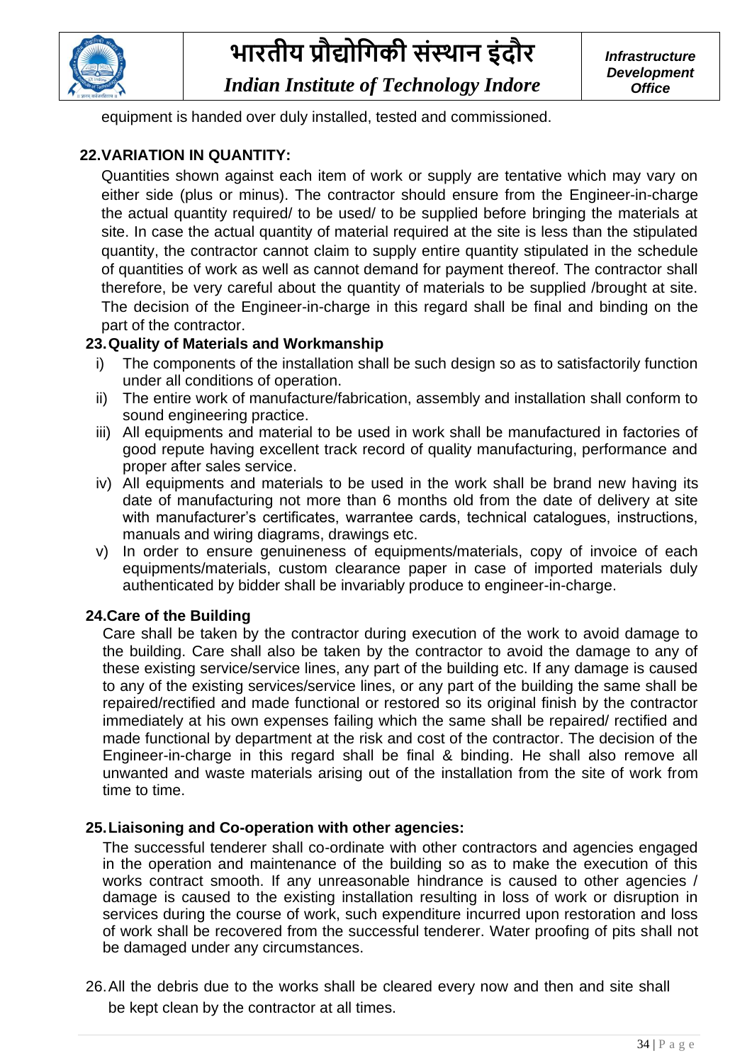equipment is handed over duly installed, tested and commissioned.

**22. VARIATION IN QUANTITY:**

Quantities shown against each item of work or supply are tentative which may vary on either side (plus or minus). The contractor should ensure from the Engineer-in-charge the actual quantity required/ to be used/ to be supplied before bringing the materials at site. In case the actual quantity of material required at the site is less than the stipulated quantity, the contractor cannot claim to supply entire quantity stipulated in the schedule of quantities of work as well as cannot demand for payment thereof. The contractor shall therefore, be very careful about the quantity of materials to be supplied /brought at site. The decision of the Engineer-in-charge in this regard shall be final and binding on the part of the contractor.

**23. Quality of Materials and Workmanship**

i) The components of the installation shall be such design so as to satisfactorily function under all conditions of operation.

ii) The entire work of manufacture/fabrication, assembly and installation shall conform to sound engineering practice.

iii) All equipments and material to be used in work shall be manufactured in factories of good repute having excellent track record of quality manufacturing, performance and proper after sales service.

iv) All equipments and materials to be used in the work shall be brand new having its date of manufacturing not more than 6 months old from the date of delivery at site with manufacturer's certificates, warrantee cards, technical catalogues, instructions, manuals and wiring diagrams, drawings etc.

v) In order to ensure genuineness of equipments/materials, copy of invoice of each equipments/materials, custom clearance paper in case of imported materials duly authenticated by bidder shall be invariably produce to engineer-in-charge.

**24. Care of the Building**

Care shall be taken by the contractor during execution of the work to avoid damage to the building. Care shall also be taken by the contractor to avoid the damage to any of these existing service/service lines, any part of the building etc. If any damage is caused to any of the existing services/service lines, or any part of the building the same shall be repaired/rectified and made functional or restored so its original finish by the contractor immediately at his own expenses failing which the same shall be repaired/ rectified and made functional by department at the risk and cost of the contractor. The decision of the Engineer-in-charge in this regard shall be final & binding. He shall also remove all unwanted and waste materials arising out of the installation from the site of work from time to time.

**25. Liaisoning and Co-operation with other agencies:**

The successful tenderer shall co-ordinate with other contractors and agencies engaged in the operation and maintenance of the building so as to make the execution of this works contract smooth. If any unreasonable hindrance is caused to other agencies / damage is caused to the existing installation resulting in loss of work or disruption in services during the course of work, such expenditure incurred upon restoration and loss of work shall be recovered from the successful tenderer. Water proofing of pits shall not be damaged under any circumstances.

26. All the debris due to the works shall be cleared every now and then and site shall be kept clean by the contractor at all times.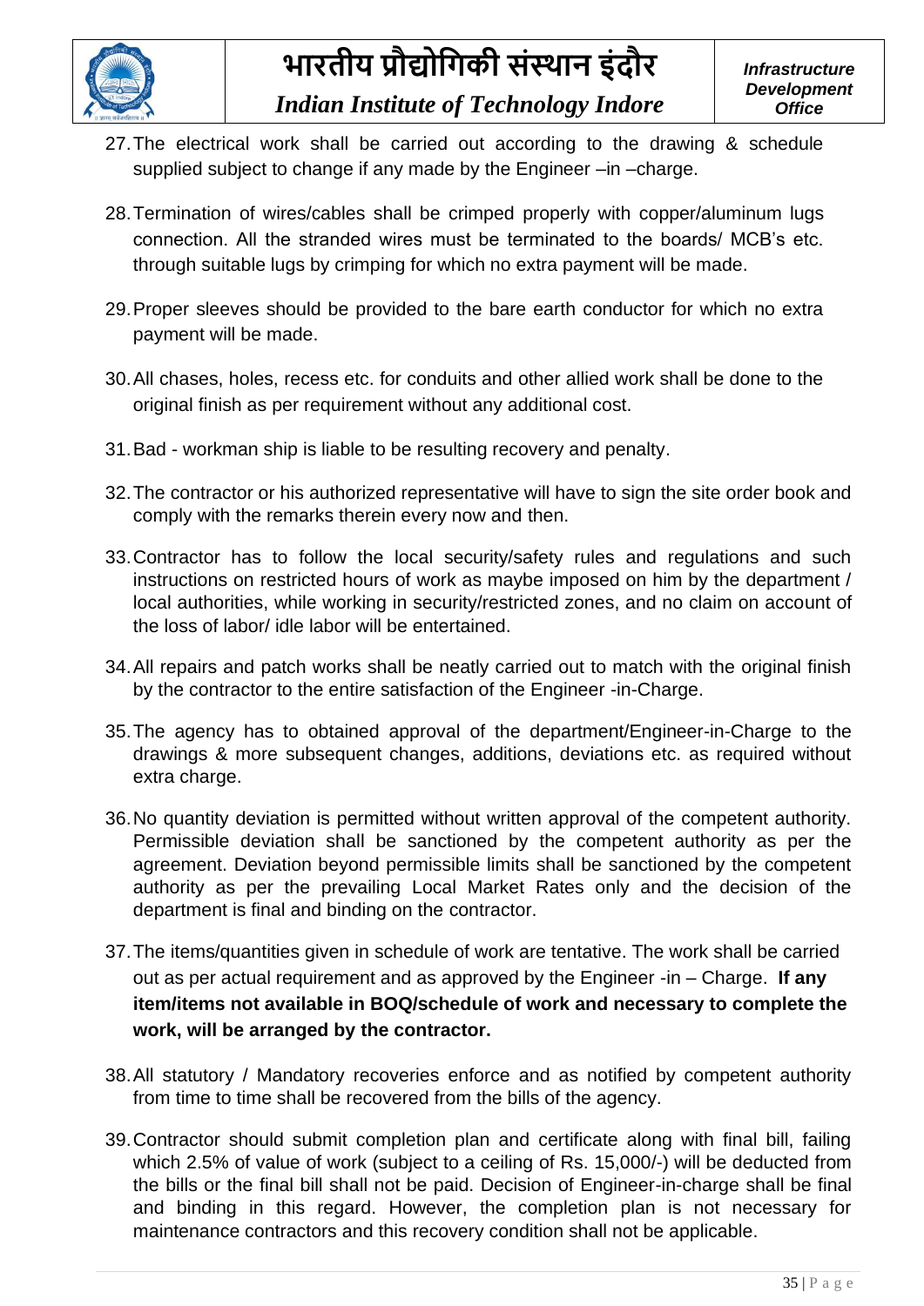27. The electrical work shall be carried out according to the drawing & schedule supplied subject to change if any made by the Engineer –in –charge.

28. Termination of wires/cables shall be crimped properly with copper/aluminum lugs connection. All the stranded wires must be terminated to the boards/ MCB's etc. through suitable lugs by crimping for which no extra payment will be made.

29. Proper sleeves should be provided to the bare earth conductor for which no extra payment will be made.

30. All chases, holes, recess etc. for conduits and other allied work shall be done to the original finish as per requirement without any additional cost.

31. Bad - workman ship is liable to be resulting recovery and penalty.

32. The contractor or his authorized representative will have to sign the site order book and comply with the remarks therein every now and then.

33. Contractor has to follow the local security/safety rules and regulations and such instructions on restricted hours of work as maybe imposed on him by the department / local authorities, while working in security/restricted zones, and no claim on account of the loss of labor/ idle labor will be entertained.

34. All repairs and patch works shall be neatly carried out to match with the original finish by the contractor to the entire satisfaction of the Engineer -in-Charge.

35. The agency has to obtained approval of the department/Engineer-in-Charge to the drawings & more subsequent changes, additions, deviations etc. as required without extra charge.

36. No quantity deviation is permitted without written approval of the competent authority. Permissible deviation shall be sanctioned by the competent authority as per the agreement. Deviation beyond permissible limits shall be sanctioned by the competent authority as per the prevailing Local Market Rates only and the decision of the department is final and binding on the contractor.

37. The items/quantities given in schedule of work are tentative. The work shall be carried out as per actual requirement and as approved by the Engineer -in – Charge. **If any item/items not available in BOQ/schedule of work and necessary to complete the work, will be arranged by the contractor.**

38. All statutory / Mandatory recoveries enforce and as notified by competent authority from time to time shall be recovered from the bills of the agency.

39. Contractor should submit completion plan and certificate along with final bill, failing which 2.5% of value of work (subject to a ceiling of Rs. 15,000/-) will be deducted from the bills or the final bill shall not be paid. Decision of Engineer-in-charge shall be final and binding in this regard. However, the completion plan is not necessary for maintenance contractors and this recovery condition shall not be applicable.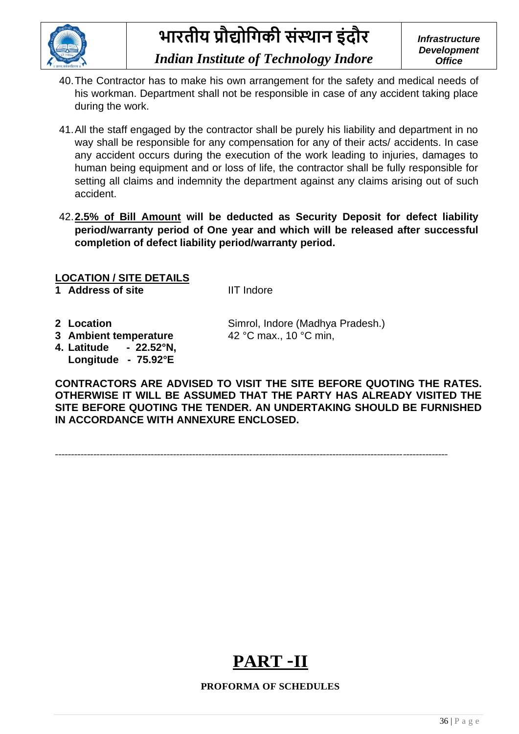40. The Contractor has to make his own arrangement for the safety and medical needs of his workman. Department shall not be responsible in case of any accident taking place during the work.

41. All the staff engaged by the contractor shall be purely his liability and department in no way shall be responsible for any compensation for any of their acts/ accidents. In case any accident occurs during the execution of the work leading to injuries, damages to human being equipment and or loss of life, the contractor shall be fully responsible for setting all claims and indemnity the department against any claims arising out of such accident.

42. **<u>2.5% of Bill Amount</u> will be deducted as Security Deposit for defect liability period/warranty period of One year and which will be released after successful completion of defect liability period/warranty period.**

**<u>LOCATION / SITE DETAILS</u>**

**1 Address of site** IIT Indore

**2 Location** Simrol, Indore (Madhya Pradesh.)

**3 Ambient temperature** 42 °C max., 10 °C min,

**4. Latitude - 22.52°N,**
**Longitude - 75.92°E**

**CONTRACTORS ARE ADVISED TO VISIT THE SITE BEFORE QUOTING THE RATES. OTHERWISE IT WILL BE ASSUMED THAT THE PARTY HAS ALREADY VISITED THE SITE BEFORE QUOTING THE TENDER. AN UNDERTAKING SHOULD BE FURNISHED IN ACCORDANCE WITH ANNEXURE ENCLOSED.**

---

# <u>PART -II</u>

**PROFORMA OF SCHEDULES**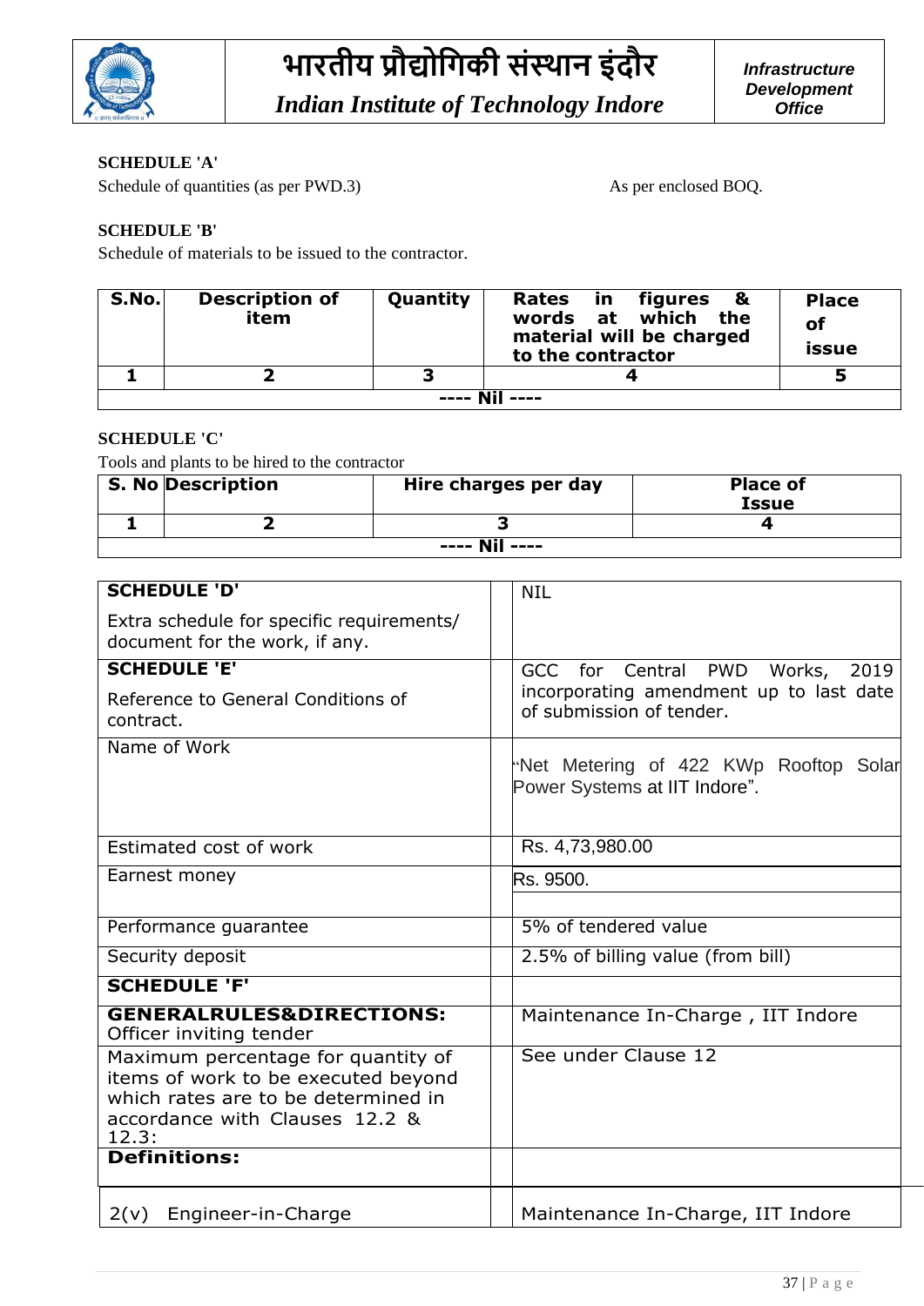**SCHEDULE 'A'**

Schedule of quantities (as per PWD.3) As per enclosed BOQ.

**SCHEDULE 'B'**

Schedule of materials to be issued to the contractor.

| S.No. | Description of item | Quantity | Rates in figures & words at which the material will be charged to the contractor | Place of issue |
|---|---|---|---|---|
| 1 | 2 | 3 | 4 | 5 |
| ---- Nil ---- | | | | |

**SCHEDULE 'C'**

Tools and plants to be hired to the contractor

| S. No | Description | Hire charges per day | Place of Issue |
|---|---|---|---|
| 1 | 2 | 3 | 4 |
| ---- Nil ---- | | | |

| | |
|---|---|
| **SCHEDULE 'D'** Extra schedule for specific requirements/ document for the work, if any. | NIL |
| **SCHEDULE 'E'** Reference to General Conditions of contract. | GCC for Central PWD Works, 2019 incorporating amendment up to last date of submission of tender. |
| Name of Work | "Net Metering of 422 KWp Rooftop Solar Power Systems at IIT Indore". |
| Estimated cost of work | Rs. 4,73,980.00 |
| Earnest money | Rs. 9500. |
| Performance guarantee | 5% of tendered value |
| Security deposit | 2.5% of billing value (from bill) |
| **SCHEDULE 'F'** | |
| **GENERALRULES&DIRECTIONS:** Officer inviting tender | Maintenance In-Charge , IIT Indore |
| Maximum percentage for quantity of items of work to be executed beyond which rates are to be determined in accordance with Clauses 12.2 & 12.3: | See under Clause 12 |
| **Definitions:** | |
| 2(v) Engineer-in-Charge | Maintenance In-Charge, IIT Indore |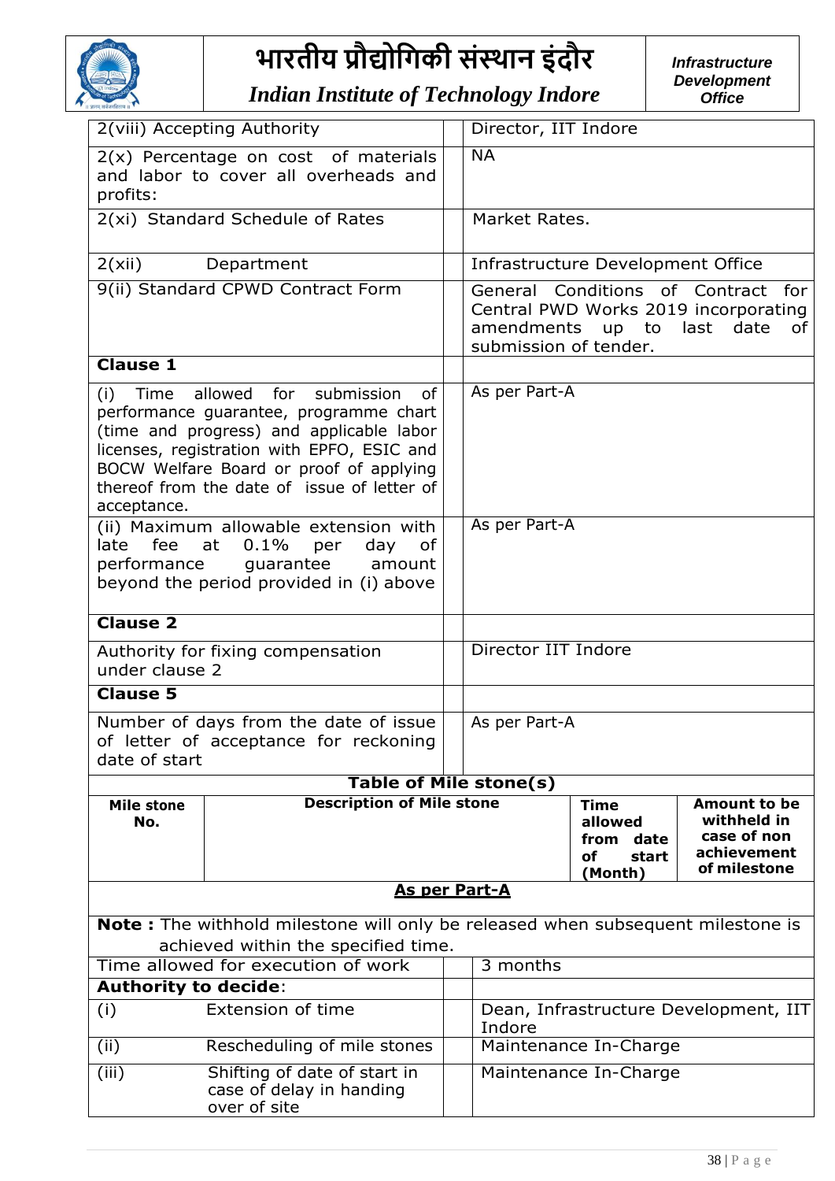| | | |
|---|---|---|
| 2(viii) Accepting Authority | | Director, IIT Indore |
| 2(x) Percentage on cost of materials and labor to cover all overheads and profits: | | NA |
| 2(xi) Standard Schedule of Rates | | Market Rates. |
| 2(xii) Department | | Infrastructure Development Office |
| 9(ii) Standard CPWD Contract Form | | General Conditions of Contract for Central PWD Works 2019 incorporating amendments up to last date of submission of tender. |
| **Clause 1** | | |
| (i) Time allowed for submission of performance guarantee, programme chart (time and progress) and applicable labor licenses, registration with EPFO, ESIC and BOCW Welfare Board or proof of applying thereof from the date of issue of letter of acceptance. | | As per Part-A |
| (ii) Maximum allowable extension with late fee at 0.1% per day of performance guarantee amount beyond the period provided in (i) above | | As per Part-A |
| **Clause 2** | | |
| Authority for fixing compensation under clause 2 | | Director IIT Indore |
| **Clause 5** | | |
| Number of days from the date of issue of letter of acceptance for reckoning date of start | | As per Part-A |

**Table of Mile stone(s)**

| Mile stone No. | Description of Mile stone | Time allowed from date of start (Month) | Amount to be withheld in case of non achievement of milestone |
|---|---|---|---|
| **As per Part-A** | | | |

**Note :** The withhold milestone will only be released when subsequent milestone is achieved within the specified time.

| | | | |
|---|---|---|---|
| Time allowed for execution of work | | | 3 months |
| **Authority to decide**: | | | |
| (i) | Extension of time | | Dean, Infrastructure Development, IIT Indore |
| (ii) | Rescheduling of mile stones | | Maintenance In-Charge |
| (iii) | Shifting of date of start in case of delay in handing over of site | | Maintenance In-Charge |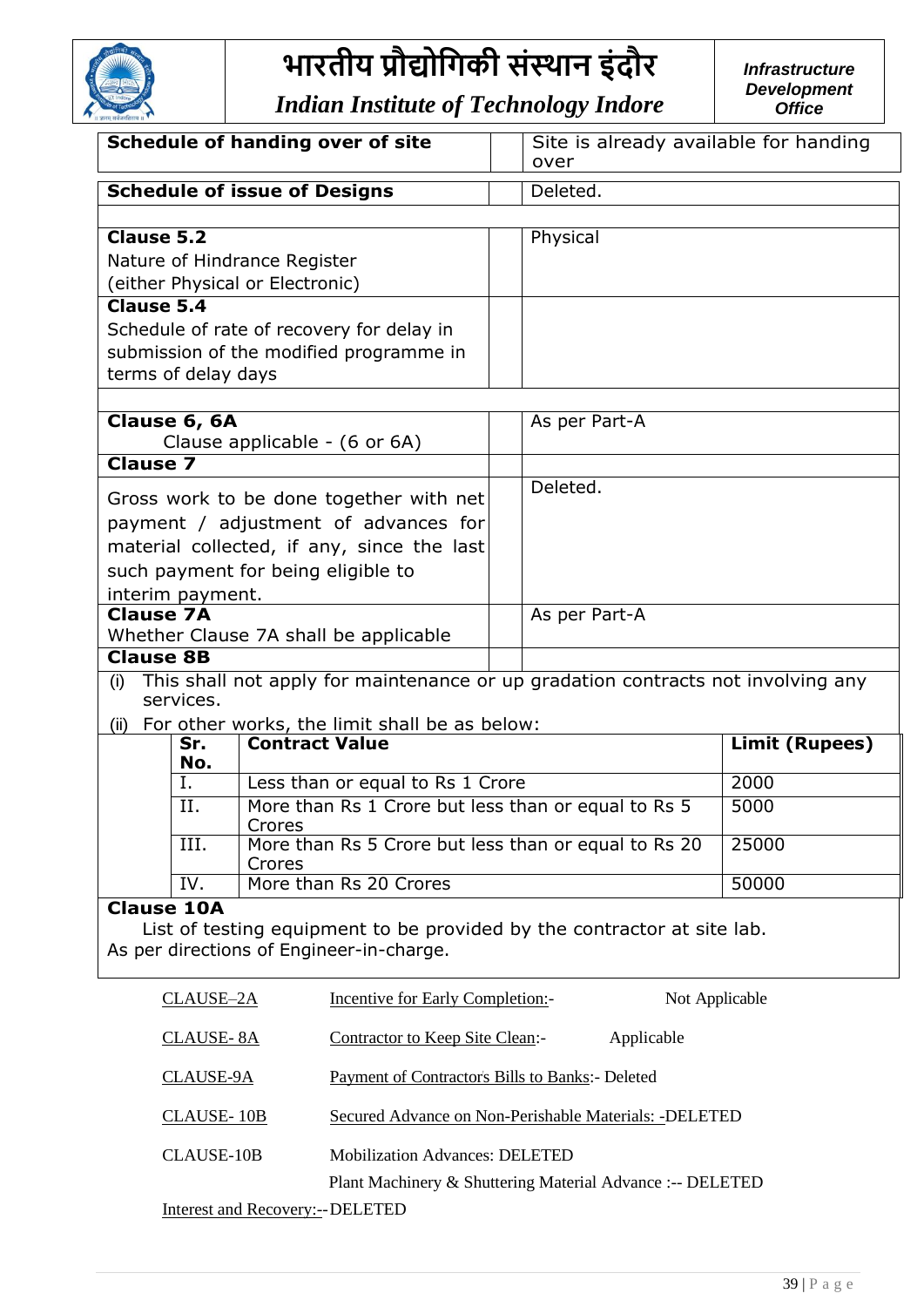| | | |
|---|---|---|
| **Schedule of handing over of site** | | Site is already available for handing over |
| **Schedule of issue of Designs** | | Deleted. |
| | | |
| **Clause 5.2**<br>Nature of Hindrance Register<br>(either Physical or Electronic) | | Physical |
| **Clause 5.4**<br>Schedule of rate of recovery for delay in submission of the modified programme in terms of delay days | | |
| | | |
| **Clause 6, 6A**<br>Clause applicable - (6 or 6A) | | As per Part-A |
| **Clause 7** | | |
| Gross work to be done together with net payment / adjustment of advances for material collected, if any, since the last such payment for being eligible to interim payment. | | Deleted. |
| **Clause 7A**<br>Whether Clause 7A shall be applicable | | As per Part-A |
| **Clause 8B** | | |

(i) This shall not apply for maintenance or up gradation contracts not involving any services.

(ii) For other works, the limit shall be as below:

| Sr. No. | Contract Value | Limit (Rupees) |
|---|---|---|
| I. | Less than or equal to Rs 1 Crore | 2000 |
| II. | More than Rs 1 Crore but less than or equal to Rs 5 Crores | 5000 |
| III. | More than Rs 5 Crore but less than or equal to Rs 20 Crores | 25000 |
| IV. | More than Rs 20 Crores | 50000 |

**Clause 10A**

List of testing equipment to be provided by the contractor at site lab.
As per directions of Engineer-in-charge.

CLAUSE–2A Incentive for Early Completion:- Not Applicable

CLAUSE- 8A Contractor to Keep Site Clean:- Applicable

CLAUSE-9A Payment of Contractor's Bills to Banks:- Deleted

CLAUSE- 10B Secured Advance on Non-Perishable Materials: -DELETED

CLAUSE-10B Mobilization Advances: DELETED

Plant Machinery & Shuttering Material Advance :-- DELETED

Interest and Recovery:-- DELETED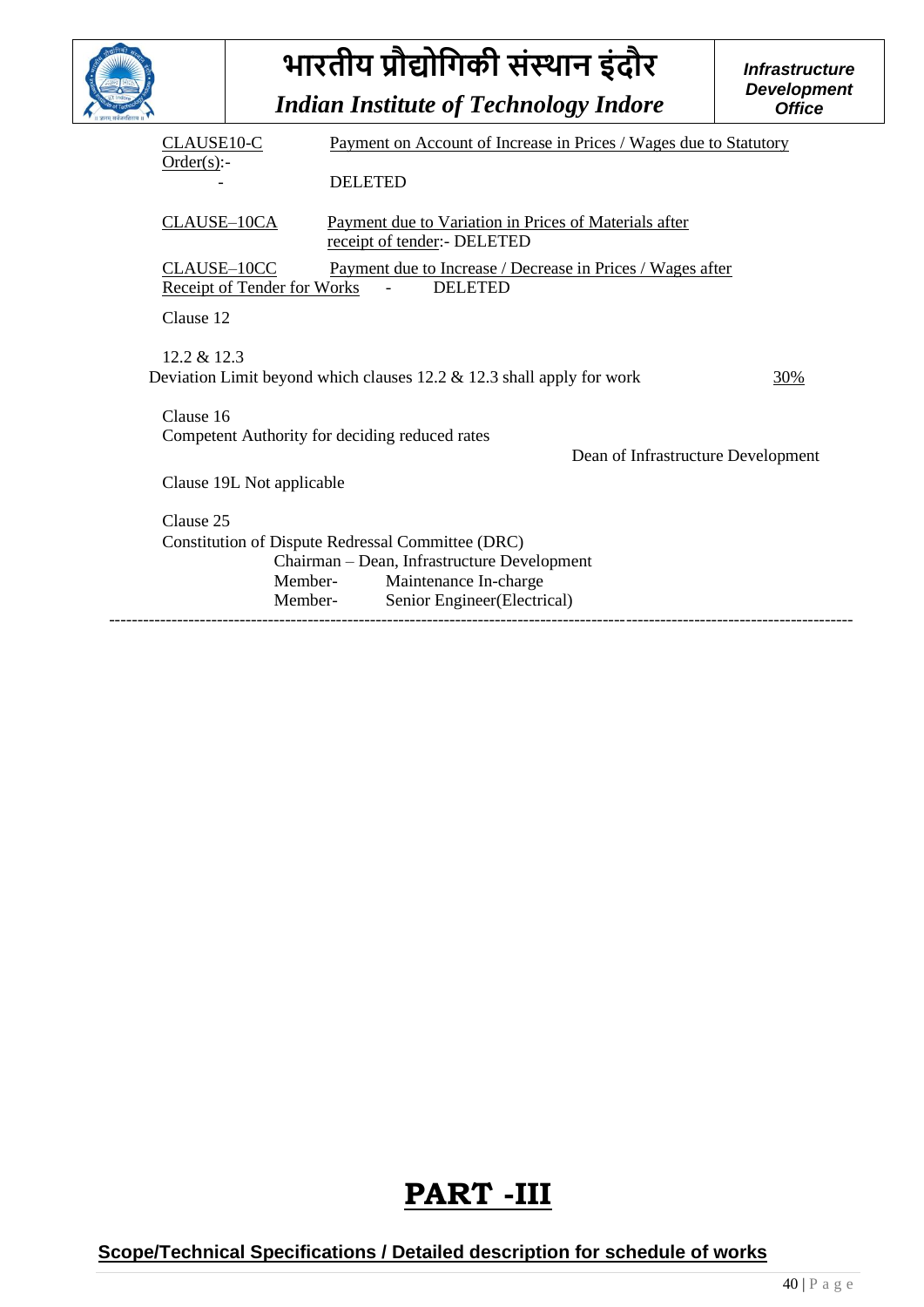CLAUSE10-C Payment on Account of Increase in Prices / Wages due to Statutory Order(s):-

\- DELETED

CLAUSE–10CA Payment due to Variation in Prices of Materials after receipt of tender:- DELETED

CLAUSE–10CC Payment due to Increase / Decrease in Prices / Wages after Receipt of Tender for Works - DELETED

Clause 12

12.2 & 12.3

Deviation Limit beyond which clauses 12.2 & 12.3 shall apply for work 30%

Clause 16

Competent Authority for deciding reduced rates

Dean of Infrastructure Development

Clause 19L Not applicable

Clause 25

Constitution of Dispute Redressal Committee (DRC)

Chairman – Dean, Infrastructure Development

Member- Maintenance In-charge

Member- Senior Engineer(Electrical)

---

# PART -III

## Scope/Technical Specifications / Detailed description for schedule of works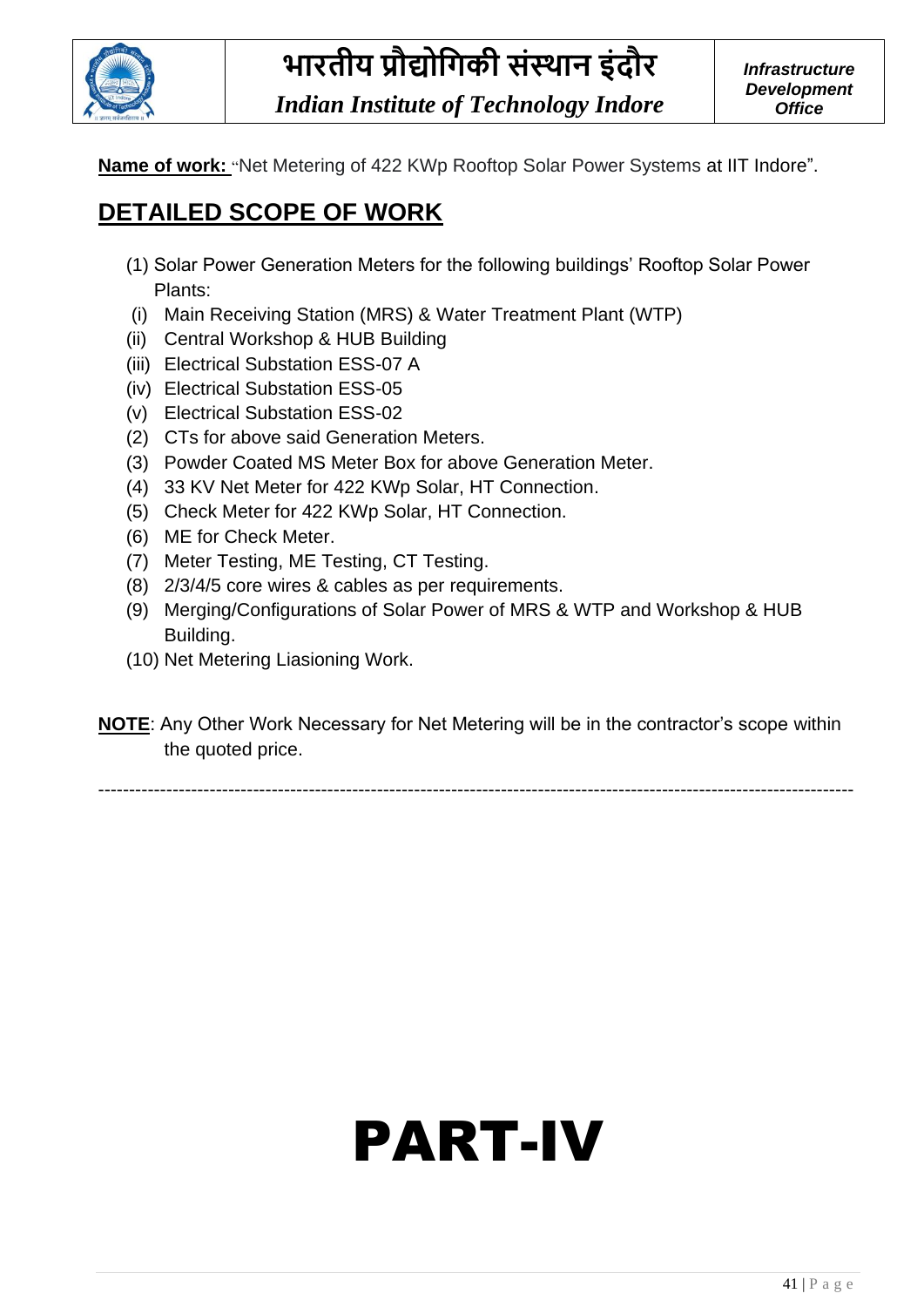**Name of work:** "Net Metering of 422 KWp Rooftop Solar Power Systems at IIT Indore".

## DETAILED SCOPE OF WORK

(1) Solar Power Generation Meters for the following buildings' Rooftop Solar Power Plants:

(i) Main Receiving Station (MRS) & Water Treatment Plant (WTP)

(ii) Central Workshop & HUB Building

(iii) Electrical Substation ESS-07 A

(iv) Electrical Substation ESS-05

(v) Electrical Substation ESS-02

(2) CTs for above said Generation Meters.

(3) Powder Coated MS Meter Box for above Generation Meter.

(4) 33 KV Net Meter for 422 KWp Solar, HT Connection.

(5) Check Meter for 422 KWp Solar, HT Connection.

(6) ME for Check Meter.

(7) Meter Testing, ME Testing, CT Testing.

(8) 2/3/4/5 core wires & cables as per requirements.

(9) Merging/Configurations of Solar Power of MRS & WTP and Workshop & HUB Building.

(10) Net Metering Liasioning Work.

**NOTE**: Any Other Work Necessary for Net Metering will be in the contractor's scope within the quoted price.

---

# PART-IV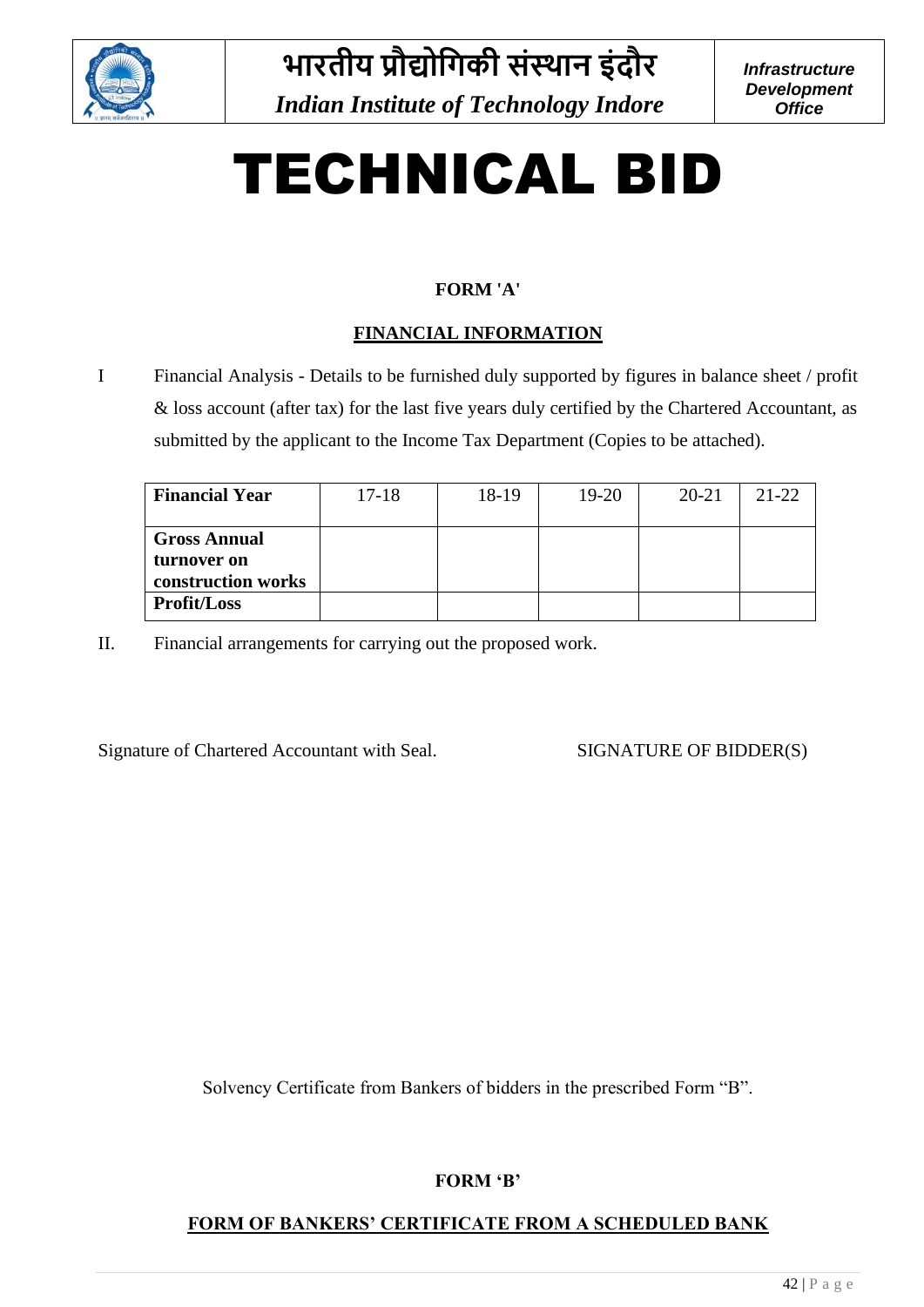# TECHNICAL BID

**FORM 'A'**

**FINANCIAL INFORMATION**

I Financial Analysis - Details to be furnished duly supported by figures in balance sheet / profit & loss account (after tax) for the last five years duly certified by the Chartered Accountant, as submitted by the applicant to the Income Tax Department (Copies to be attached).

| **Financial Year** | 17-18 | 18-19 | 19-20 | 20-21 | 21-22 |
|---|---|---|---|---|---|
| **Gross Annual turnover on construction works** | | | | | |
| **Profit/Loss** | | | | | |

II. Financial arrangements for carrying out the proposed work.

Signature of Chartered Accountant with Seal. SIGNATURE OF BIDDER(S)

Solvency Certificate from Bankers of bidders in the prescribed Form "B".

**FORM 'B'**

**FORM OF BANKERS' CERTIFICATE FROM A SCHEDULED BANK**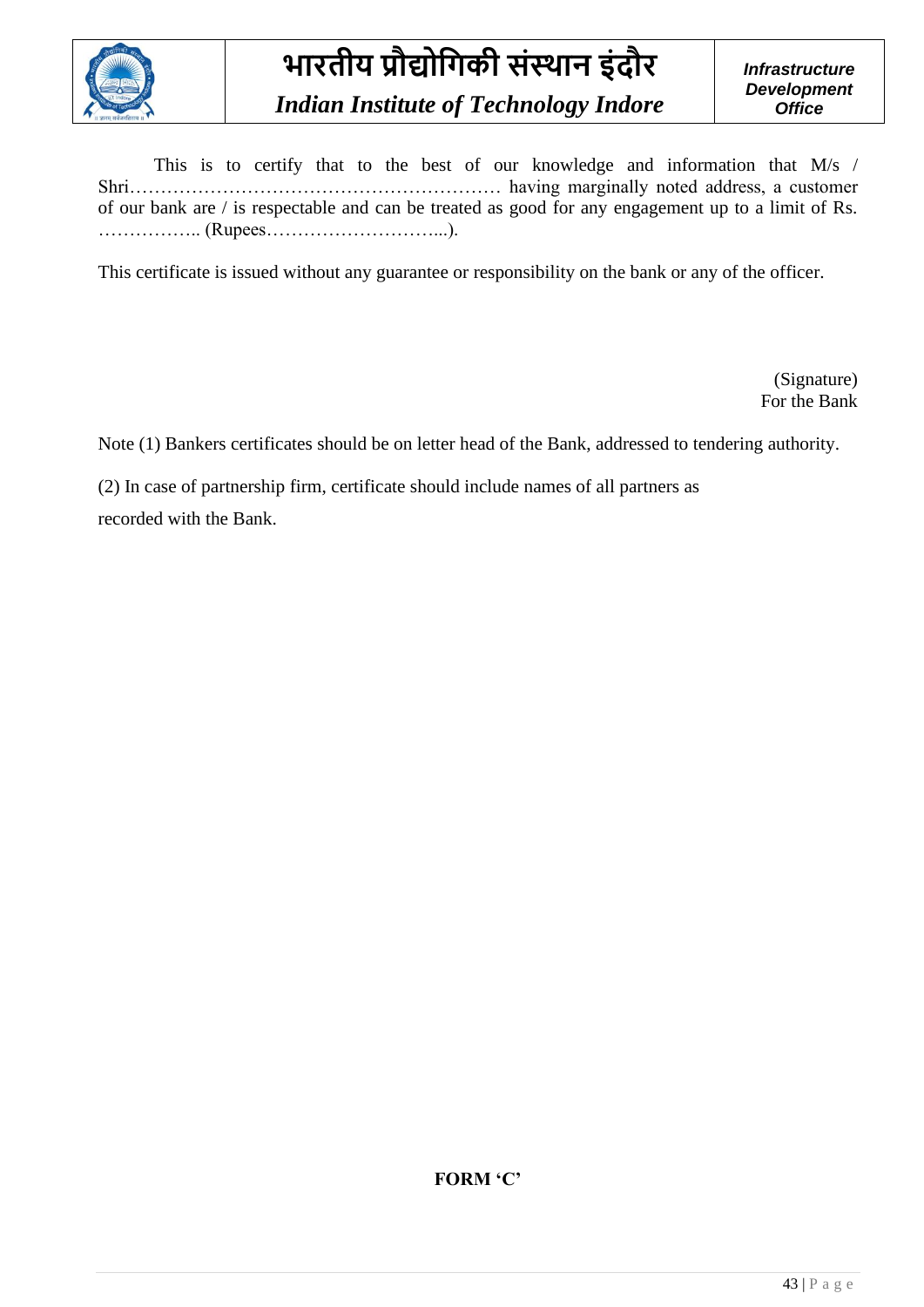This is to certify that to the best of our knowledge and information that M/s / Shri…………………………………………………… having marginally noted address, a customer of our bank are / is respectable and can be treated as good for any engagement up to a limit of Rs. …………….. (Rupees………………………...).

This certificate is issued without any guarantee or responsibility on the bank or any of the officer.

(Signature)
For the Bank

Note (1) Bankers certificates should be on letter head of the Bank, addressed to tendering authority.

(2) In case of partnership firm, certificate should include names of all partners as recorded with the Bank.

**FORM 'C'**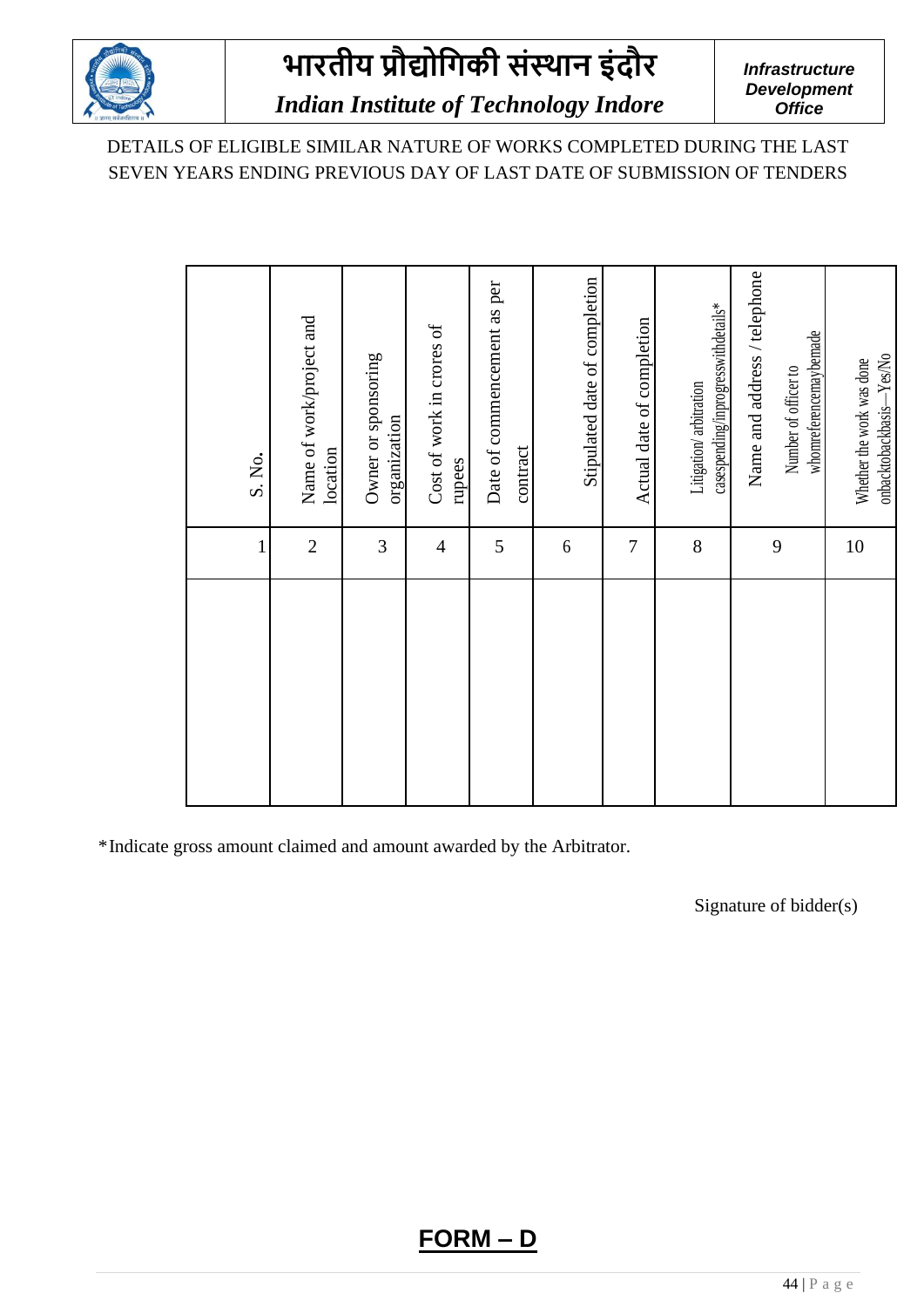# भारतीय प्रौद्योगिकी संस्थान इंदौर

*Indian Institute of Technology Indore*

***Infrastructure Development Office***

DETAILS OF ELIGIBLE SIMILAR NATURE OF WORKS COMPLETED DURING THE LAST SEVEN YEARS ENDING PREVIOUS DAY OF LAST DATE OF SUBMISSION OF TENDERS

| S. No. | Name of work/project and location | Owner or sponsoring organization | Cost of work in crores of rupees | Date of commencement as per contract | Stipulated date of completion | Actual date of completion | Litigation/ arbitration casespending/inprogresswithdetails* | Name and address / telephone Number of officer to whomreferencemaybemade | Whether the work was done onbacktobackbasis—Yes/No |
|---|---|---|---|---|---|---|---|---|---|
| 1 | 2 | 3 | 4 | 5 | 6 | 7 | 8 | 9 | 10 |
| | | | | | | | | | |

*Indicate gross amount claimed and amount awarded by the Arbitrator.

Signature of bidder(s)

## FORM – D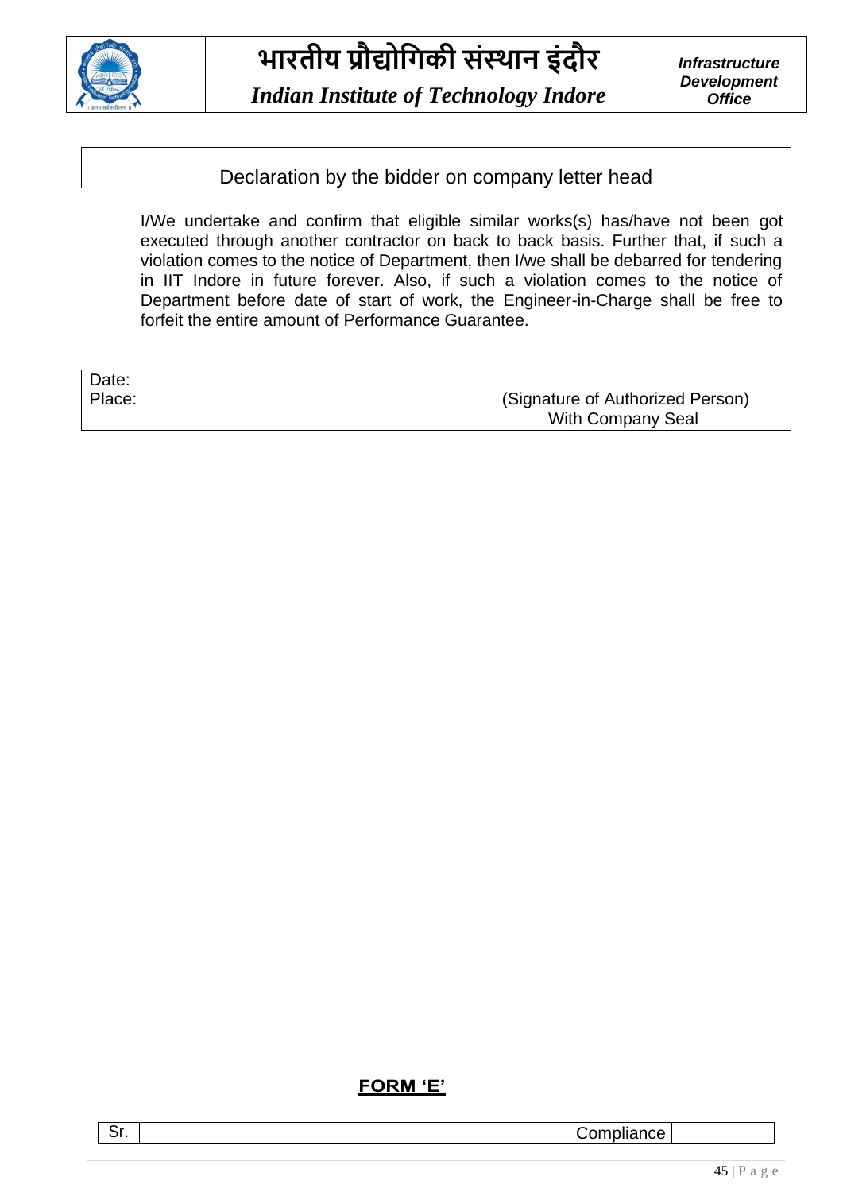Declaration by the bidder on company letter head

I/We undertake and confirm that eligible similar works(s) has/have not been got executed through another contractor on back to back basis. Further that, if such a violation comes to the notice of Department, then I/we shall be debarred for tendering in IIT Indore in future forever. Also, if such a violation comes to the notice of Department before date of start of work, the Engineer-in-Charge shall be free to forfeit the entire amount of Performance Guarantee.

Date:

Place:

(Signature of Authorized Person)
With Company Seal

**FORM 'E'**

| Sr. | | Compliance | |
|---|---|---|---|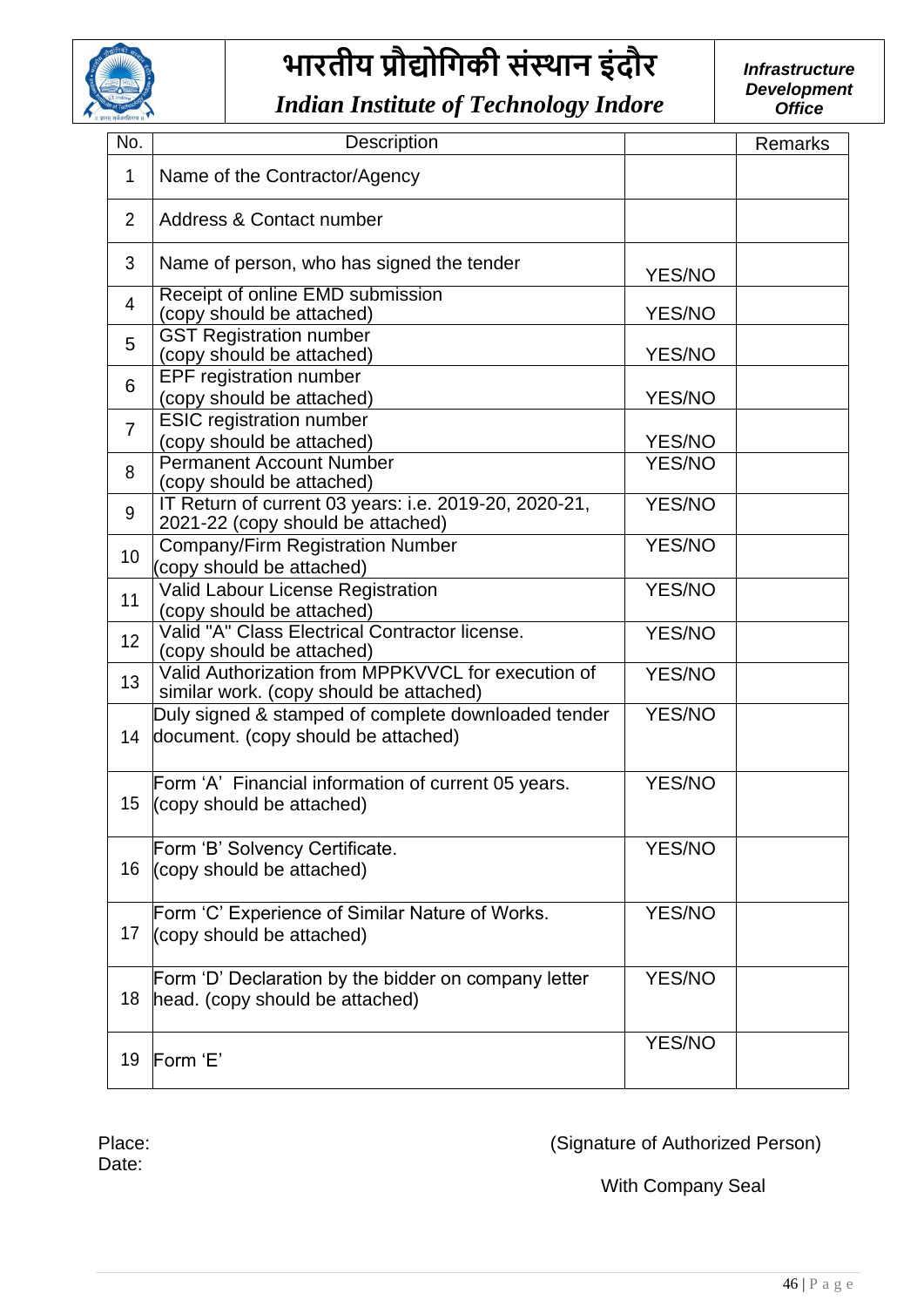# भारतीय प्रौद्योगिकी संस्थान इंदौर

*Indian Institute of Technology Indore*

***Infrastructure Development Office***

| No. | Description | | Remarks |
|---|---|---|---|
| 1 | Name of the Contractor/Agency | | |
| 2 | Address & Contact number | | |
| 3 | Name of person, who has signed the tender | YES/NO | |
| 4 | Receipt of online EMD submission (copy should be attached) | YES/NO | |
| 5 | GST Registration number (copy should be attached) | YES/NO | |
| 6 | EPF registration number (copy should be attached) | YES/NO | |
| 7 | ESIC registration number (copy should be attached) | YES/NO | |
| 8 | Permanent Account Number (copy should be attached) | YES/NO | |
| 9 | IT Return of current 03 years: i.e. 2019-20, 2020-21, 2021-22 (copy should be attached) | YES/NO | |
| 10 | Company/Firm Registration Number (copy should be attached) | YES/NO | |
| 11 | Valid Labour License Registration (copy should be attached) | YES/NO | |
| 12 | Valid "A" Class Electrical Contractor license. (copy should be attached) | YES/NO | |
| 13 | Valid Authorization from MPPKVVCL for execution of similar work. (copy should be attached) | YES/NO | |
| 14 | Duly signed & stamped of complete downloaded tender document. (copy should be attached) | YES/NO | |
| 15 | Form 'A' Financial information of current 05 years. (copy should be attached) | YES/NO | |
| 16 | Form 'B' Solvency Certificate. (copy should be attached) | YES/NO | |
| 17 | Form 'C' Experience of Similar Nature of Works. (copy should be attached) | YES/NO | |
| 18 | Form 'D' Declaration by the bidder on company letter head. (copy should be attached) | YES/NO | |
| 19 | Form 'E' | YES/NO | |

Place:

Date:

(Signature of Authorized Person)

With Company Seal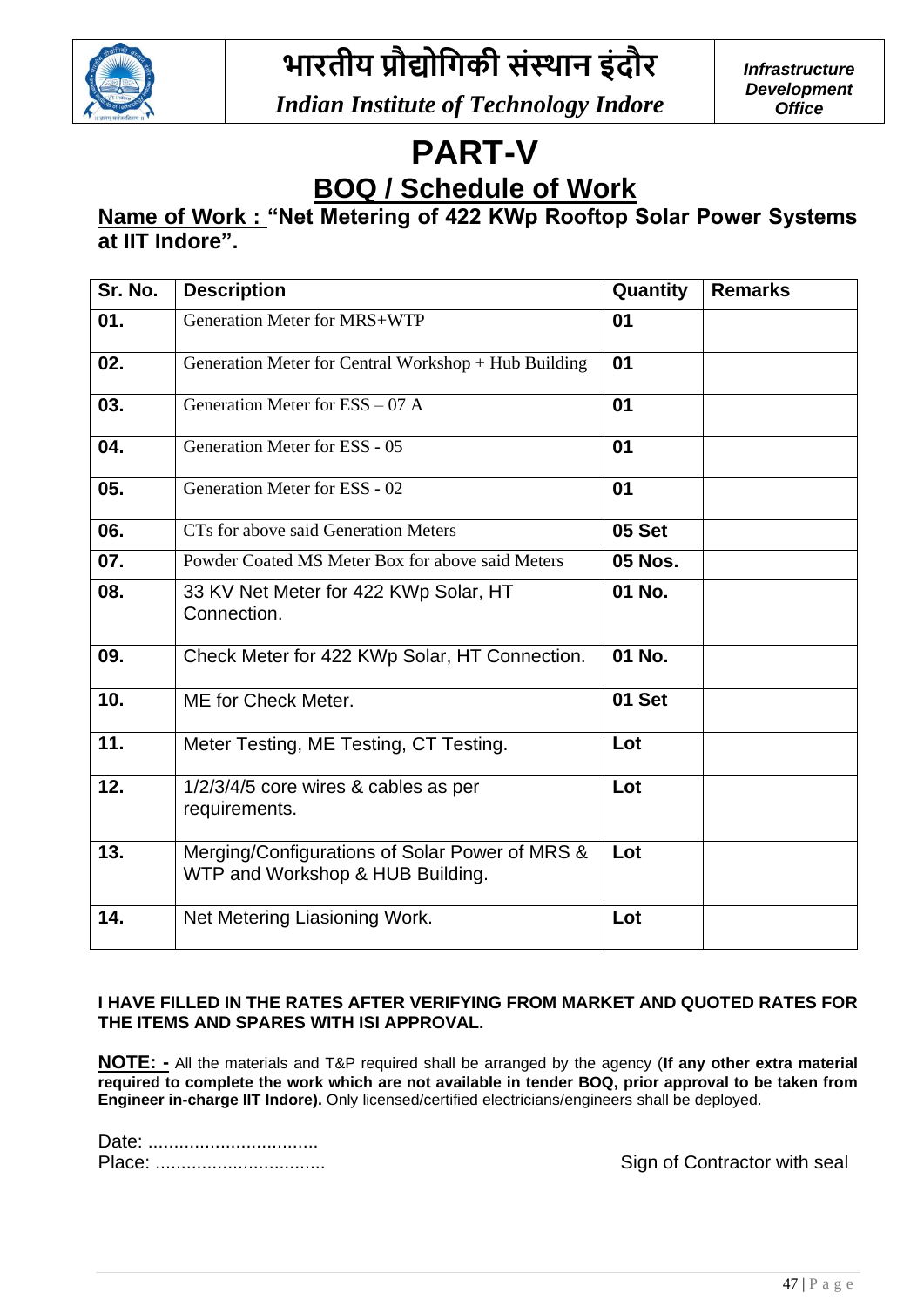भारतीय प्रौद्योगिकी संस्थान इंदौर

*Indian Institute of Technology Indore*

***Infrastructure Development Office***

# PART-V

## BOQ / Schedule of Work

**Name of Work : "Net Metering of 422 KWp Rooftop Solar Power Systems at IIT Indore".**

| Sr. No. | Description | Quantity | Remarks |
| --- | --- | --- | --- |
| 01. | Generation Meter for MRS+WTP | 01 | |
| 02. | Generation Meter for Central Workshop + Hub Building | 01 | |
| 03. | Generation Meter for ESS – 07 A | 01 | |
| 04. | Generation Meter for ESS - 05 | 01 | |
| 05. | Generation Meter for ESS - 02 | 01 | |
| 06. | CTs for above said Generation Meters | 05 Set | |
| 07. | Powder Coated MS Meter Box for above said Meters | 05 Nos. | |
| 08. | 33 KV Net Meter for 422 KWp Solar, HT Connection. | 01 No. | |
| 09. | Check Meter for 422 KWp Solar, HT Connection. | 01 No. | |
| 10. | ME for Check Meter. | 01 Set | |
| 11. | Meter Testing, ME Testing, CT Testing. | Lot | |
| 12. | 1/2/3/4/5 core wires & cables as per requirements. | Lot | |
| 13. | Merging/Configurations of Solar Power of MRS & WTP and Workshop & HUB Building. | Lot | |
| 14. | Net Metering Liasioning Work. | Lot | |

**I HAVE FILLED IN THE RATES AFTER VERIFYING FROM MARKET AND QUOTED RATES FOR THE ITEMS AND SPARES WITH ISI APPROVAL.**

**NOTE: -** All the materials and T&P required shall be arranged by the agency (**If any other extra material required to complete the work which are not available in tender BOQ, prior approval to be taken from Engineer in-charge IIT Indore).** Only licensed/certified electricians/engineers shall be deployed.

Date: .................................

Place: .................................

Sign of Contractor with seal